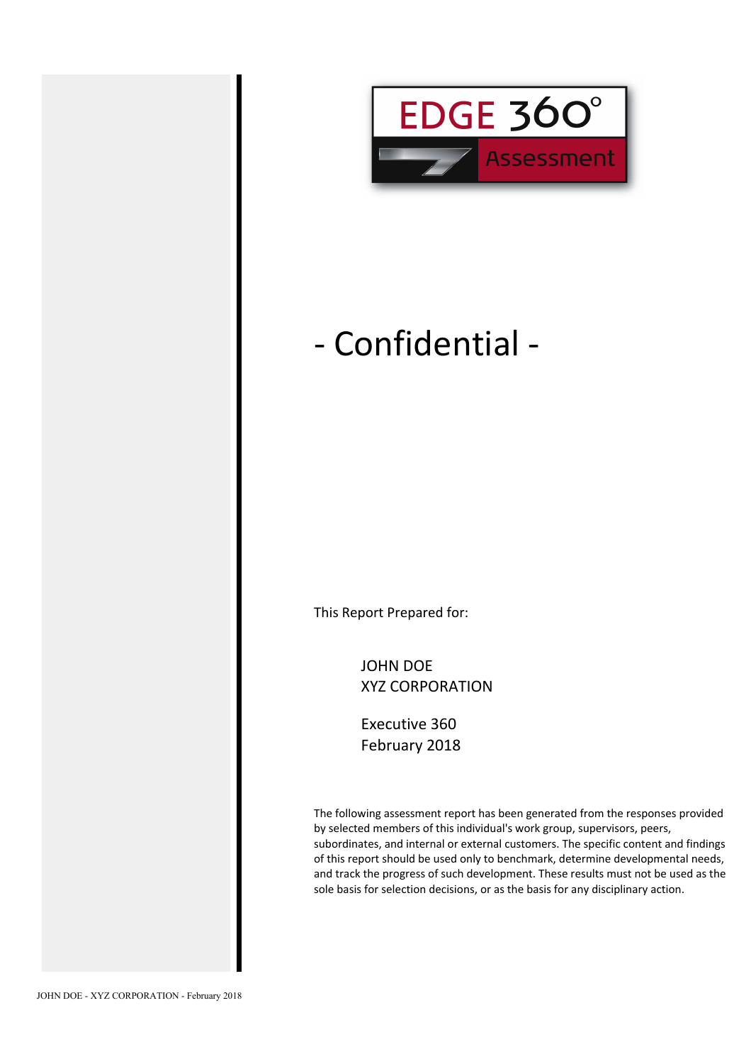EDGE 360°

Assessment

# - Confidential -

This Report Prepared for:

JOHN DOE
XYZ CORPORATION

Executive 360
February 2018

The following assessment report has been generated from the responses provided by selected members of this individual's work group, supervisors, peers, subordinates, and internal or external customers. The specific content and findings of this report should be used only to benchmark, determine developmental needs, and track the progress of such development. These results must not be used as the sole basis for selection decisions, or as the basis for any disciplinary action.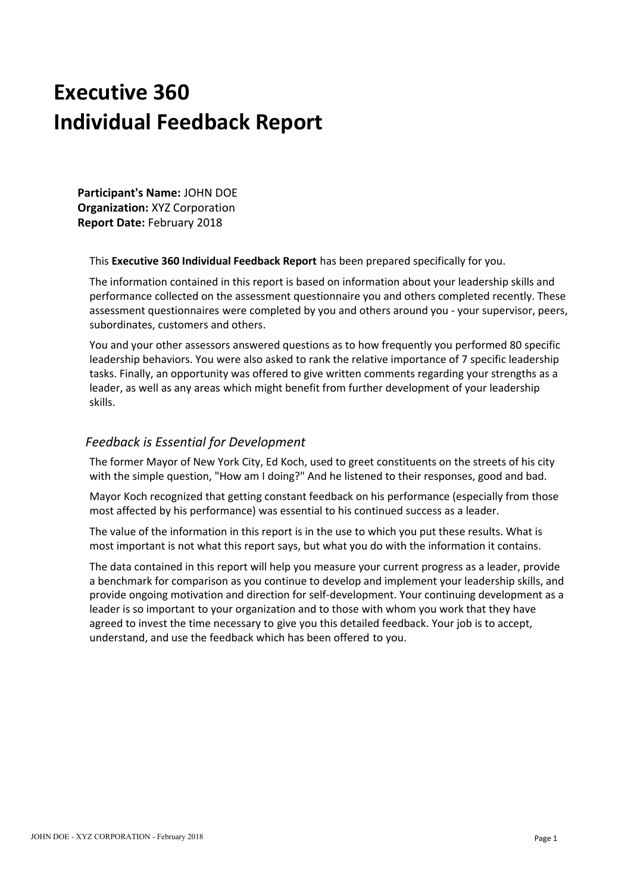# Executive 360
# Individual Feedback Report

**Participant's Name:** JOHN DOE
**Organization:** XYZ Corporation
**Report Date:** February 2018

This **Executive 360 Individual Feedback Report** has been prepared specifically for you.

The information contained in this report is based on information about your leadership skills and performance collected on the assessment questionnaire you and others completed recently. These assessment questionnaires were completed by you and others around you - your supervisor, peers, subordinates, customers and others.

You and your other assessors answered questions as to how frequently you performed 80 specific leadership behaviors. You were also asked to rank the relative importance of 7 specific leadership tasks. Finally, an opportunity was offered to give written comments regarding your strengths as a leader, as well as any areas which might benefit from further development of your leadership skills.

## *Feedback is Essential for Development*

The former Mayor of New York City, Ed Koch, used to greet constituents on the streets of his city with the simple question, "How am I doing?" And he listened to their responses, good and bad.

Mayor Koch recognized that getting constant feedback on his performance (especially from those most affected by his performance) was essential to his continued success as a leader.

The value of the information in this report is in the use to which you put these results. What is most important is not what this report says, but what you do with the information it contains.

The data contained in this report will help you measure your current progress as a leader, provide a benchmark for comparison as you continue to develop and implement your leadership skills, and provide ongoing motivation and direction for self-development. Your continuing development as a leader is so important to your organization and to those with whom you work that they have agreed to invest the time necessary to give you this detailed feedback. Your job is to accept, understand, and use the feedback which has been offered to you.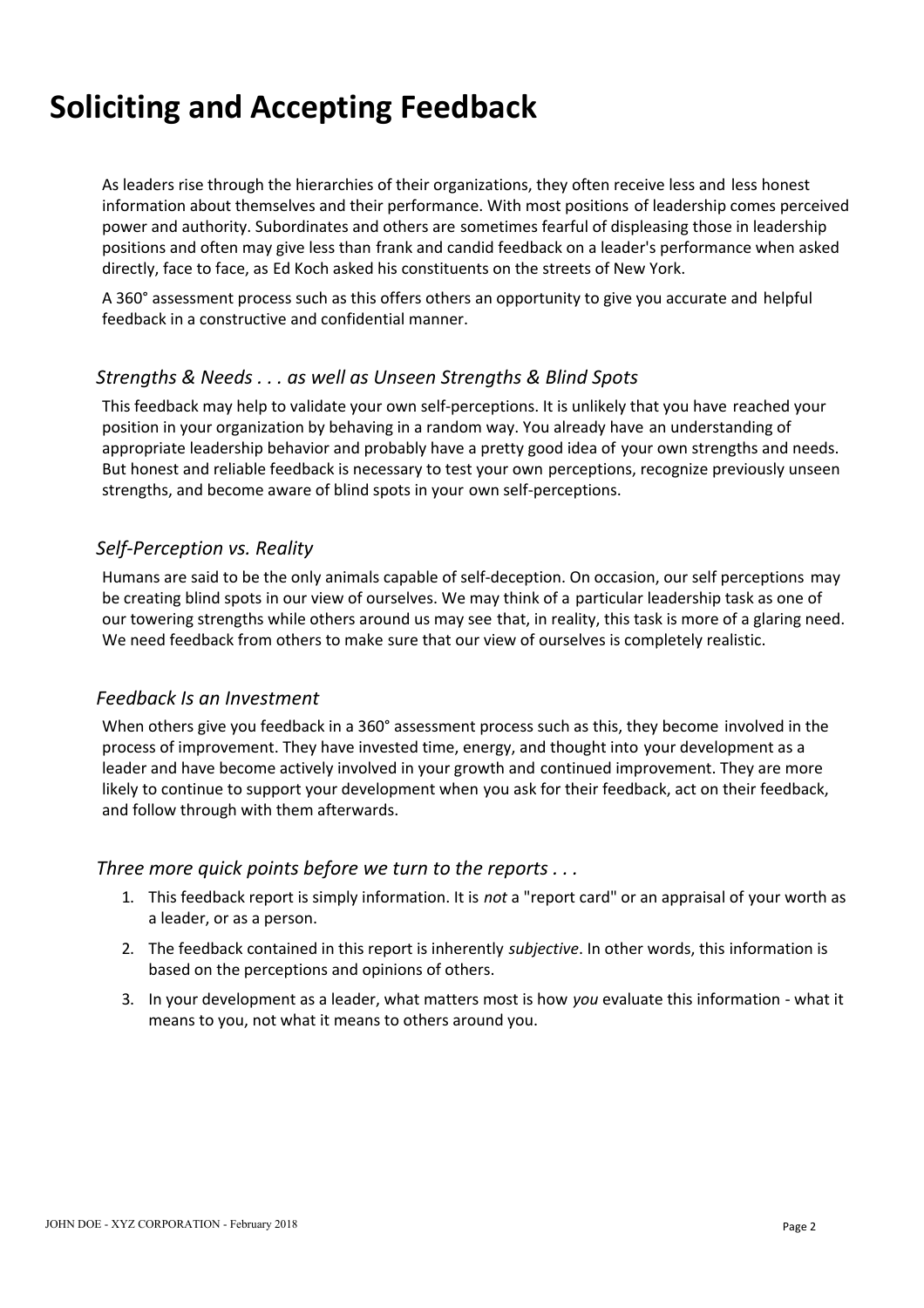# Soliciting and Accepting Feedback

As leaders rise through the hierarchies of their organizations, they often receive less and less honest information about themselves and their performance. With most positions of leadership comes perceived power and authority. Subordinates and others are sometimes fearful of displeasing those in leadership positions and often may give less than frank and candid feedback on a leader's performance when asked directly, face to face, as Ed Koch asked his constituents on the streets of New York.

A 360° assessment process such as this offers others an opportunity to give you accurate and helpful feedback in a constructive and confidential manner.

### *Strengths & Needs . . . as well as Unseen Strengths & Blind Spots*

This feedback may help to validate your own self-perceptions. It is unlikely that you have reached your position in your organization by behaving in a random way. You already have an understanding of appropriate leadership behavior and probably have a pretty good idea of your own strengths and needs. But honest and reliable feedback is necessary to test your own perceptions, recognize previously unseen strengths, and become aware of blind spots in your own self-perceptions.

### *Self-Perception vs. Reality*

Humans are said to be the only animals capable of self-deception. On occasion, our self perceptions may be creating blind spots in our view of ourselves. We may think of a particular leadership task as one of our towering strengths while others around us may see that, in reality, this task is more of a glaring need. We need feedback from others to make sure that our view of ourselves is completely realistic.

### *Feedback Is an Investment*

When others give you feedback in a 360° assessment process such as this, they become involved in the process of improvement. They have invested time, energy, and thought into your development as a leader and have become actively involved in your growth and continued improvement. They are more likely to continue to support your development when you ask for their feedback, act on their feedback, and follow through with them afterwards.

### *Three more quick points before we turn to the reports . . .*

1. This feedback report is simply information. It is *not* a "report card" or an appraisal of your worth as a leader, or as a person.
2. The feedback contained in this report is inherently *subjective*. In other words, this information is based on the perceptions and opinions of others.
3. In your development as a leader, what matters most is how *you* evaluate this information - what it means to you, not what it means to others around you.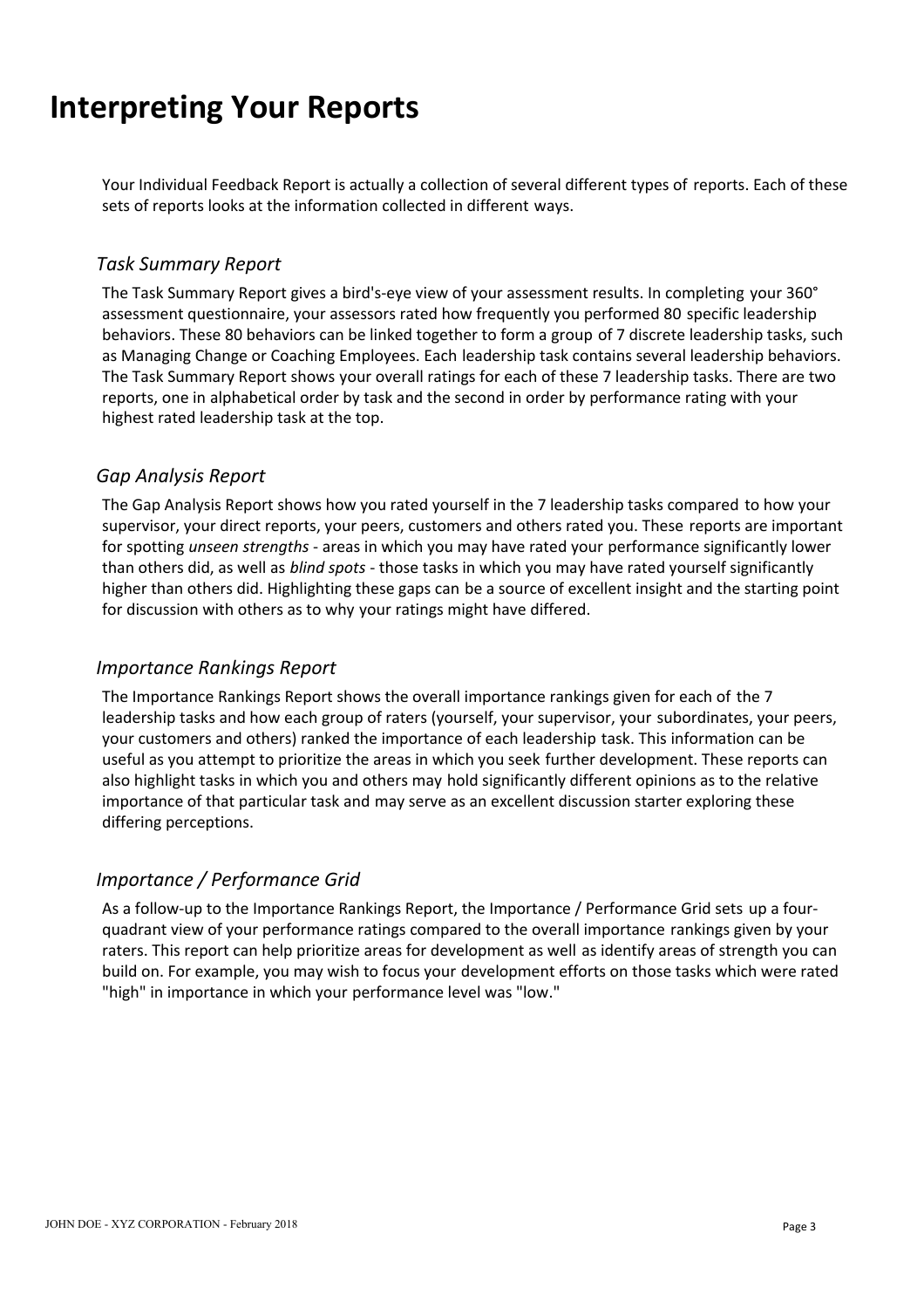# Interpreting Your Reports

Your Individual Feedback Report is actually a collection of several different types of reports. Each of these sets of reports looks at the information collected in different ways.

## *Task Summary Report*

The Task Summary Report gives a bird's-eye view of your assessment results. In completing your 360° assessment questionnaire, your assessors rated how frequently you performed 80 specific leadership behaviors. These 80 behaviors can be linked together to form a group of 7 discrete leadership tasks, such as Managing Change or Coaching Employees. Each leadership task contains several leadership behaviors. The Task Summary Report shows your overall ratings for each of these 7 leadership tasks. There are two reports, one in alphabetical order by task and the second in order by performance rating with your highest rated leadership task at the top.

## *Gap Analysis Report*

The Gap Analysis Report shows how you rated yourself in the 7 leadership tasks compared to how your supervisor, your direct reports, your peers, customers and others rated you. These reports are important for spotting *unseen strengths* - areas in which you may have rated your performance significantly lower than others did, as well as *blind spots* - those tasks in which you may have rated yourself significantly higher than others did. Highlighting these gaps can be a source of excellent insight and the starting point for discussion with others as to why your ratings might have differed.

## *Importance Rankings Report*

The Importance Rankings Report shows the overall importance rankings given for each of the 7 leadership tasks and how each group of raters (yourself, your supervisor, your subordinates, your peers, your customers and others) ranked the importance of each leadership task. This information can be useful as you attempt to prioritize the areas in which you seek further development. These reports can also highlight tasks in which you and others may hold significantly different opinions as to the relative importance of that particular task and may serve as an excellent discussion starter exploring these differing perceptions.

## *Importance / Performance Grid*

As a follow-up to the Importance Rankings Report, the Importance / Performance Grid sets up a four-quadrant view of your performance ratings compared to the overall importance rankings given by your raters. This report can help prioritize areas for development as well as identify areas of strength you can build on. For example, you may wish to focus your development efforts on those tasks which were rated "high" in importance in which your performance level was "low."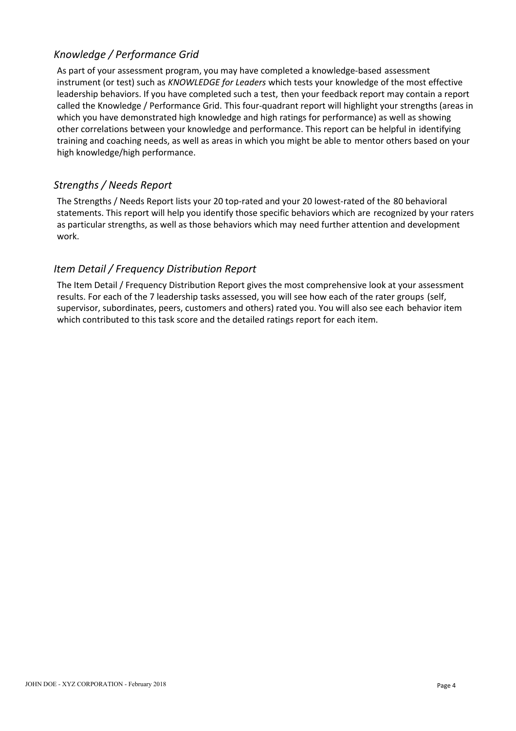## *Knowledge / Performance Grid*

As part of your assessment program, you may have completed a knowledge-based assessment instrument (or test) such as *KNOWLEDGE for Leaders* which tests your knowledge of the most effective leadership behaviors. If you have completed such a test, then your feedback report may contain a report called the Knowledge / Performance Grid. This four-quadrant report will highlight your strengths (areas in which you have demonstrated high knowledge and high ratings for performance) as well as showing other correlations between your knowledge and performance. This report can be helpful in identifying training and coaching needs, as well as areas in which you might be able to mentor others based on your high knowledge/high performance.

## *Strengths / Needs Report*

The Strengths / Needs Report lists your 20 top-rated and your 20 lowest-rated of the 80 behavioral statements. This report will help you identify those specific behaviors which are recognized by your raters as particular strengths, as well as those behaviors which may need further attention and development work.

## *Item Detail / Frequency Distribution Report*

The Item Detail / Frequency Distribution Report gives the most comprehensive look at your assessment results. For each of the 7 leadership tasks assessed, you will see how each of the rater groups (self, supervisor, subordinates, peers, customers and others) rated you. You will also see each behavior item which contributed to this task score and the detailed ratings report for each item.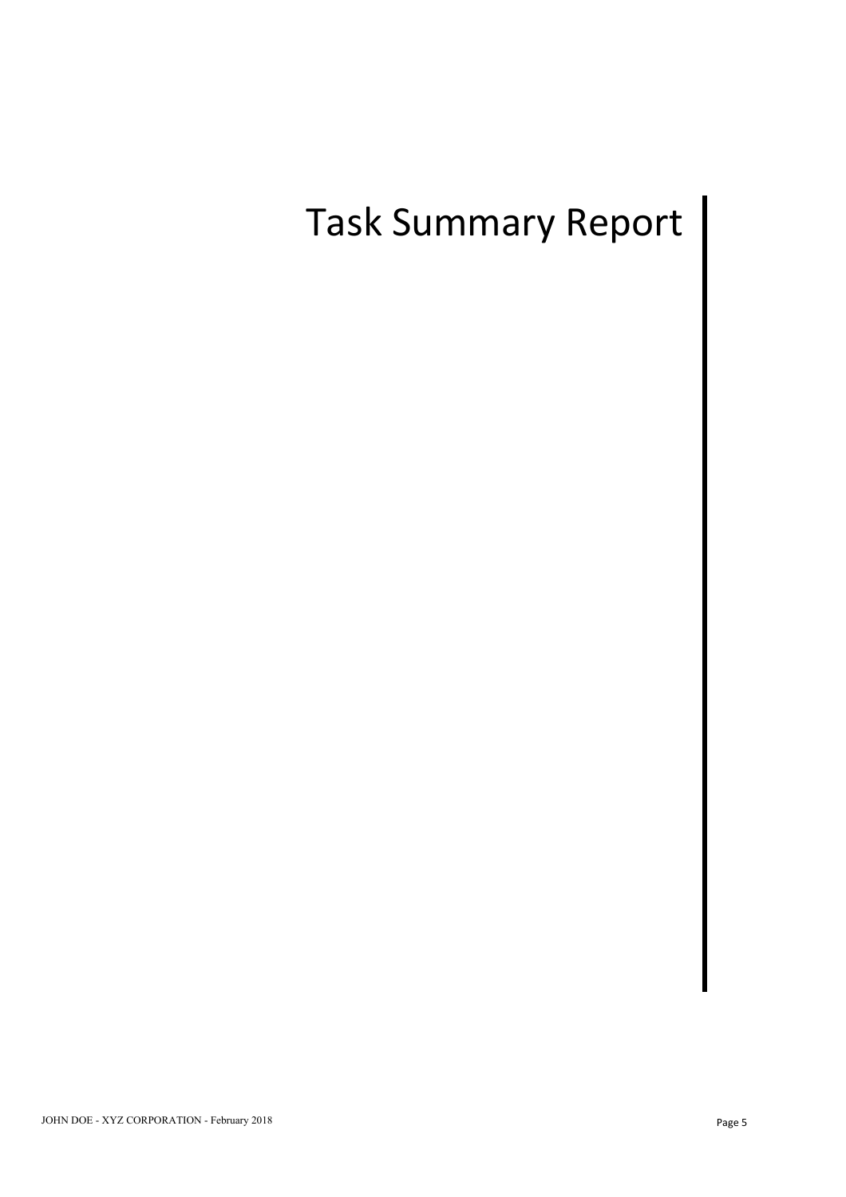# Task Summary Report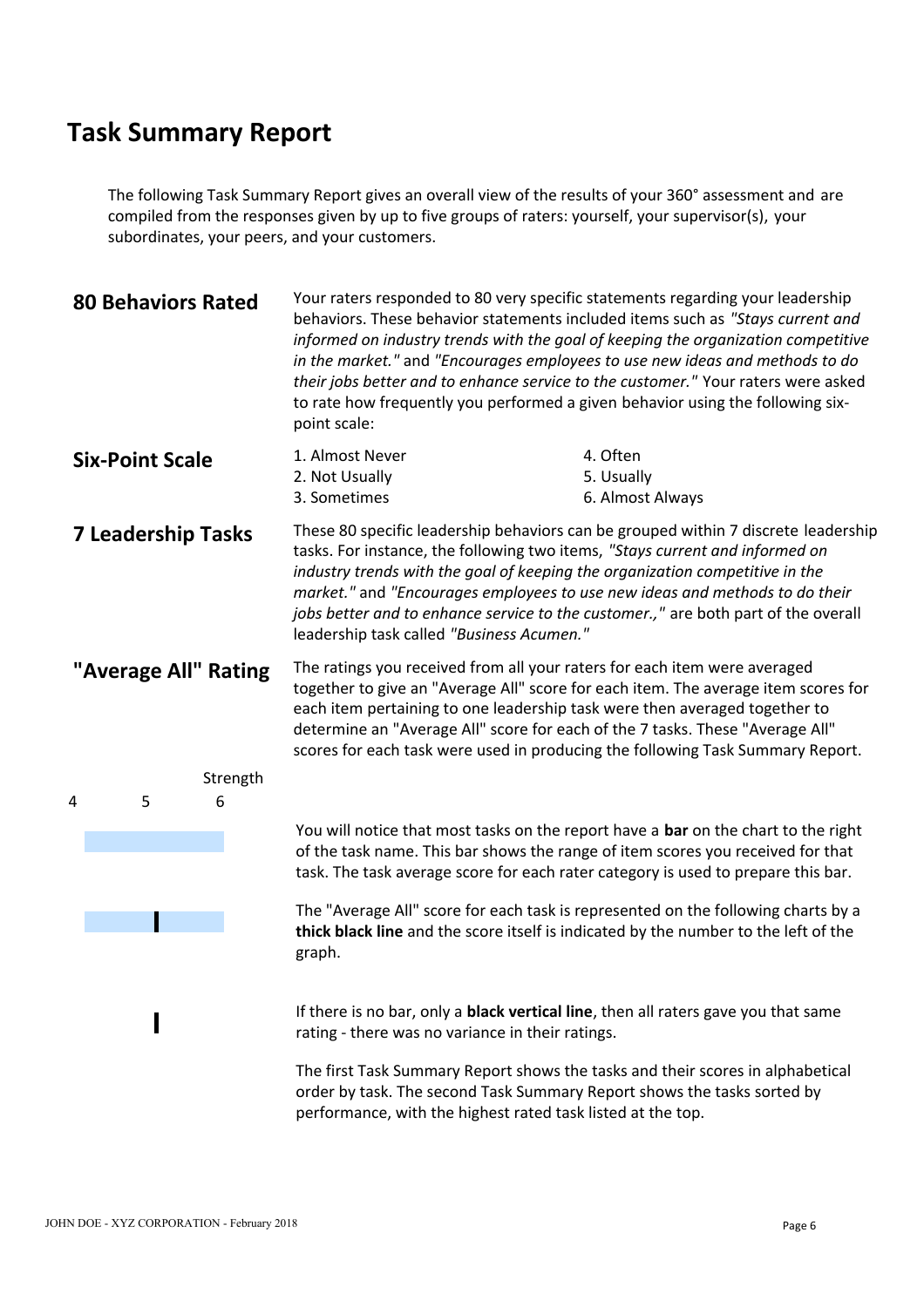# Task Summary Report

The following Task Summary Report gives an overall view of the results of your 360° assessment and are compiled from the responses given by up to five groups of raters: yourself, your supervisor(s), your subordinates, your peers, and your customers.

## 80 Behaviors Rated

Your raters responded to 80 very specific statements regarding your leadership behaviors. These behavior statements included items such as *"Stays current and informed on industry trends with the goal of keeping the organization competitive in the market."* and *"Encourages employees to use new ideas and methods to do their jobs better and to enhance service to the customer."* Your raters were asked to rate how frequently you performed a given behavior using the following six-point scale:

## Six-Point Scale

1. Almost Never
2. Not Usually
3. Sometimes
4. Often
5. Usually
6. Almost Always

## 7 Leadership Tasks

These 80 specific leadership behaviors can be grouped within 7 discrete leadership tasks. For instance, the following two items, *"Stays current and informed on industry trends with the goal of keeping the organization competitive in the market."* and *"Encourages employees to use new ideas and methods to do their jobs better and to enhance service to the customer.,"* are both part of the overall leadership task called *"Business Acumen."*

## "Average All" Rating

The ratings you received from all your raters for each item were averaged together to give an "Average All" score for each item. The average item scores for each item pertaining to one leadership task were then averaged together to determine an "Average All" score for each of the 7 tasks. These "Average All" scores for each task were used in producing the following Task Summary Report.

Strength

4 5 6

You will notice that most tasks on the report have a **bar** on the chart to the right of the task name. This bar shows the range of item scores you received for that task. The task average score for each rater category is used to prepare this bar.

The "Average All" score for each task is represented on the following charts by a **thick black line** and the score itself is indicated by the number to the left of the graph.

If there is no bar, only a **black vertical line**, then all raters gave you that same rating - there was no variance in their ratings.

The first Task Summary Report shows the tasks and their scores in alphabetical order by task. The second Task Summary Report shows the tasks sorted by performance, with the highest rated task listed at the top.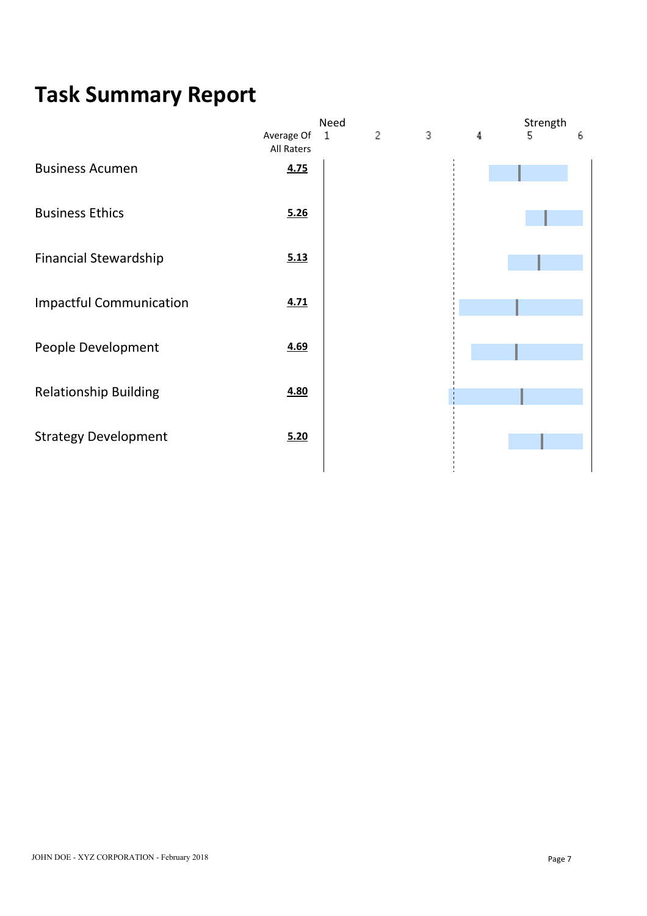# Task Summary Report

| | Average Of All Raters |
|---|---|
| Business Acumen | **4.75** |
| Business Ethics | **5.26** |
| Financial Stewardship | **5.13** |
| Impactful Communication | **4.71** |
| People Development | **4.69** |
| Relationship Building | **4.80** |
| Strategy Development | **5.20** |

Scale: 1 (Need) – 2 – 3 – 4 – 5 – 6 (Strength)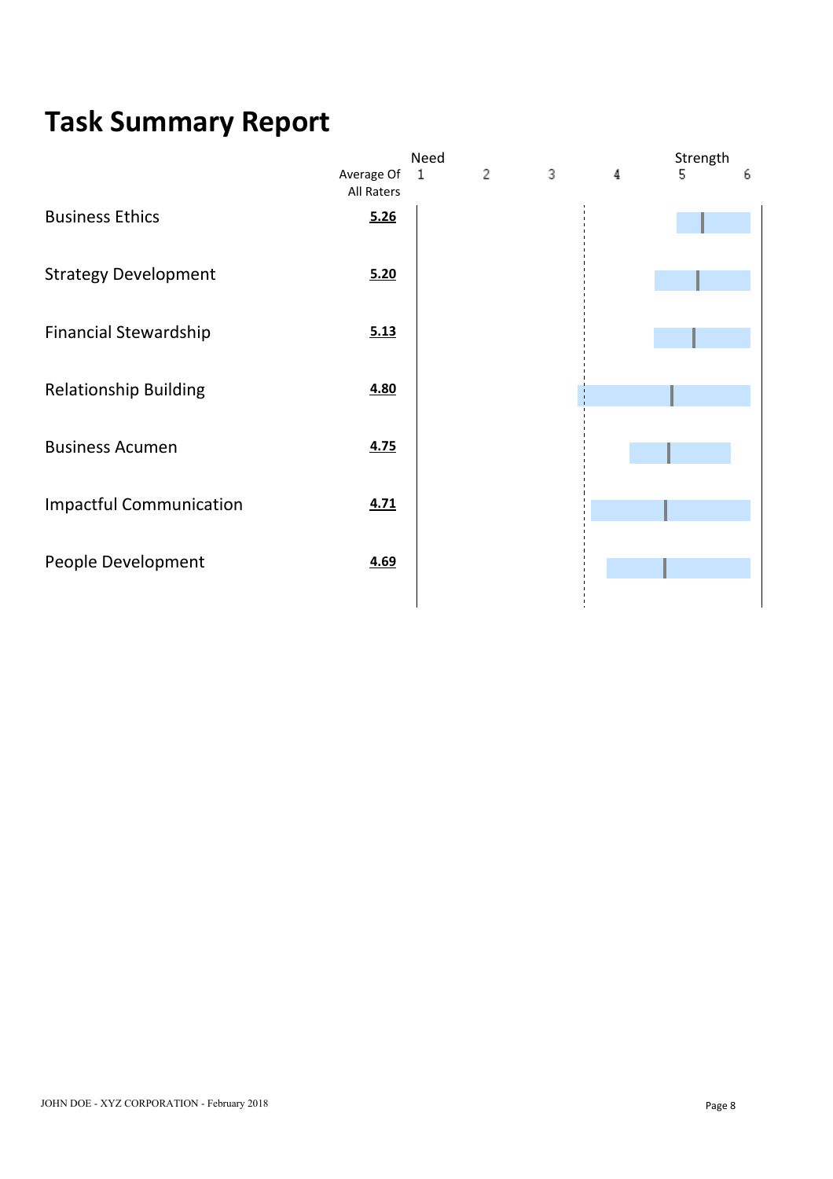# Task Summary Report

| | Average Of All Raters |
|---|---|
| Business Ethics | **5.26** |
| Strategy Development | **5.20** |
| Financial Stewardship | **5.13** |
| Relationship Building | **4.80** |
| Business Acumen | **4.75** |
| Impactful Communication | **4.71** |
| People Development | **4.69** |

Scale: Need 1 – 2 – 3 – 4 – 5 – 6 Strength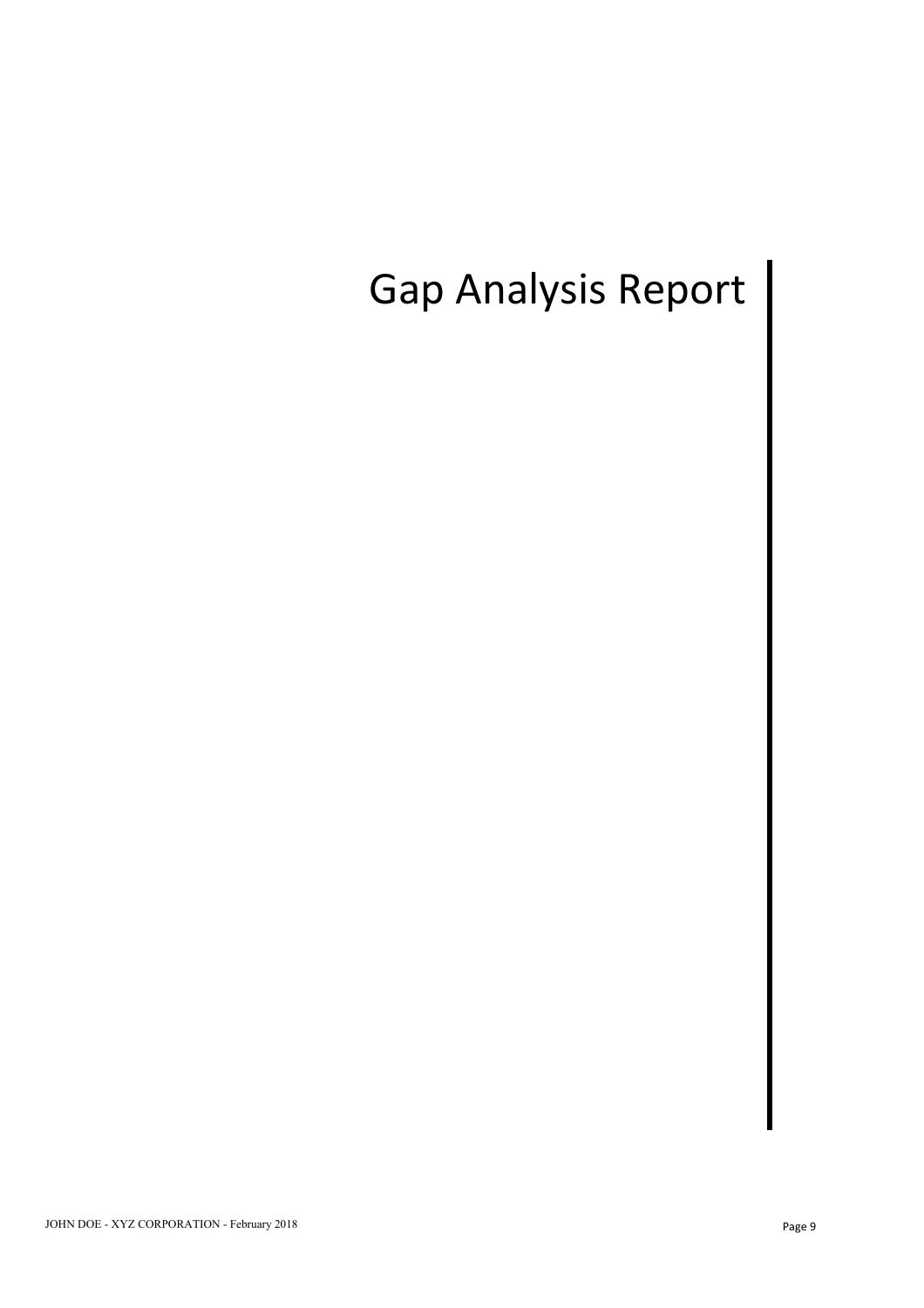# Gap Analysis Report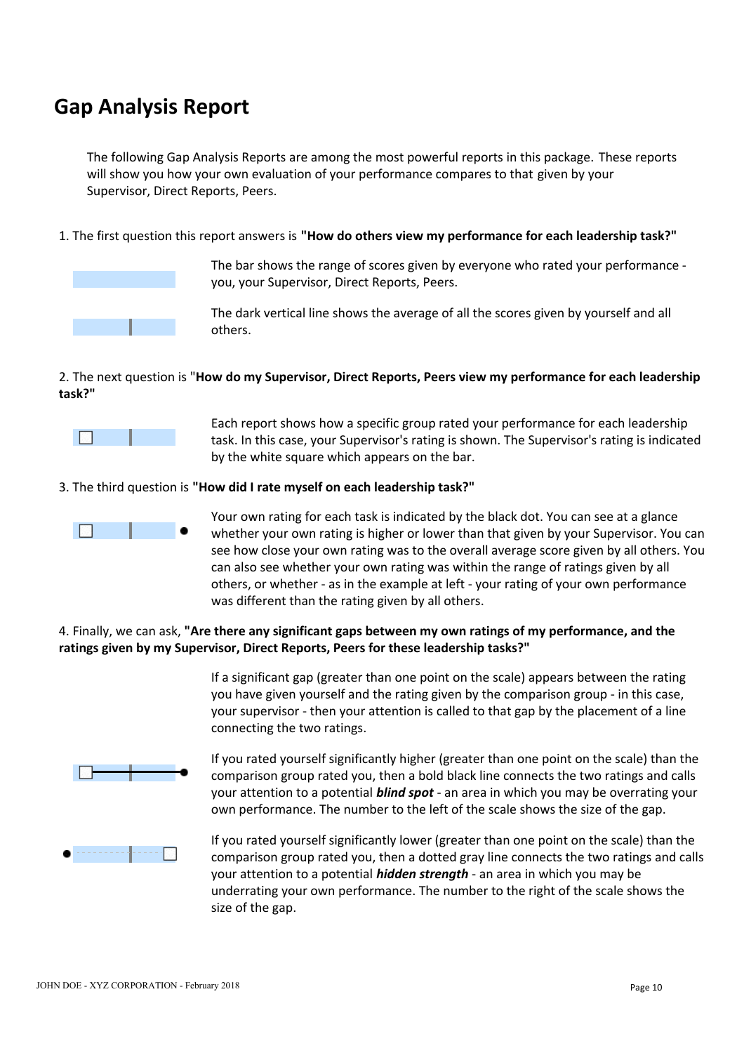# Gap Analysis Report

The following Gap Analysis Reports are among the most powerful reports in this package. These reports will show you how your own evaluation of your performance compares to that given by your Supervisor, Direct Reports, Peers.

1. The first question this report answers is **"How do others view my performance for each leadership task?"**

The bar shows the range of scores given by everyone who rated your performance - you, your Supervisor, Direct Reports, Peers.

The dark vertical line shows the average of all the scores given by yourself and all others.

2. The next question is "**How do my Supervisor, Direct Reports, Peers view my performance for each leadership task?"**

Each report shows how a specific group rated your performance for each leadership task. In this case, your Supervisor's rating is shown. The Supervisor's rating is indicated by the white square which appears on the bar.

3. The third question is **"How did I rate myself on each leadership task?"**

Your own rating for each task is indicated by the black dot. You can see at a glance whether your own rating is higher or lower than that given by your Supervisor. You can see how close your own rating was to the overall average score given by all others. You can also see whether your own rating was within the range of ratings given by all others, or whether - as in the example at left - your rating of your own performance was different than the rating given by all others.

4. Finally, we can ask, **"Are there any significant gaps between my own ratings of my performance, and the ratings given by my Supervisor, Direct Reports, Peers for these leadership tasks?"**

If a significant gap (greater than one point on the scale) appears between the rating you have given yourself and the rating given by the comparison group - in this case, your supervisor - then your attention is called to that gap by the placement of a line connecting the two ratings.

If you rated yourself significantly higher (greater than one point on the scale) than the comparison group rated you, then a bold black line connects the two ratings and calls your attention to a potential ***blind spot*** - an area in which you may be overrating your own performance. The number to the left of the scale shows the size of the gap.

If you rated yourself significantly lower (greater than one point on the scale) than the comparison group rated you, then a dotted gray line connects the two ratings and calls your attention to a potential ***hidden strength*** - an area in which you may be underrating your own performance. The number to the right of the scale shows the size of the gap.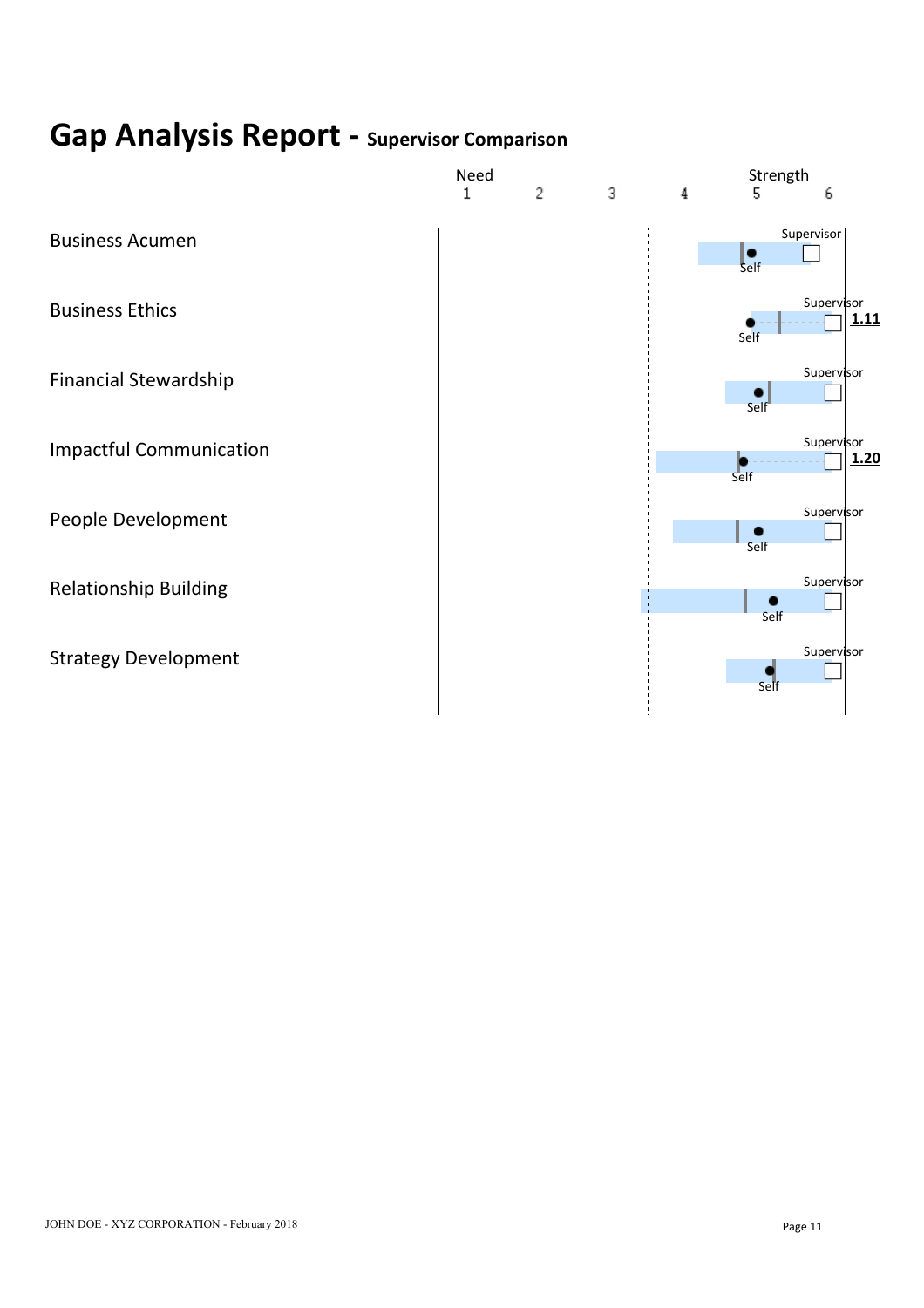# Gap Analysis Report - Supervisor Comparison

| | Need 1 | 2 | 3 | 4 | Strength 5 | 6 |
|---|---|---|---|---|---|---|
| Business Acumen | | | | | | |
| Business Ethics | | | | | | **1.11** |
| Financial Stewardship | | | | | | |
| Impactful Communication | | | | | | **1.20** |
| People Development | | | | | | |
| Relationship Building | | | | | | |
| Strategy Development | | | | | | |

Legend: ● Self; □ Supervisor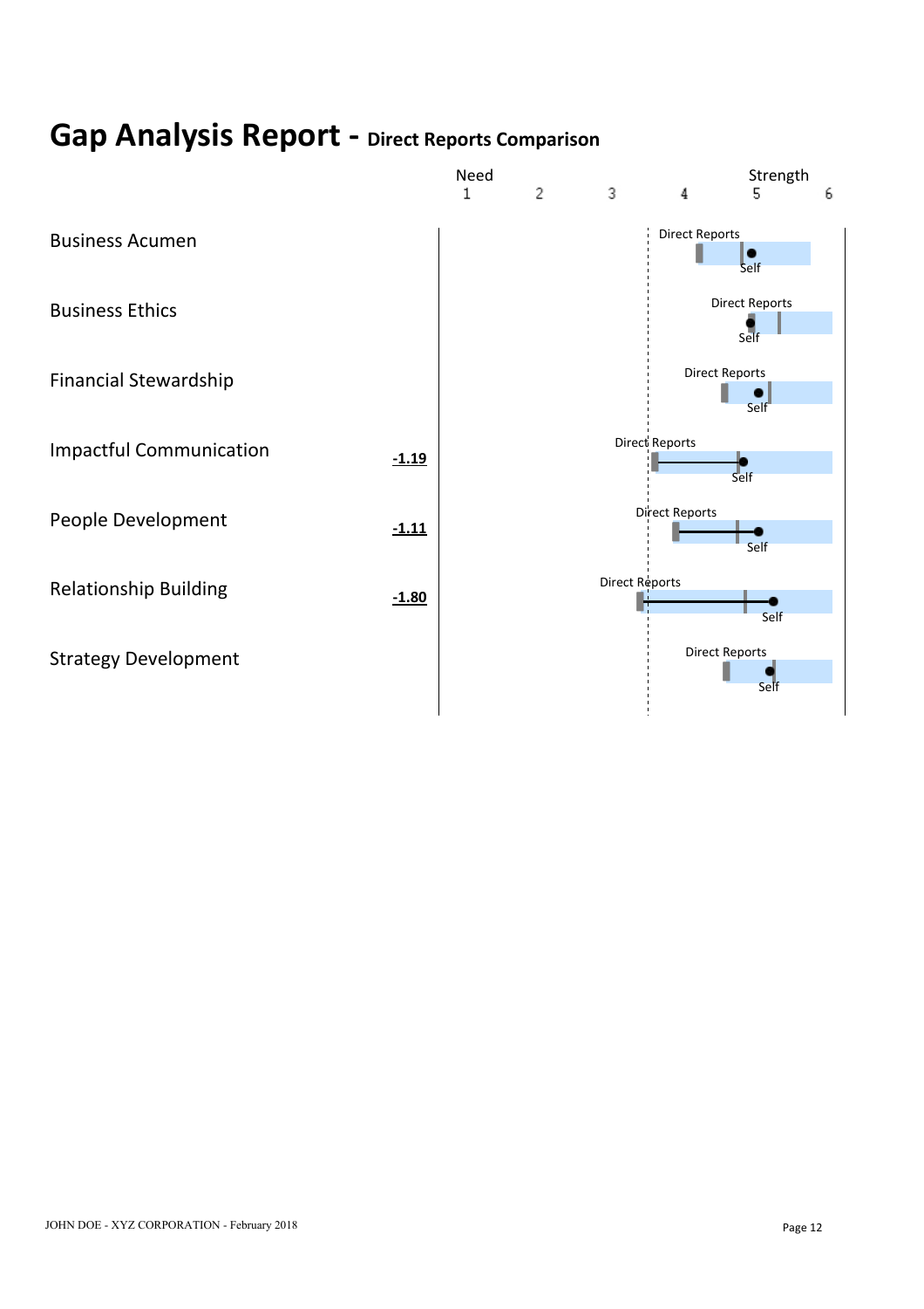# Gap Analysis Report - Direct Reports Comparison

Need 1 2 3 4 Strength 5 6

| Competency | Gap |
|---|---|
| Business Acumen | |
| Business Ethics | |
| Financial Stewardship | |
| Impactful Communication | **-1.19** |
| People Development | **-1.11** |
| Relationship Building | **-1.80** |
| Strategy Development | |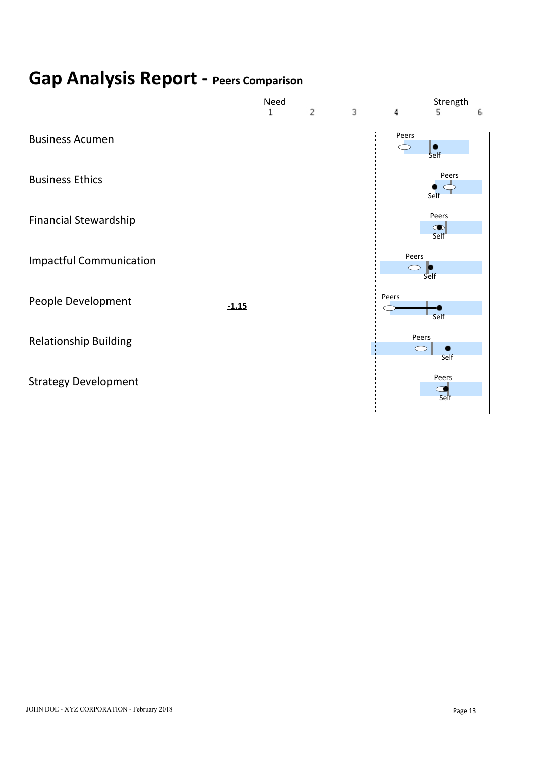# Gap Analysis Report - Peers Comparison

| | | Need 1 | 2 | 3 | 4 | Strength 5 | 6 |
|---|---|---|---|---|---|---|---|
| Business Acumen | | | | | | | |
| Business Ethics | | | | | | | |
| Financial Stewardship | | | | | | | |
| Impactful Communication | | | | | | | |
| People Development | **-1.15** | | | | | | |
| Relationship Building | | | | | | | |
| Strategy Development | | | | | | | |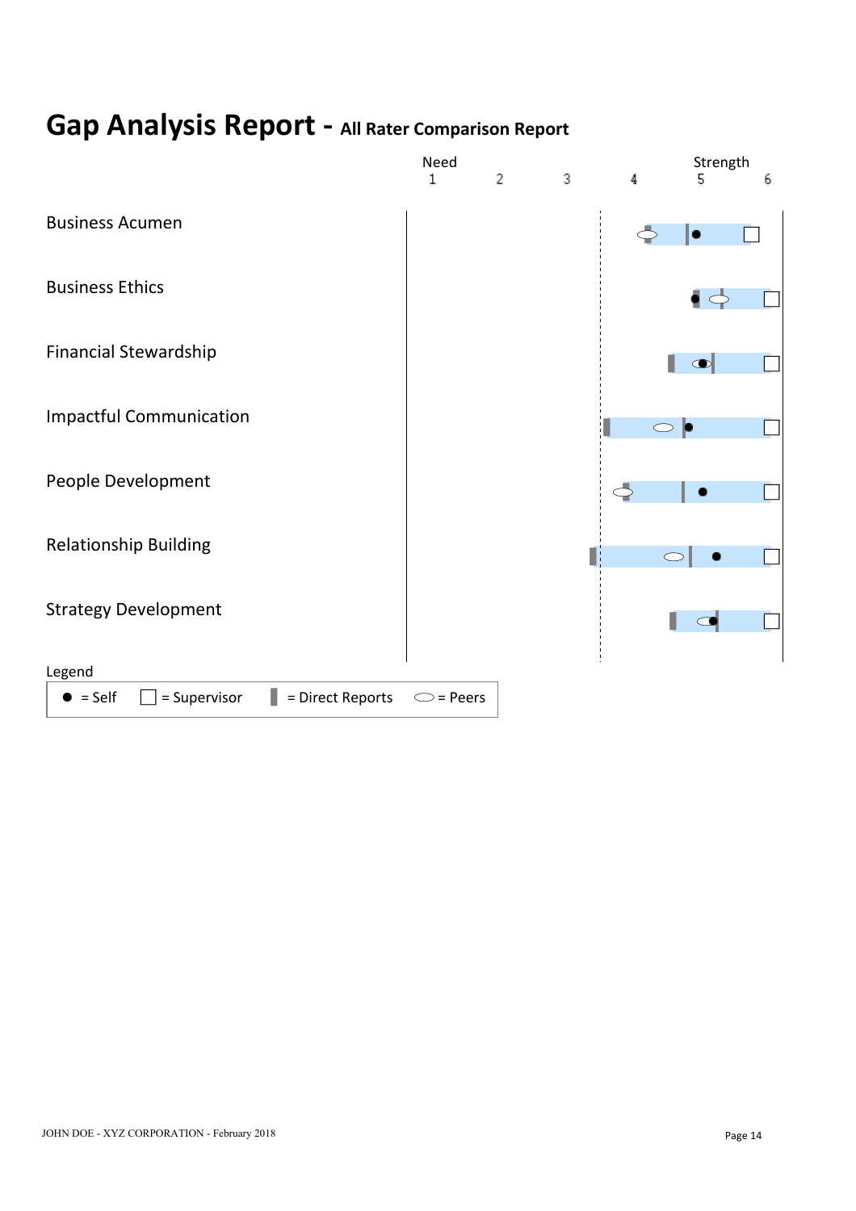# Gap Analysis Report - All Rater Comparison Report

Need 1 2 3 4 Strength 5 6

Business Acumen

Business Ethics

Financial Stewardship

Impactful Communication

People Development

Relationship Building

Strategy Development

Legend

● = Self ☐ = Supervisor ▌ = Direct Reports ⬭ = Peers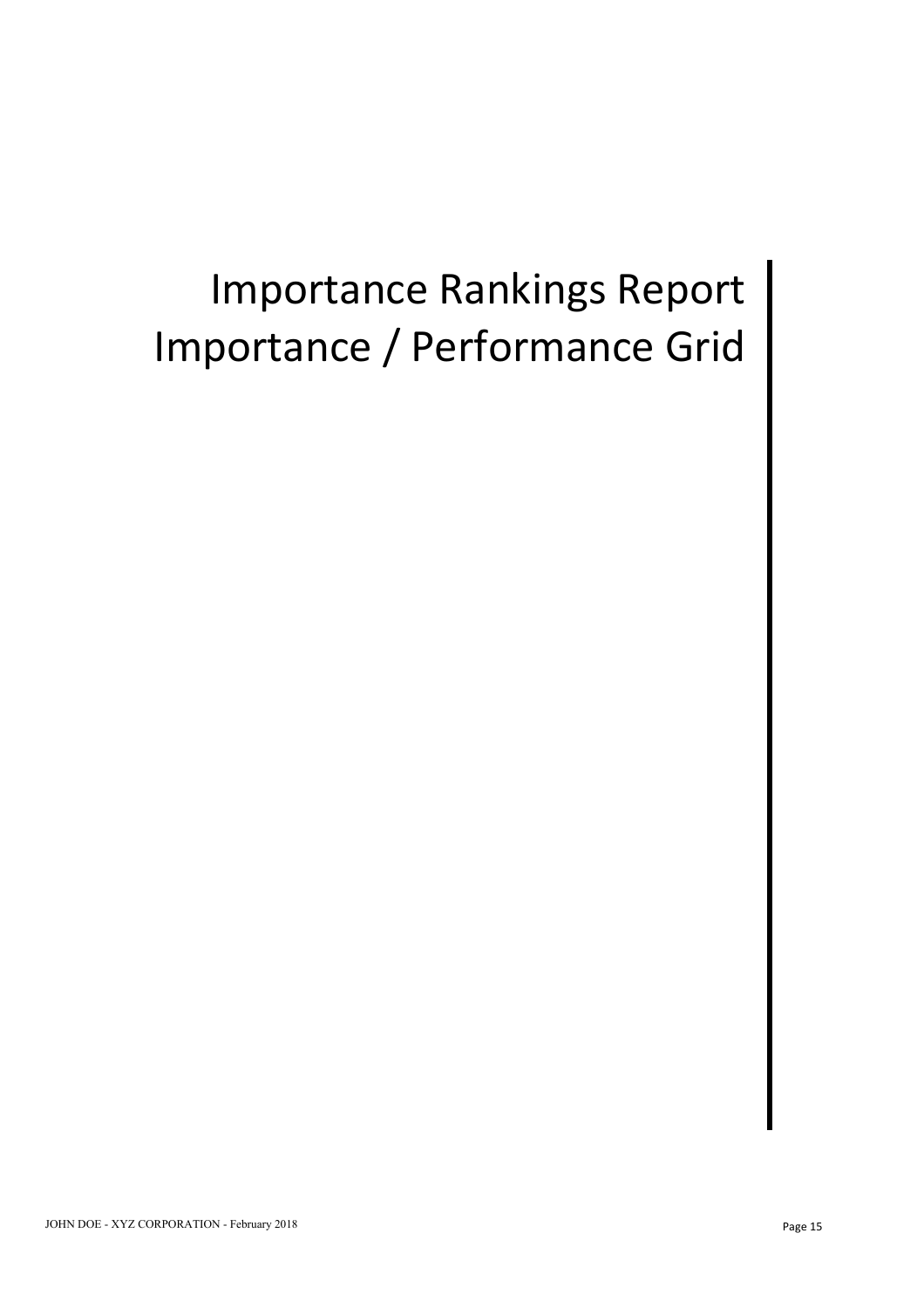# Importance Rankings Report
# Importance / Performance Grid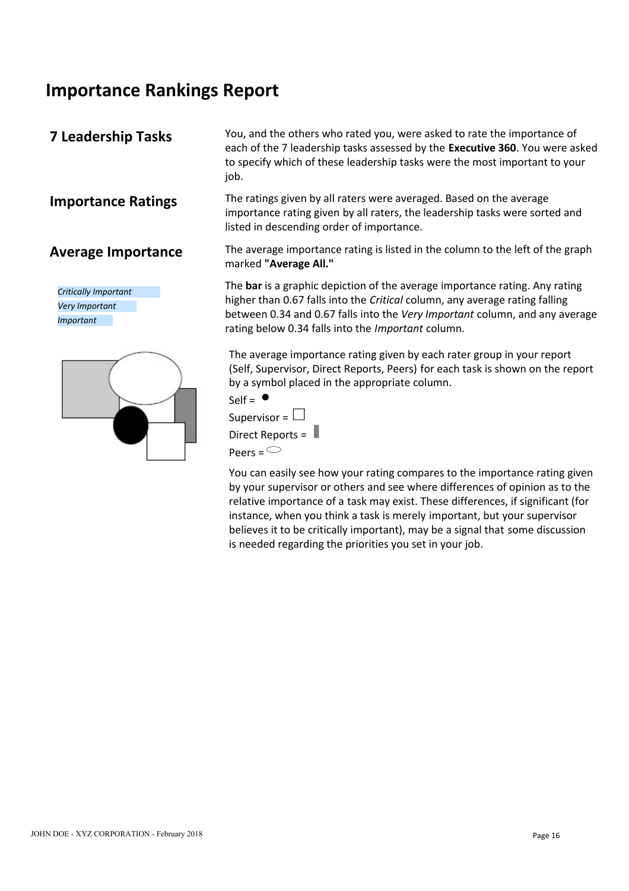# Importance Rankings Report

## 7 Leadership Tasks

You, and the others who rated you, were asked to rate the importance of each of the 7 leadership tasks assessed by the **Executive 360**. You were asked to specify which of these leadership tasks were the most important to your job.

## Importance Ratings

The ratings given by all raters were averaged. Based on the average importance rating given by all raters, the leadership tasks were sorted and listed in descending order of importance.

## Average Importance

The average importance rating is listed in the column to the left of the graph marked **"Average All."**

*Critically Important*

*Very Important*

*Important*

The **bar** is a graphic depiction of the average importance rating. Any rating higher than 0.67 falls into the *Critical* column, any average rating falling between 0.34 and 0.67 falls into the *Very Important* column, and any average rating below 0.34 falls into the *Important* column.

The average importance rating given by each rater group in your report (Self, Supervisor, Direct Reports, Peers) for each task is shown on the report by a symbol placed in the appropriate column.

Self = ●

Supervisor = □

Direct Reports = ▮

Peers = ⬭

You can easily see how your rating compares to the importance rating given by your supervisor or others and see where differences of opinion as to the relative importance of a task may exist. These differences, if significant (for instance, when you think a task is merely important, but your supervisor believes it to be critically important), may be a signal that some discussion is needed regarding the priorities you set in your job.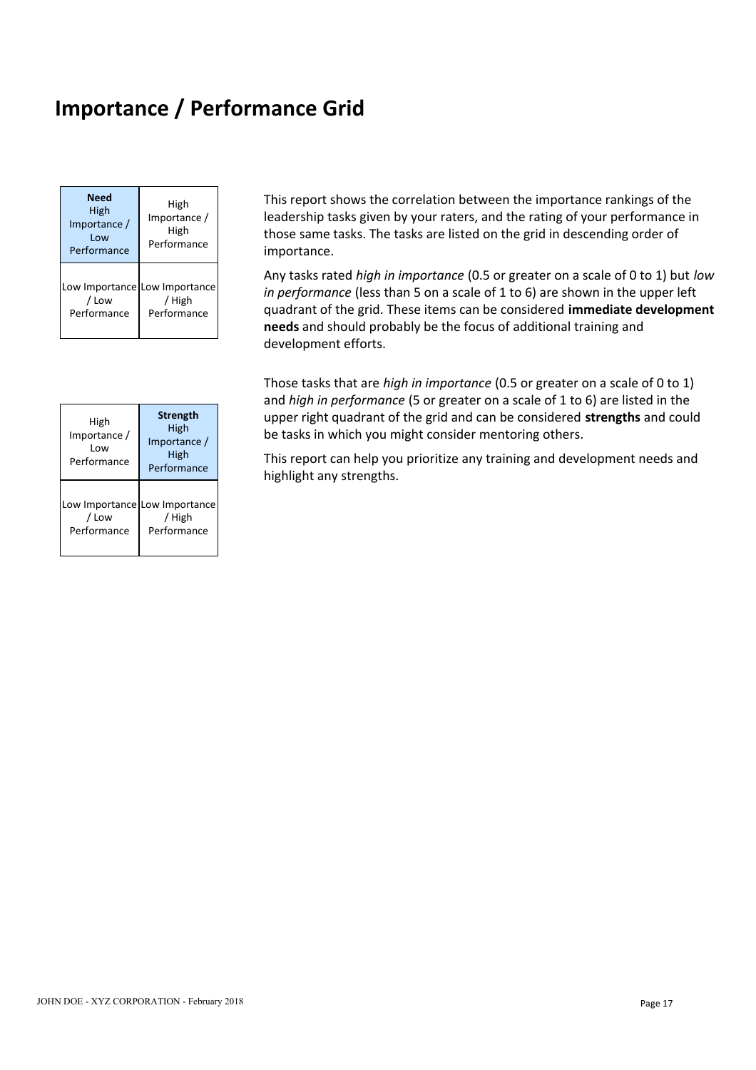# Importance / Performance Grid

| **Need** High Importance / Low Performance | High Importance / High Performance |
|---|---|
| Low Importance / Low Performance | Low Importance / High Performance |

This report shows the correlation between the importance rankings of the leadership tasks given by your raters, and the rating of your performance in those same tasks. The tasks are listed on the grid in descending order of importance.

Any tasks rated *high in importance* (0.5 or greater on a scale of 0 to 1) but *low in performance* (less than 5 on a scale of 1 to 6) are shown in the upper left quadrant of the grid. These items can be considered **immediate development needs** and should probably be the focus of additional training and development efforts.

| High Importance / Low Performance | **Strength** High Importance / High Performance |
|---|---|
| Low Importance / Low Performance | Low Importance / High Performance |

Those tasks that are *high in importance* (0.5 or greater on a scale of 0 to 1) and *high in performance* (5 or greater on a scale of 1 to 6) are listed in the upper right quadrant of the grid and can be considered **strengths** and could be tasks in which you might consider mentoring others.

This report can help you prioritize any training and development needs and highlight any strengths.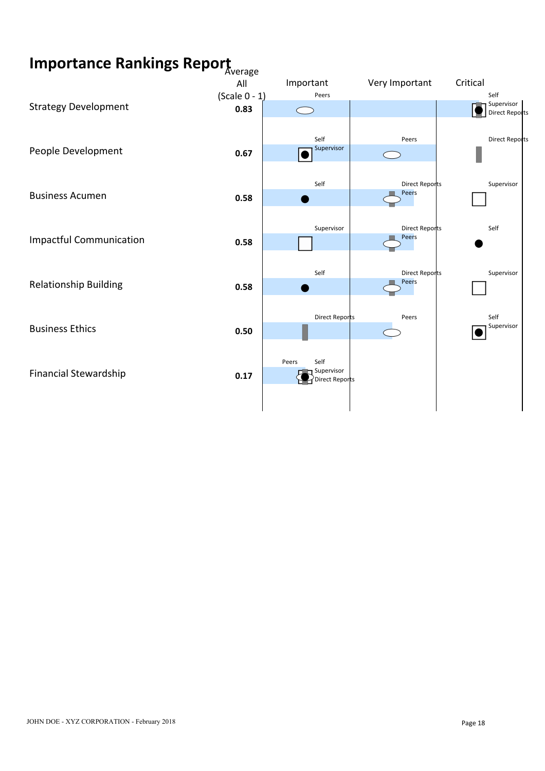# Importance Rankings Report

| | Average All (Scale 0 - 1) | Important | Very Important | Critical |
|---|---|---|---|---|
| Strategy Development | **0.83** | Peers | | Self, Supervisor, Direct Reports |
| People Development | **0.67** | Self, Supervisor | Peers | Direct Reports |
| Business Acumen | **0.58** | Self | Direct Reports, Peers | Supervisor |
| Impactful Communication | **0.58** | Supervisor | Direct Reports, Peers | Self |
| Relationship Building | **0.58** | Self | Direct Reports, Peers | Supervisor |
| Business Ethics | **0.50** | Direct Reports | Peers | Self, Supervisor |
| Financial Stewardship | **0.17** | Peers, Self, Supervisor, Direct Reports | | |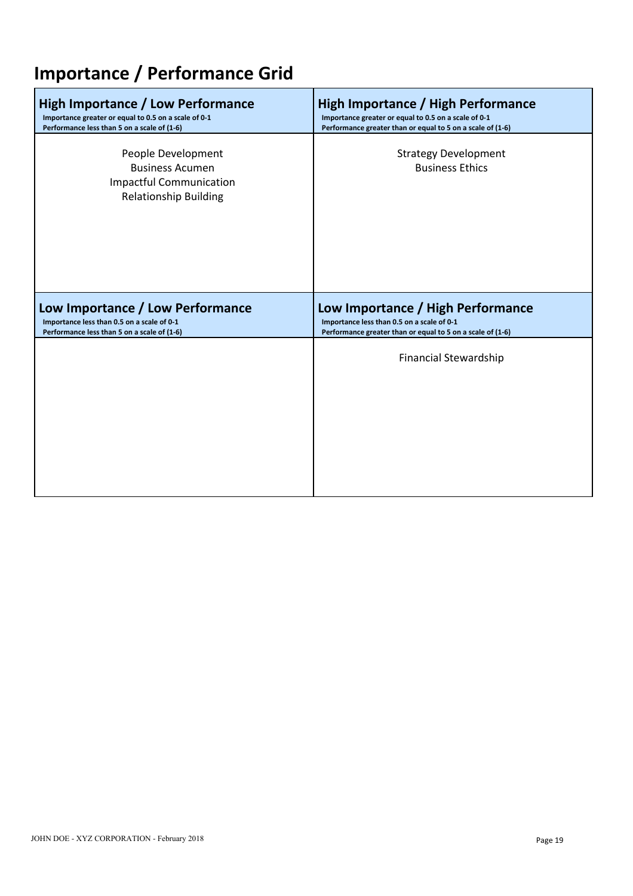# Importance / Performance Grid

| High Importance / Low Performance<br>**Importance greater or equal to 0.5 on a scale of 0-1**<br>**Performance less than 5 on a scale of (1-6)** | High Importance / High Performance<br>**Importance greater or equal to 0.5 on a scale of 0-1**<br>**Performance greater than or equal to 5 on a scale of (1-6)** |
|---|---|
| People Development<br>Business Acumen<br>Impactful Communication<br>Relationship Building | Strategy Development<br>Business Ethics |
| **Low Importance / Low Performance**<br>**Importance less than 0.5 on a scale of 0-1**<br>**Performance less than 5 on a scale of (1-6)** | **Low Importance / High Performance**<br>**Importance less than 0.5 on a scale of 0-1**<br>**Performance greater than or equal to 5 on a scale of (1-6)** |
| | Financial Stewardship |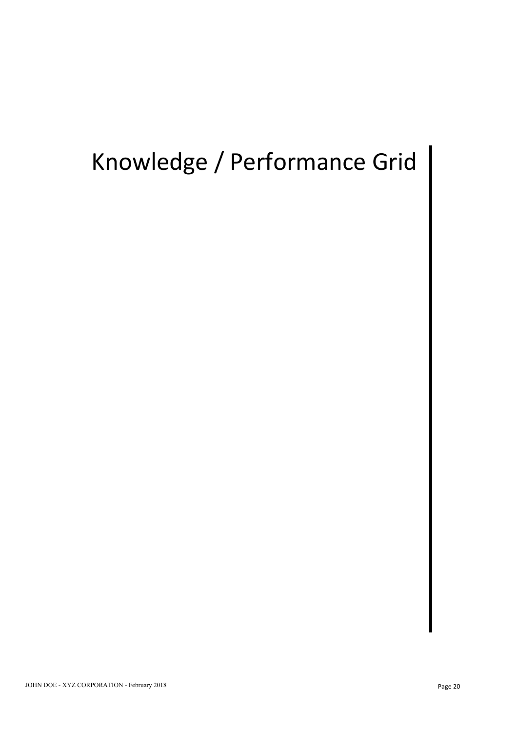# Knowledge / Performance Grid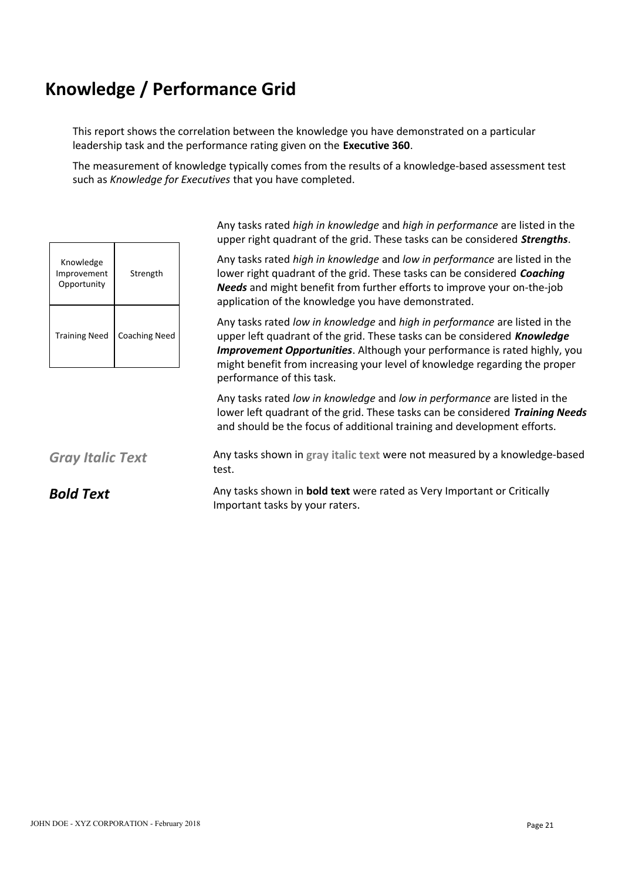# Knowledge / Performance Grid

This report shows the correlation between the knowledge you have demonstrated on a particular leadership task and the performance rating given on the **Executive 360**.

The measurement of knowledge typically comes from the results of a knowledge-based assessment test such as *Knowledge for Executives* that you have completed.

| Knowledge Improvement Opportunity | Strength |
|---|---|
| Training Need | Coaching Need |

Any tasks rated *high in knowledge* and *high in performance* are listed in the upper right quadrant of the grid. These tasks can be considered ***Strengths***.

Any tasks rated *high in knowledge* and *low in performance* are listed in the lower right quadrant of the grid. These tasks can be considered ***Coaching Needs*** and might benefit from further efforts to improve your on-the-job application of the knowledge you have demonstrated.

Any tasks rated *low in knowledge* and *high in performance* are listed in the upper left quadrant of the grid. These tasks can be considered ***Knowledge Improvement Opportunities***. Although your performance is rated highly, you might benefit from increasing your level of knowledge regarding the proper performance of this task.

Any tasks rated *low in knowledge* and *low in performance* are listed in the lower left quadrant of the grid. These tasks can be considered ***Training Needs*** and should be the focus of additional training and development efforts.

***Gray Italic Text*** — Any tasks shown in **gray italic text** were not measured by a knowledge-based test.

***Bold Text*** — Any tasks shown in **bold text** were rated as Very Important or Critically Important tasks by your raters.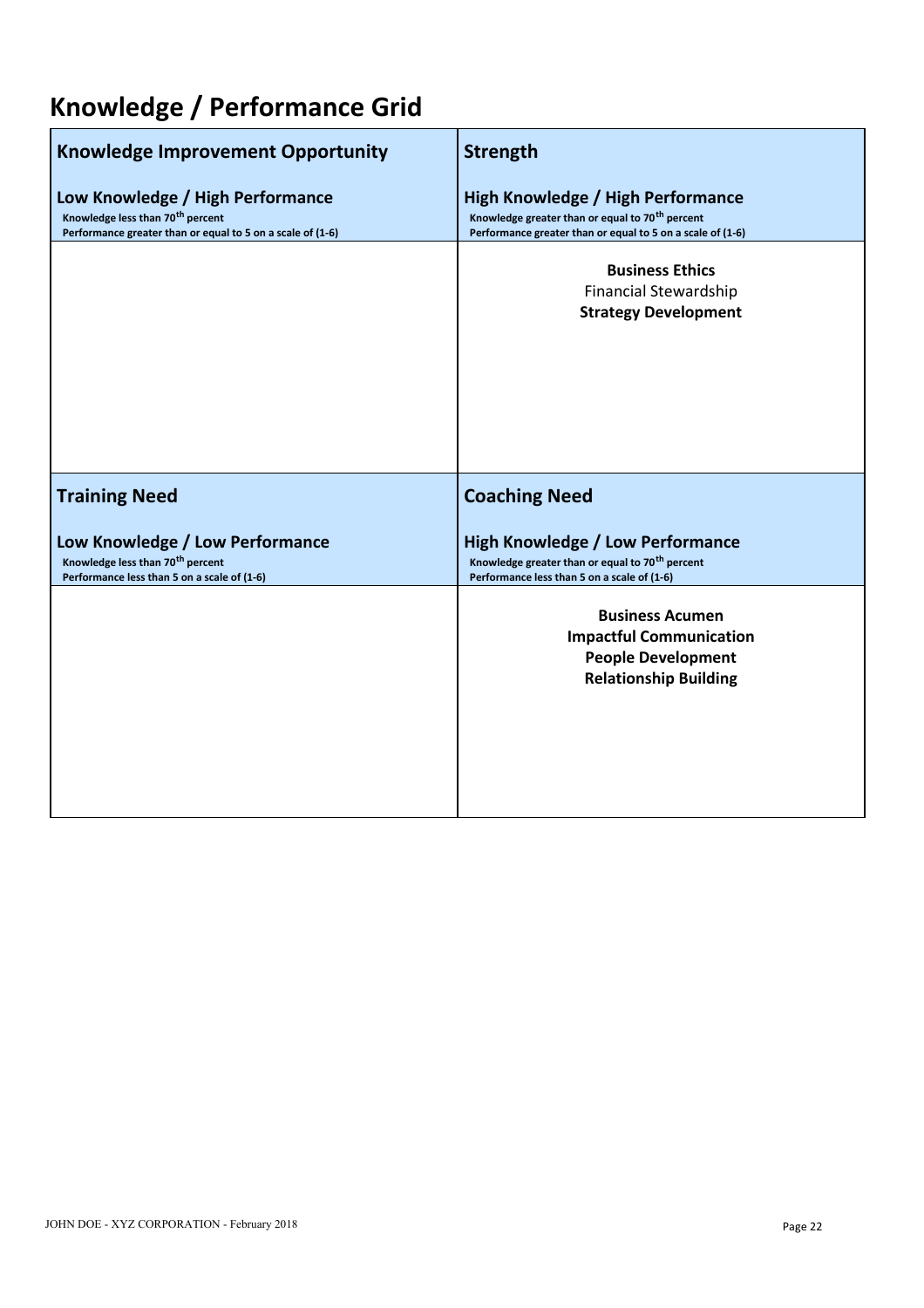# Knowledge / Performance Grid

| **Knowledge Improvement Opportunity**<br><br>**Low Knowledge / High Performance**<br>**Knowledge less than 70th percent**<br>**Performance greater than or equal to 5 on a scale of (1-6)** | **Strength**<br><br>**High Knowledge / High Performance**<br>**Knowledge greater than or equal to 70th percent**<br>**Performance greater than or equal to 5 on a scale of (1-6)** |
|---|---|
| | **Business Ethics**<br>Financial Stewardship<br>**Strategy Development** |
| **Training Need**<br><br>**Low Knowledge / Low Performance**<br>**Knowledge less than 70th percent**<br>**Performance less than 5 on a scale of (1-6)** | **Coaching Need**<br><br>**High Knowledge / Low Performance**<br>**Knowledge greater than or equal to 70th percent**<br>**Performance less than 5 on a scale of (1-6)** |
| | **Business Acumen**<br>**Impactful Communication**<br>**People Development**<br>**Relationship Building** |

JOHN DOE - XYZ CORPORATION - February 2018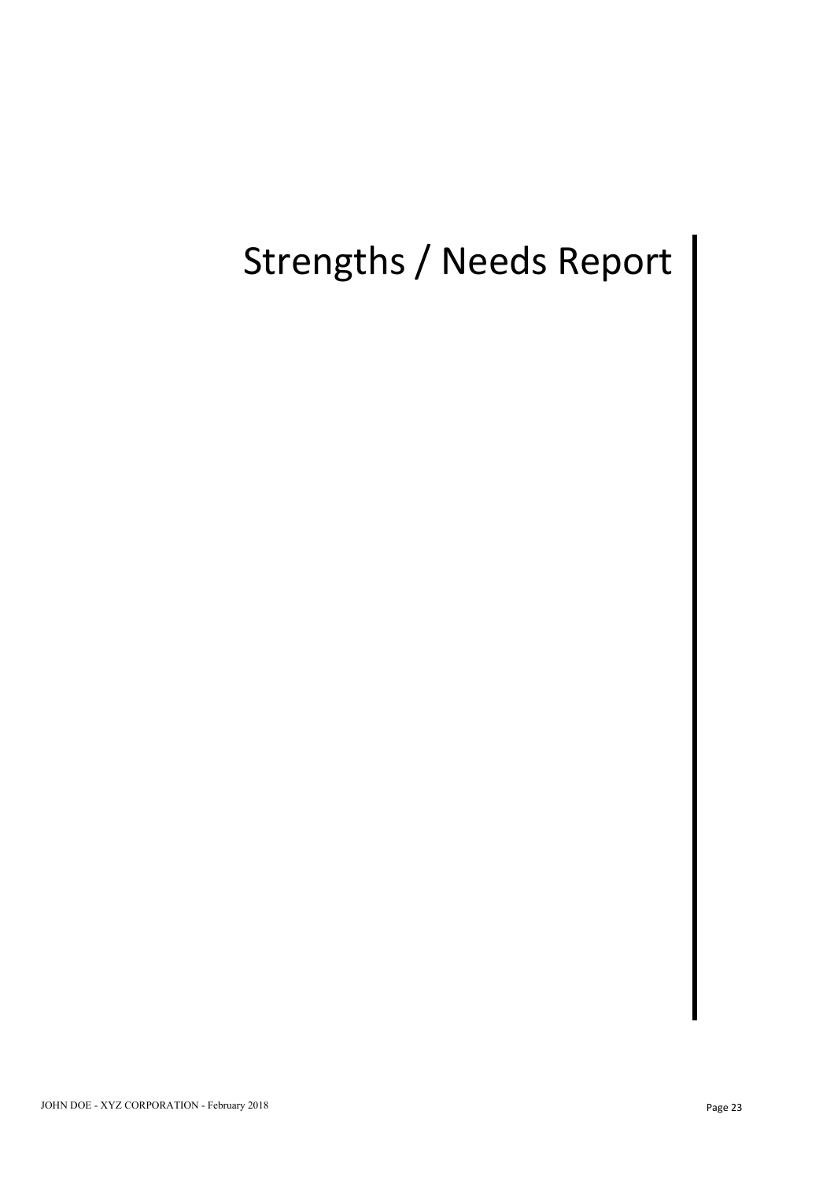# Strengths / Needs Report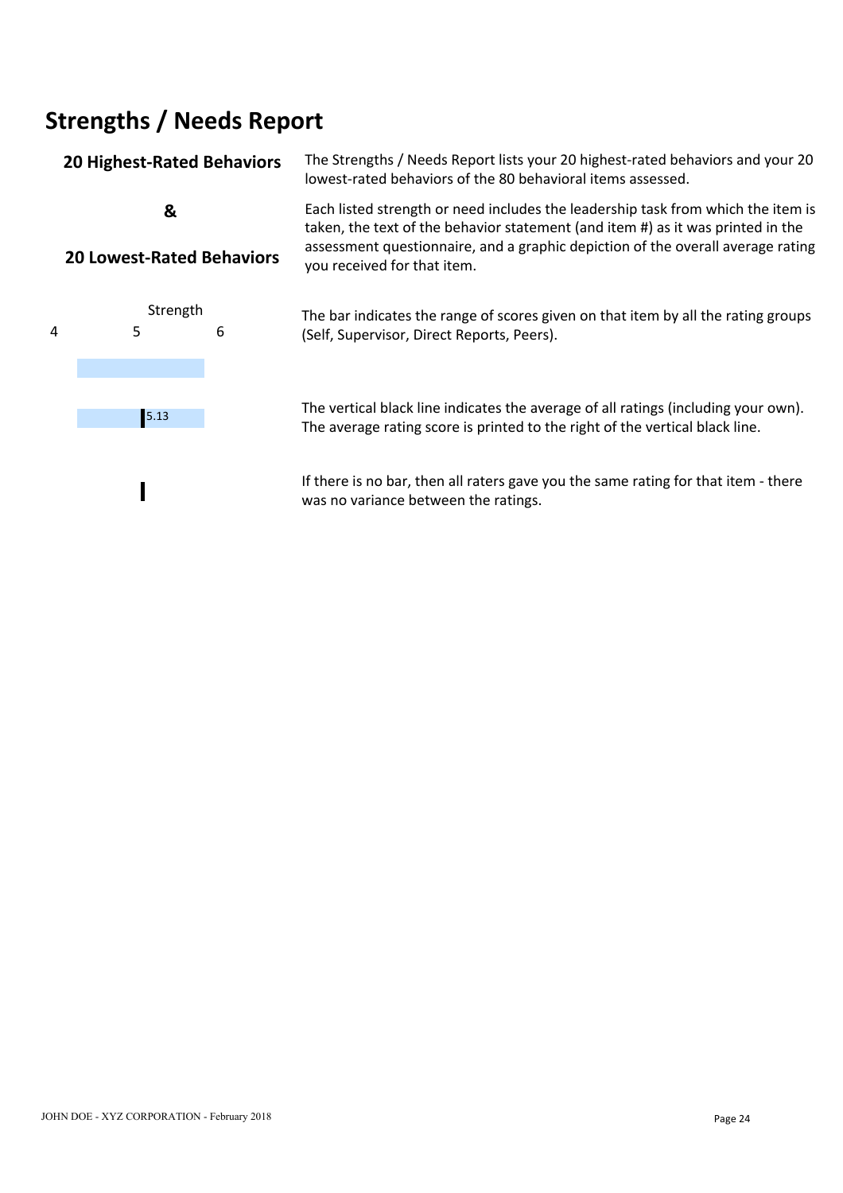# Strengths / Needs Report

**20 Highest-Rated Behaviors**

**&**

**20 Lowest-Rated Behaviors**

The Strengths / Needs Report lists your 20 highest-rated behaviors and your 20 lowest-rated behaviors of the 80 behavioral items assessed.

Each listed strength or need includes the leadership task from which the item is taken, the text of the behavior statement (and item #) as it was printed in the assessment questionnaire, and a graphic depiction of the overall average rating you received for that item.

Strength

4 5 6

The bar indicates the range of scores given on that item by all the rating groups (Self, Supervisor, Direct Reports, Peers).

5.13

The vertical black line indicates the average of all ratings (including your own). The average rating score is printed to the right of the vertical black line.

If there is no bar, then all raters gave you the same rating for that item - there was no variance between the ratings.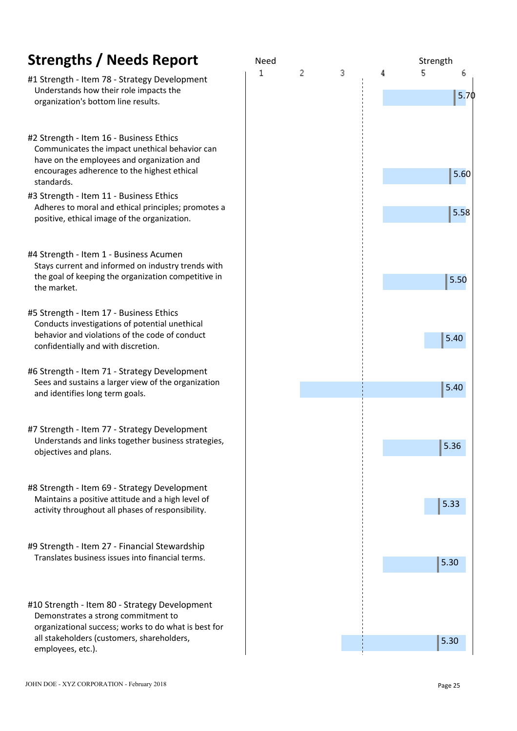# Strengths / Needs Report

| Item | Score |
|---|---|
| **#1 Strength - Item 78 - Strategy Development**<br>Understands how their role impacts the organization's bottom line results. | 5.70 |
| **#2 Strength - Item 16 - Business Ethics**<br>Communicates the impact unethical behavior can have on the employees and organization and encourages adherence to the highest ethical standards. | 5.60 |
| **#3 Strength - Item 11 - Business Ethics**<br>Adheres to moral and ethical principles; promotes a positive, ethical image of the organization. | 5.58 |
| **#4 Strength - Item 1 - Business Acumen**<br>Stays current and informed on industry trends with the goal of keeping the organization competitive in the market. | 5.50 |
| **#5 Strength - Item 17 - Business Ethics**<br>Conducts investigations of potential unethical behavior and violations of the code of conduct confidentially and with discretion. | 5.40 |
| **#6 Strength - Item 71 - Strategy Development**<br>Sees and sustains a larger view of the organization and identifies long term goals. | 5.40 |
| **#7 Strength - Item 77 - Strategy Development**<br>Understands and links together business strategies, objectives and plans. | 5.36 |
| **#8 Strength - Item 69 - Strategy Development**<br>Maintains a positive attitude and a high level of activity throughout all phases of responsibility. | 5.33 |
| **#9 Strength - Item 27 - Financial Stewardship**<br>Translates business issues into financial terms. | 5.30 |
| **#10 Strength - Item 80 - Strategy Development**<br>Demonstrates a strong commitment to organizational success; works to do what is best for all stakeholders (customers, shareholders, employees, etc.). | 5.30 |

Scale: Need 1 – 2 – 3 – 4 – 5 – 6 Strength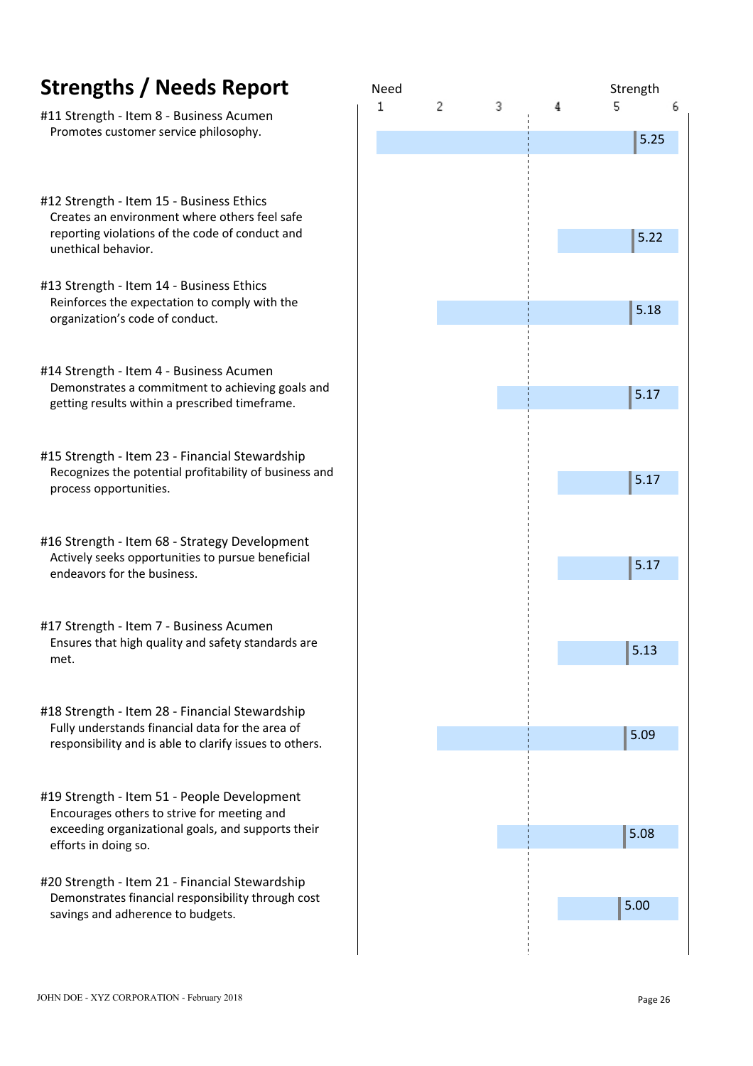# Strengths / Needs Report

| Item | Score |
| --- | --- |
| #11 Strength - Item 8 - Business Acumen<br>Promotes customer service philosophy. | 5.25 |
| #12 Strength - Item 15 - Business Ethics<br>Creates an environment where others feel safe reporting violations of the code of conduct and unethical behavior. | 5.22 |
| #13 Strength - Item 14 - Business Ethics<br>Reinforces the expectation to comply with the organization's code of conduct. | 5.18 |
| #14 Strength - Item 4 - Business Acumen<br>Demonstrates a commitment to achieving goals and getting results within a prescribed timeframe. | 5.17 |
| #15 Strength - Item 23 - Financial Stewardship<br>Recognizes the potential profitability of business and process opportunities. | 5.17 |
| #16 Strength - Item 68 - Strategy Development<br>Actively seeks opportunities to pursue beneficial endeavors for the business. | 5.17 |
| #17 Strength - Item 7 - Business Acumen<br>Ensures that high quality and safety standards are met. | 5.13 |
| #18 Strength - Item 28 - Financial Stewardship<br>Fully understands financial data for the area of responsibility and is able to clarify issues to others. | 5.09 |
| #19 Strength - Item 51 - People Development<br>Encourages others to strive for meeting and exceeding organizational goals, and supports their efforts in doing so. | 5.08 |
| #20 Strength - Item 21 - Financial Stewardship<br>Demonstrates financial responsibility through cost savings and adherence to budgets. | 5.00 |

Scale: Need 1 – 2 – 3 – 4 – 5 – 6 Strength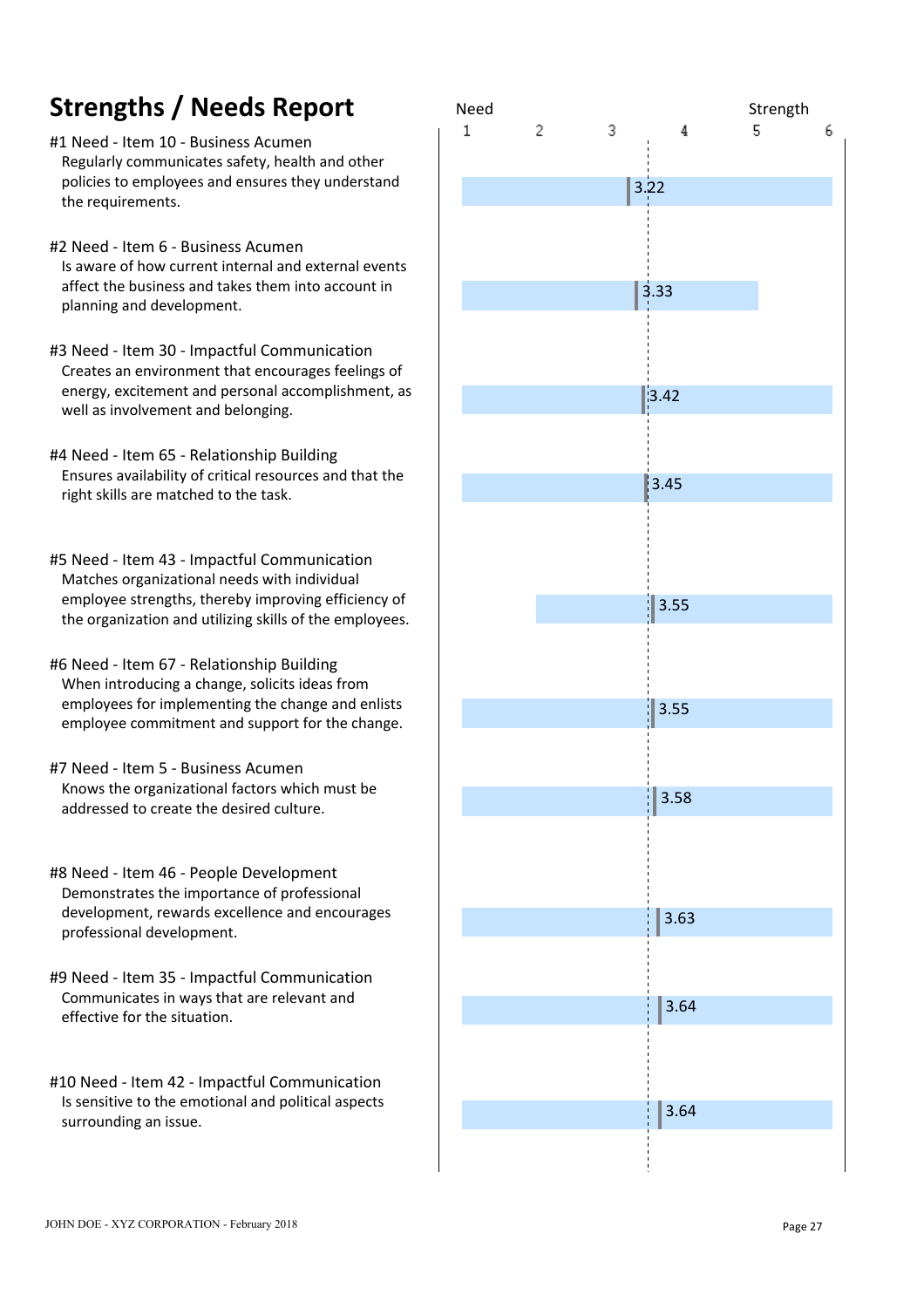# Strengths / Needs Report

Need — Strength (scale 1 to 6)

**#1 Need - Item 10 - Business Acumen**
Regularly communicates safety, health and other policies to employees and ensures they understand the requirements.
3.22

**#2 Need - Item 6 - Business Acumen**
Is aware of how current internal and external events affect the business and takes them into account in planning and development.
3.33

**#3 Need - Item 30 - Impactful Communication**
Creates an environment that encourages feelings of energy, excitement and personal accomplishment, as well as involvement and belonging.
3.42

**#4 Need - Item 65 - Relationship Building**
Ensures availability of critical resources and that the right skills are matched to the task.
3.45

**#5 Need - Item 43 - Impactful Communication**
Matches organizational needs with individual employee strengths, thereby improving efficiency of the organization and utilizing skills of the employees.
3.55

**#6 Need - Item 67 - Relationship Building**
When introducing a change, solicits ideas from employees for implementing the change and enlists employee commitment and support for the change.
3.55

**#7 Need - Item 5 - Business Acumen**
Knows the organizational factors which must be addressed to create the desired culture.
3.58

**#8 Need - Item 46 - People Development**
Demonstrates the importance of professional development, rewards excellence and encourages professional development.
3.63

**#9 Need - Item 35 - Impactful Communication**
Communicates in ways that are relevant and effective for the situation.
3.64

**#10 Need - Item 42 - Impactful Communication**
Is sensitive to the emotional and political aspects surrounding an issue.
3.64

JOHN DOE - XYZ CORPORATION - February 2018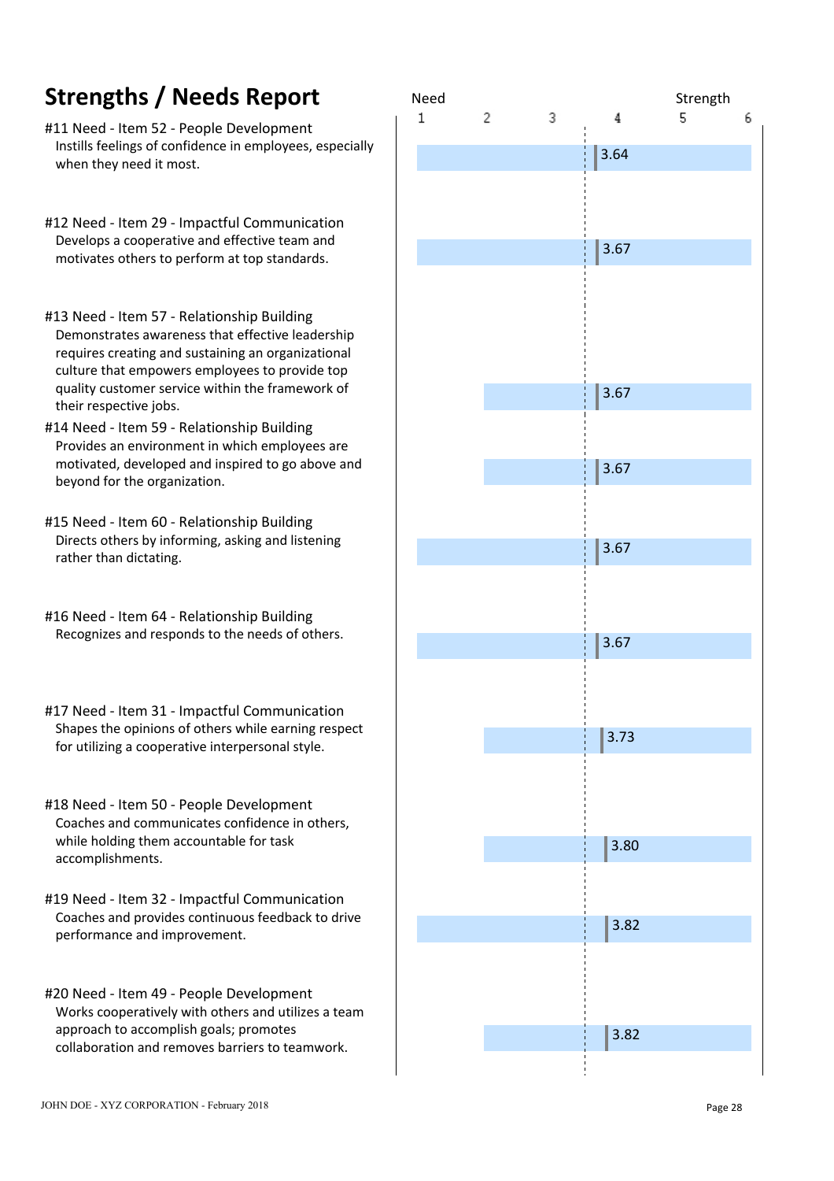# Strengths / Needs Report

Need 1 2 3 4 5 6 Strength

**#11 Need - Item 52 - People Development**
Instills feelings of confidence in employees, especially when they need it most.
3.64

**#12 Need - Item 29 - Impactful Communication**
Develops a cooperative and effective team and motivates others to perform at top standards.
3.67

**#13 Need - Item 57 - Relationship Building**
Demonstrates awareness that effective leadership requires creating and sustaining an organizational culture that empowers employees to provide top quality customer service within the framework of their respective jobs.
3.67

**#14 Need - Item 59 - Relationship Building**
Provides an environment in which employees are motivated, developed and inspired to go above and beyond for the organization.
3.67

**#15 Need - Item 60 - Relationship Building**
Directs others by informing, asking and listening rather than dictating.
3.67

**#16 Need - Item 64 - Relationship Building**
Recognizes and responds to the needs of others.
3.67

**#17 Need - Item 31 - Impactful Communication**
Shapes the opinions of others while earning respect for utilizing a cooperative interpersonal style.
3.73

**#18 Need - Item 50 - People Development**
Coaches and communicates confidence in others, while holding them accountable for task accomplishments.
3.80

**#19 Need - Item 32 - Impactful Communication**
Coaches and provides continuous feedback to drive performance and improvement.
3.82

**#20 Need - Item 49 - People Development**
Works cooperatively with others and utilizes a team approach to accomplish goals; promotes collaboration and removes barriers to teamwork.
3.82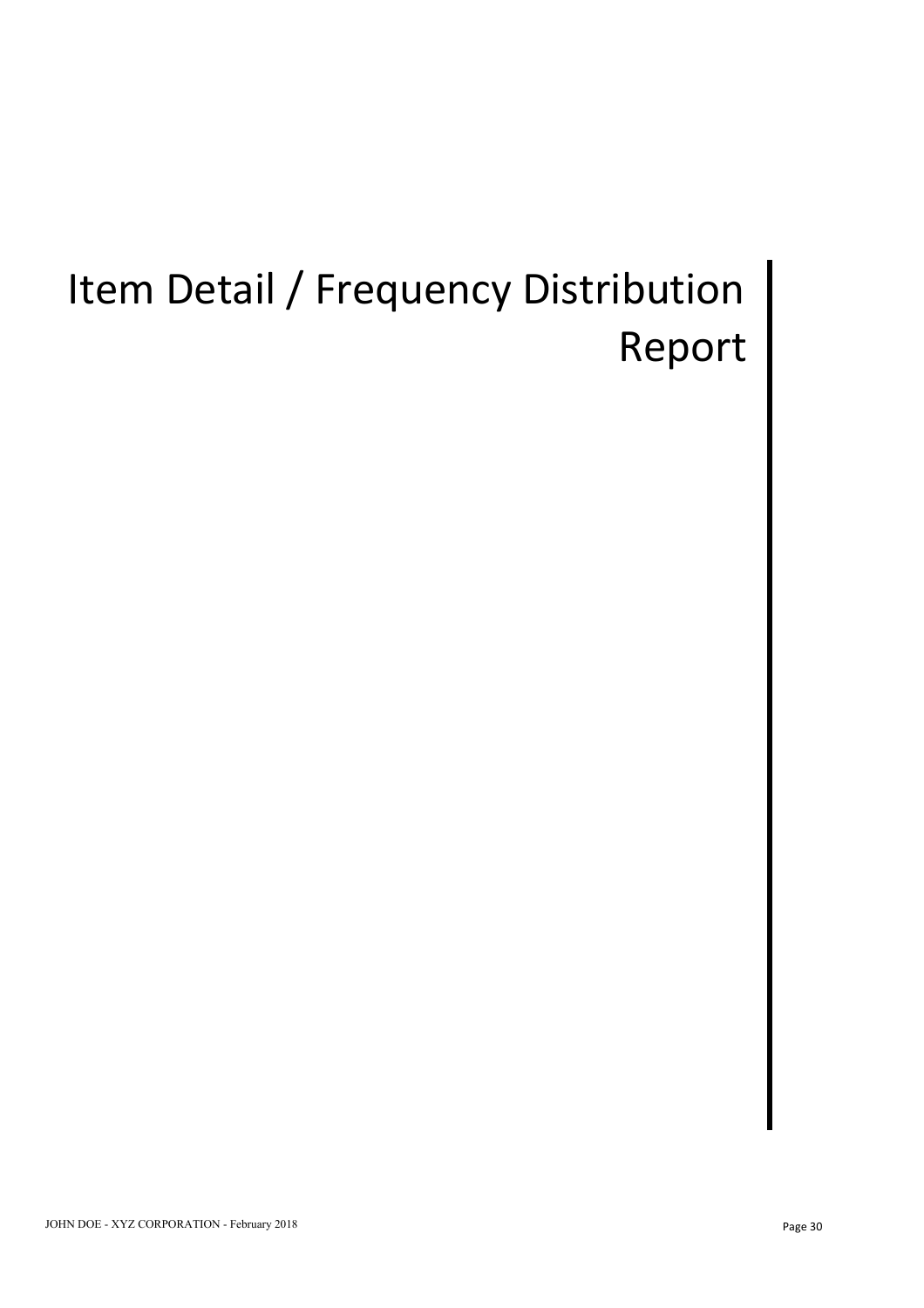# Item Detail / Frequency Distribution Report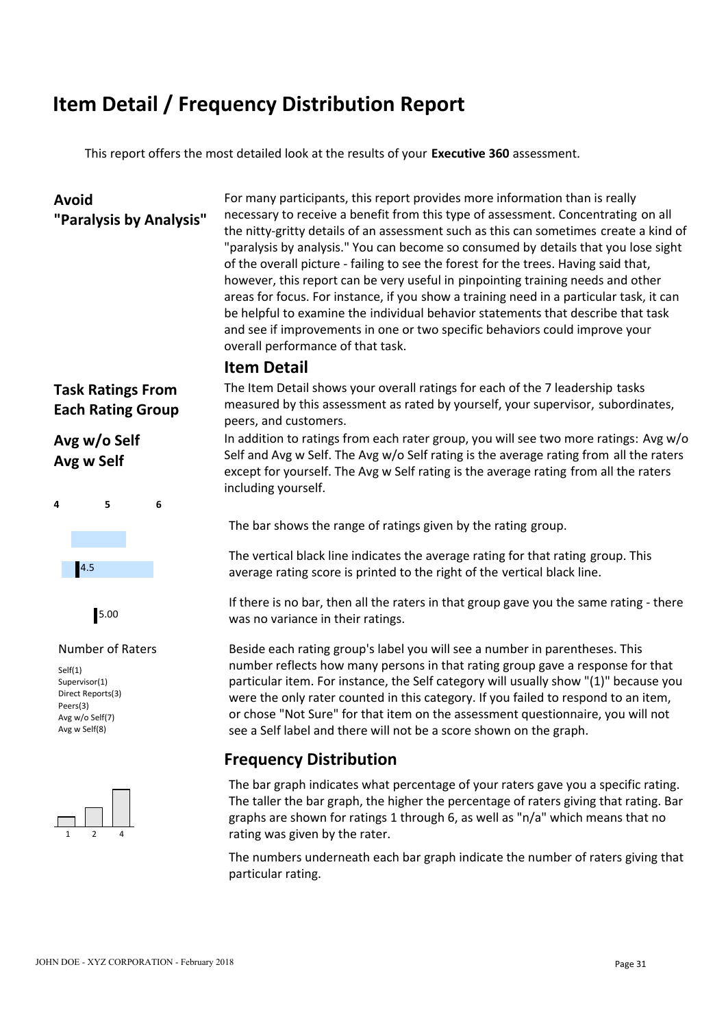# Item Detail / Frequency Distribution Report

This report offers the most detailed look at the results of your **Executive 360** assessment.

**Avoid "Paralysis by Analysis"**

For many participants, this report provides more information than is really necessary to receive a benefit from this type of assessment. Concentrating on all the nitty-gritty details of an assessment such as this can sometimes create a kind of "paralysis by analysis." You can become so consumed by details that you lose sight of the overall picture - failing to see the forest for the trees. Having said that, however, this report can be very useful in pinpointing training needs and other areas for focus. For instance, if you show a training need in a particular task, it can be helpful to examine the individual behavior statements that describe that task and see if improvements in one or two specific behaviors could improve your overall performance of that task.

## Item Detail

**Task Ratings From Each Rating Group**

The Item Detail shows your overall ratings for each of the 7 leadership tasks measured by this assessment as rated by yourself, your supervisor, subordinates, peers, and customers.

**Avg w/o Self**
**Avg w Self**

In addition to ratings from each rater group, you will see two more ratings: Avg w/o Self and Avg w Self. The Avg w/o Self rating is the average rating from all the raters except for yourself. The Avg w Self rating is the average rating from all the raters including yourself.

4 5 6

The bar shows the range of ratings given by the rating group.

4.5

The vertical black line indicates the average rating for that rating group. This average rating score is printed to the right of the vertical black line.

5.00

If there is no bar, then all the raters in that group gave you the same rating - there was no variance in their ratings.

Number of Raters

Self(1)
Supervisor(1)
Direct Reports(3)
Peers(3)
Avg w/o Self(7)
Avg w Self(8)

Beside each rating group's label you will see a number in parentheses. This number reflects how many persons in that rating group gave a response for that particular item. For instance, the Self category will usually show "(1)" because you were the only rater counted in this category. If you failed to respond to an item, or chose "Not Sure" for that item on the assessment questionnaire, you will not see a Self label and there will not be a score shown on the graph.

## Frequency Distribution

1 2 4

The bar graph indicates what percentage of your raters gave you a specific rating. The taller the bar graph, the higher the percentage of raters giving that rating. Bar graphs are shown for ratings 1 through 6, as well as "n/a" which means that no rating was given by the rater.

The numbers underneath each bar graph indicate the number of raters giving that particular rating.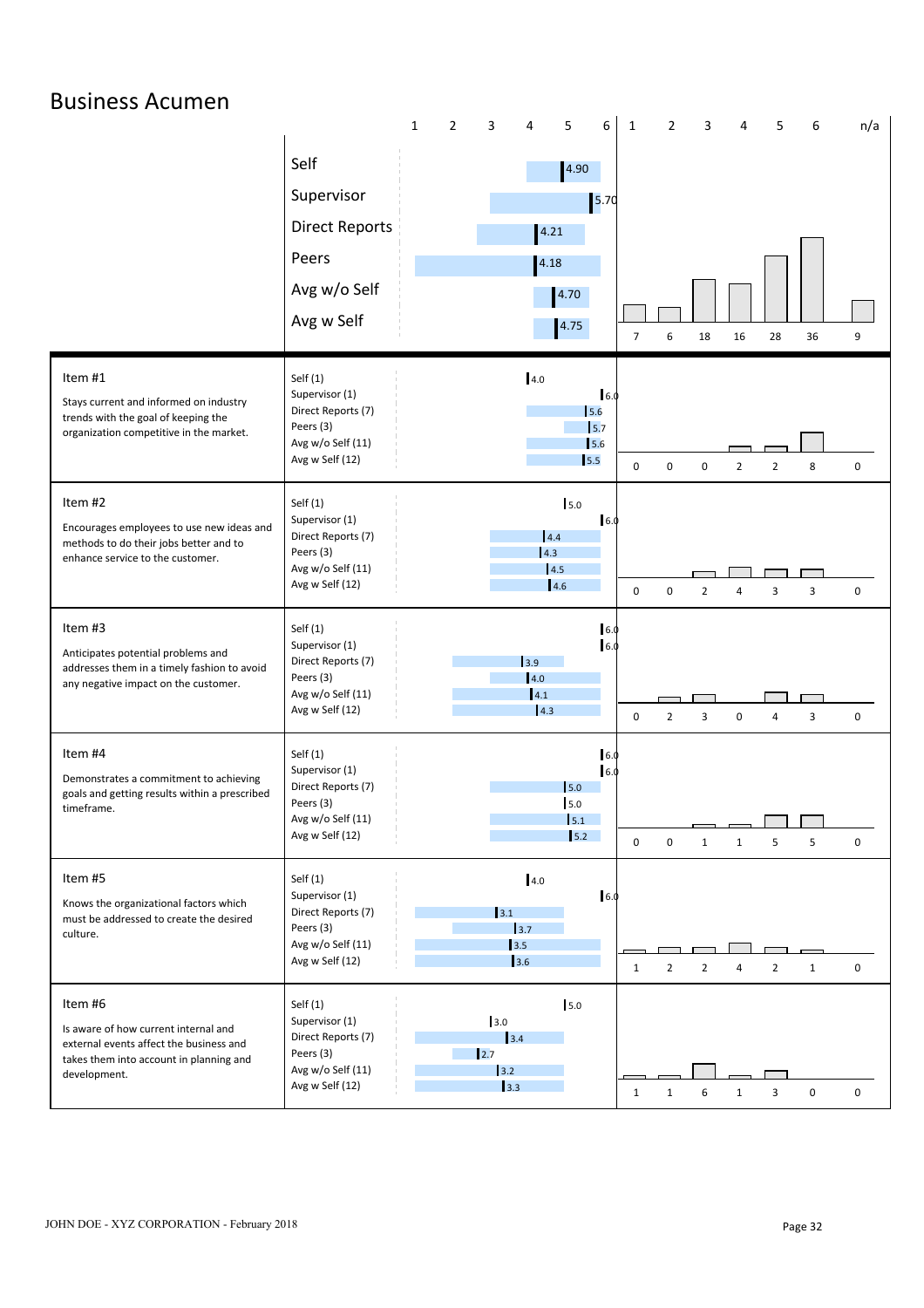# Business Acumen

| | Rating Source | Score |
|---|---|---|
| | Self | 4.90 |
| | Supervisor | 5.70 |
| | Direct Reports | 4.21 |
| | Peers | 4.18 |
| | Avg w/o Self | 4.70 |
| | Avg w Self | 4.75 |

Response distribution (overall):

| 1 | 2 | 3 | 4 | 5 | 6 | n/a |
|---|---|---|---|---|---|---|
| 7 | 6 | 18 | 16 | 28 | 36 | 9 |

| Item | Rating Source | Score | 1 | 2 | 3 | 4 | 5 | 6 | n/a |
|---|---|---|---|---|---|---|---|---|---|
| **Item #1** Stays current and informed on industry trends with the goal of keeping the organization competitive in the market. | Self (1) | 4.0 | 0 | 0 | 0 | 2 | 2 | 8 | 0 |
| | Supervisor (1) | 6.0 | | | | | | | |
| | Direct Reports (7) | 5.6 | | | | | | | |
| | Peers (3) | 5.7 | | | | | | | |
| | Avg w/o Self (11) | 5.6 | | | | | | | |
| | Avg w Self (12) | 5.5 | | | | | | | |
| **Item #2** Encourages employees to use new ideas and methods to do their jobs better and to enhance service to the customer. | Self (1) | 5.0 | 0 | 0 | 2 | 4 | 3 | 3 | 0 |
| | Supervisor (1) | 6.0 | | | | | | | |
| | Direct Reports (7) | 4.4 | | | | | | | |
| | Peers (3) | 4.3 | | | | | | | |
| | Avg w/o Self (11) | 4.5 | | | | | | | |
| | Avg w Self (12) | 4.6 | | | | | | | |
| **Item #3** Anticipates potential problems and addresses them in a timely fashion to avoid any negative impact on the customer. | Self (1) | 6.0 | 0 | 2 | 3 | 0 | 4 | 3 | 0 |
| | Supervisor (1) | 6.0 | | | | | | | |
| | Direct Reports (7) | 3.9 | | | | | | | |
| | Peers (3) | 4.0 | | | | | | | |
| | Avg w/o Self (11) | 4.1 | | | | | | | |
| | Avg w Self (12) | 4.3 | | | | | | | |
| **Item #4** Demonstrates a commitment to achieving goals and getting results within a prescribed timeframe. | Self (1) | 6.0 | 0 | 0 | 1 | 1 | 5 | 5 | 0 |
| | Supervisor (1) | 6.0 | | | | | | | |
| | Direct Reports (7) | 5.0 | | | | | | | |
| | Peers (3) | 5.0 | | | | | | | |
| | Avg w/o Self (11) | 5.1 | | | | | | | |
| | Avg w Self (12) | 5.2 | | | | | | | |
| **Item #5** Knows the organizational factors which must be addressed to create the desired culture. | Self (1) | 4.0 | 1 | 2 | 2 | 4 | 2 | 1 | 0 |
| | Supervisor (1) | 6.0 | | | | | | | |
| | Direct Reports (7) | 3.1 | | | | | | | |
| | Peers (3) | 3.7 | | | | | | | |
| | Avg w/o Self (11) | 3.5 | | | | | | | |
| | Avg w Self (12) | 3.6 | | | | | | | |
| **Item #6** Is aware of how current internal and external events affect the business and takes them into account in planning and development. | Self (1) | 5.0 | 1 | 1 | 6 | 1 | 3 | 0 | 0 |
| | Supervisor (1) | 3.0 | | | | | | | |
| | Direct Reports (7) | 3.4 | | | | | | | |
| | Peers (3) | 2.7 | | | | | | | |
| | Avg w/o Self (11) | 3.2 | | | | | | | |
| | Avg w Self (12) | 3.3 | | | | | | | |

JOHN DOE - XYZ CORPORATION - February 2018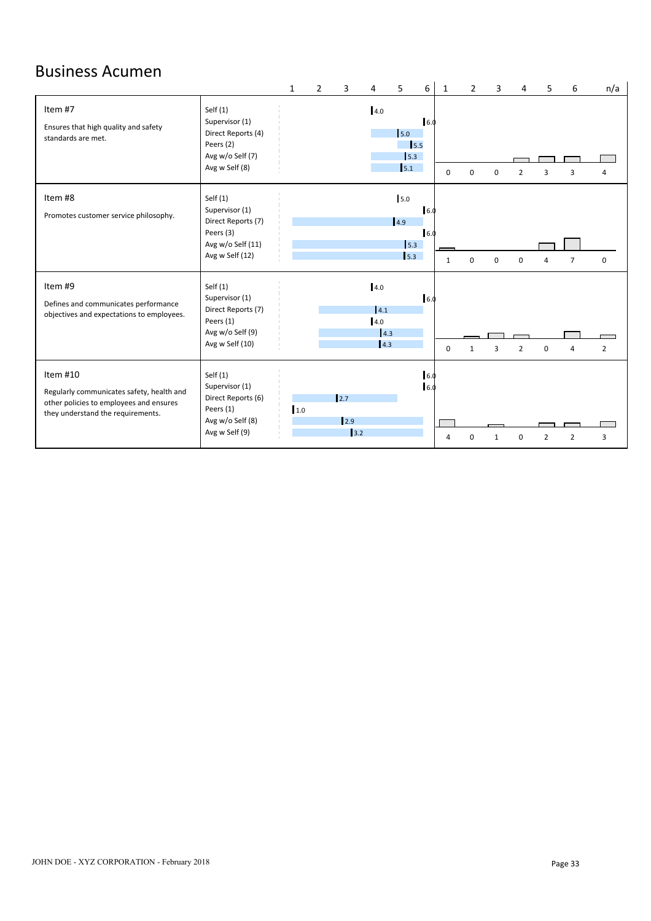## Business Acumen

| Item | Rater | Score | 1 | 2 | 3 | 4 | 5 | 6 | n/a |
|---|---|---|---|---|---|---|---|---|---|
| **Item #7**<br>Ensures that high quality and safety standards are met. | Self (1) | 4.0 | 0 | 0 | 0 | 2 | 3 | 3 | 4 |
| | Supervisor (1) | 6.0 | | | | | | | |
| | Direct Reports (4) | 5.0 | | | | | | | |
| | Peers (2) | 5.5 | | | | | | | |
| | Avg w/o Self (7) | 5.3 | | | | | | | |
| | Avg w Self (8) | 5.1 | | | | | | | |
| **Item #8**<br>Promotes customer service philosophy. | Self (1) | 5.0 | 1 | 0 | 0 | 0 | 4 | 7 | 0 |
| | Supervisor (1) | 6.0 | | | | | | | |
| | Direct Reports (7) | 4.9 | | | | | | | |
| | Peers (3) | 6.0 | | | | | | | |
| | Avg w/o Self (11) | 5.3 | | | | | | | |
| | Avg w Self (12) | 5.3 | | | | | | | |
| **Item #9**<br>Defines and communicates performance objectives and expectations to employees. | Self (1) | 4.0 | 0 | 1 | 3 | 2 | 0 | 4 | 2 |
| | Supervisor (1) | 6.0 | | | | | | | |
| | Direct Reports (7) | 4.1 | | | | | | | |
| | Peers (1) | 4.0 | | | | | | | |
| | Avg w/o Self (9) | 4.3 | | | | | | | |
| | Avg w Self (10) | 4.3 | | | | | | | |
| **Item #10**<br>Regularly communicates safety, health and other policies to employees and ensures they understand the requirements. | Self (1) | 6.0 | 4 | 0 | 1 | 0 | 2 | 2 | 3 |
| | Supervisor (1) | 6.0 | | | | | | | |
| | Direct Reports (6) | 2.7 | | | | | | | |
| | Peers (1) | 1.0 | | | | | | | |
| | Avg w/o Self (8) | 2.9 | | | | | | | |
| | Avg w Self (9) | 3.2 | | | | | | | |

JOHN DOE - XYZ CORPORATION - February 2018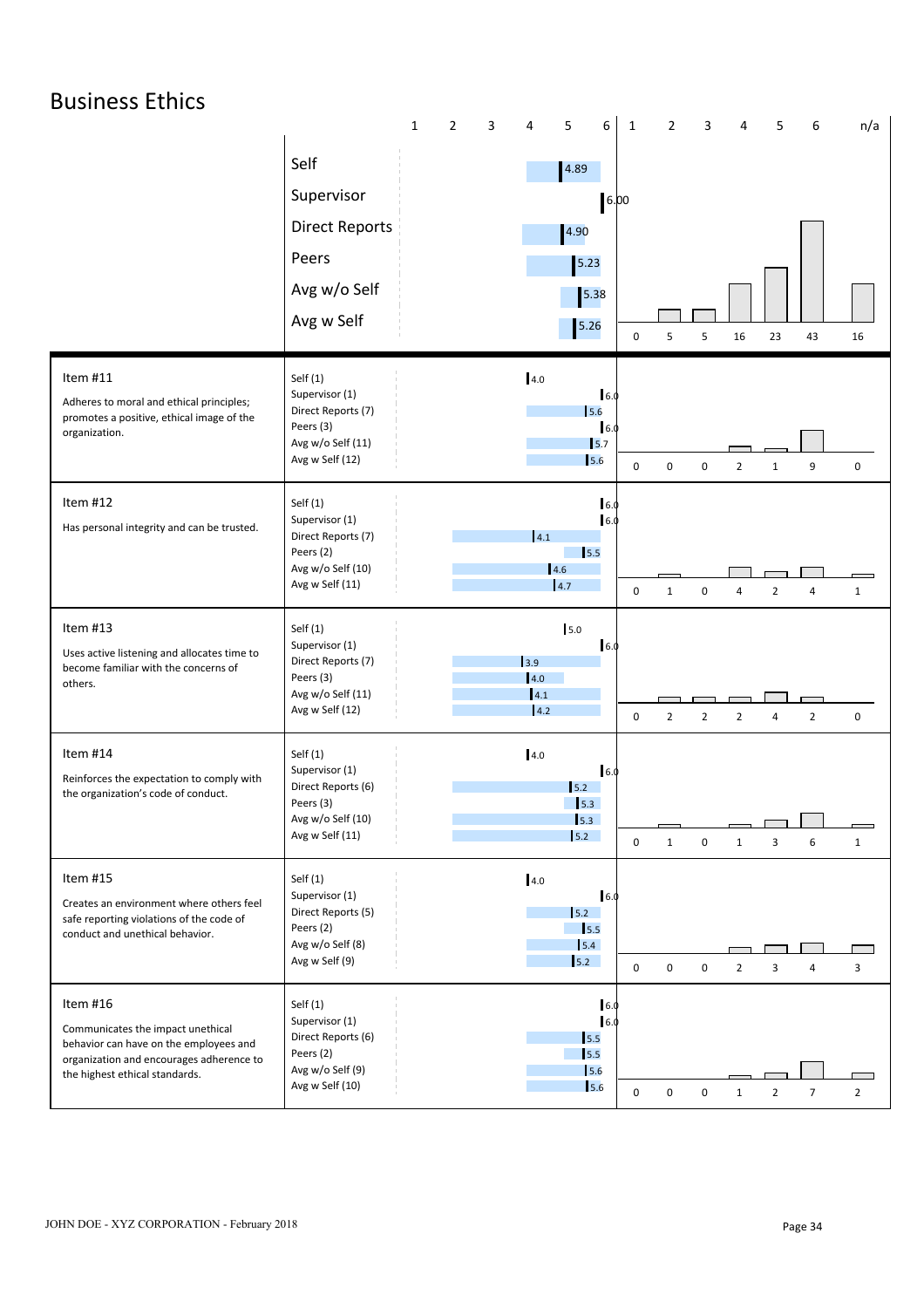# Business Ethics

| | Rater | Score (1–6) | 1 | 2 | 3 | 4 | 5 | 6 | n/a |
|---|---|---|---|---|---|---|---|---|---|
| | Self | 4.89 | 0 | 5 | 5 | 16 | 23 | 43 | 16 |
| | Supervisor | 6.00 | | | | | | | |
| | Direct Reports | 4.90 | | | | | | | |
| | Peers | 5.23 | | | | | | | |
| | Avg w/o Self | 5.38 | | | | | | | |
| | Avg w Self | 5.26 | | | | | | | |
| **Item #11** Adheres to moral and ethical principles; promotes a positive, ethical image of the organization. | Self (1) | 4.0 | 0 | 0 | 0 | 2 | 1 | 9 | 0 |
| | Supervisor (1) | 6.0 | | | | | | | |
| | Direct Reports (7) | 5.6 | | | | | | | |
| | Peers (3) | 6.0 | | | | | | | |
| | Avg w/o Self (11) | 5.7 | | | | | | | |
| | Avg w Self (12) | 5.6 | | | | | | | |
| **Item #12** Has personal integrity and can be trusted. | Self (1) | 6.0 | 0 | 1 | 0 | 4 | 2 | 4 | 1 |
| | Supervisor (1) | 6.0 | | | | | | | |
| | Direct Reports (7) | 4.1 | | | | | | | |
| | Peers (2) | 5.5 | | | | | | | |
| | Avg w/o Self (10) | 4.6 | | | | | | | |
| | Avg w Self (11) | 4.7 | | | | | | | |
| **Item #13** Uses active listening and allocates time to become familiar with the concerns of others. | Self (1) | 5.0 | 0 | 2 | 2 | 2 | 4 | 2 | 0 |
| | Supervisor (1) | 6.0 | | | | | | | |
| | Direct Reports (7) | 3.9 | | | | | | | |
| | Peers (3) | 4.0 | | | | | | | |
| | Avg w/o Self (11) | 4.1 | | | | | | | |
| | Avg w Self (12) | 4.2 | | | | | | | |
| **Item #14** Reinforces the expectation to comply with the organization's code of conduct. | Self (1) | 4.0 | 0 | 1 | 0 | 1 | 3 | 6 | 1 |
| | Supervisor (1) | 6.0 | | | | | | | |
| | Direct Reports (6) | 5.2 | | | | | | | |
| | Peers (3) | 5.3 | | | | | | | |
| | Avg w/o Self (10) | 5.3 | | | | | | | |
| | Avg w Self (11) | 5.2 | | | | | | | |
| **Item #15** Creates an environment where others feel safe reporting violations of the code of conduct and unethical behavior. | Self (1) | 4.0 | 0 | 0 | 0 | 2 | 3 | 4 | 3 |
| | Supervisor (1) | 6.0 | | | | | | | |
| | Direct Reports (5) | 5.2 | | | | | | | |
| | Peers (2) | 5.5 | | | | | | | |
| | Avg w/o Self (8) | 5.4 | | | | | | | |
| | Avg w Self (9) | 5.2 | | | | | | | |
| **Item #16** Communicates the impact unethical behavior can have on the employees and organization and encourages adherence to the highest ethical standards. | Self (1) | 6.0 | 0 | 0 | 0 | 1 | 2 | 7 | 2 |
| | Supervisor (1) | 6.0 | | | | | | | |
| | Direct Reports (6) | 5.5 | | | | | | | |
| | Peers (2) | 5.5 | | | | | | | |
| | Avg w/o Self (9) | 5.6 | | | | | | | |
| | Avg w Self (10) | 5.6 | | | | | | | |

JOHN DOE - XYZ CORPORATION - February 2018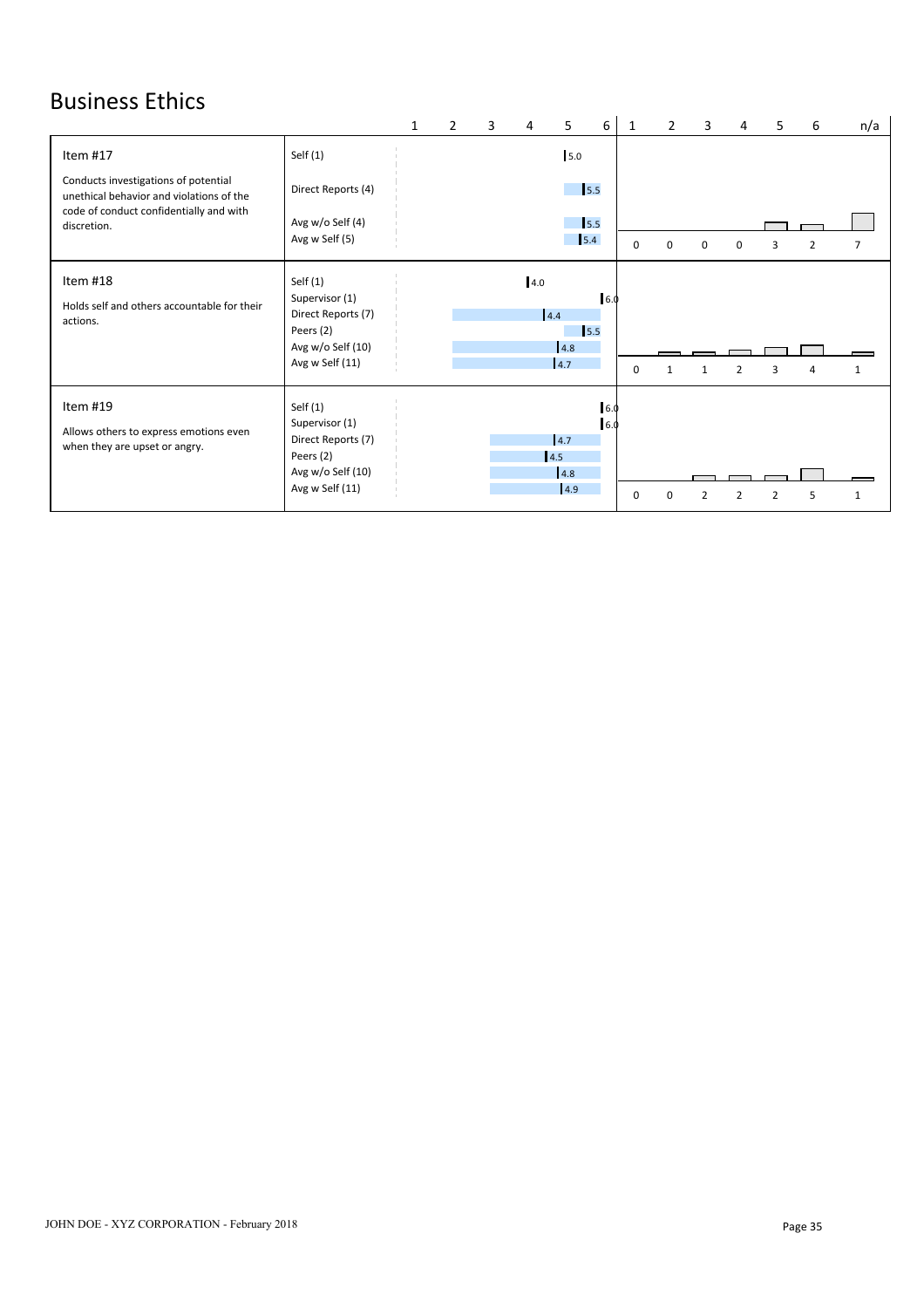# Business Ethics

| Item | Rater | Score (1–6) | 1 | 2 | 3 | 4 | 5 | 6 | n/a |
|---|---|---|---|---|---|---|---|---|---|
| **Item #17** Conducts investigations of potential unethical behavior and violations of the code of conduct confidentially and with discretion. | Self (1) | 5.0 | 0 | 0 | 0 | 0 | 3 | 2 | 7 |
| | Direct Reports (4) | 5.5 | | | | | | | |
| | Avg w/o Self (4) | 5.5 | | | | | | | |
| | Avg w Self (5) | 5.4 | | | | | | | |
| **Item #18** Holds self and others accountable for their actions. | Self (1) | 4.0 | 0 | 1 | 1 | 2 | 3 | 4 | 1 |
| | Supervisor (1) | 6.0 | | | | | | | |
| | Direct Reports (7) | 4.4 | | | | | | | |
| | Peers (2) | 5.5 | | | | | | | |
| | Avg w/o Self (10) | 4.8 | | | | | | | |
| | Avg w Self (11) | 4.7 | | | | | | | |
| **Item #19** Allows others to express emotions even when they are upset or angry. | Self (1) | 6.0 | 0 | 0 | 2 | 2 | 2 | 5 | 1 |
| | Supervisor (1) | 6.0 | | | | | | | |
| | Direct Reports (7) | 4.7 | | | | | | | |
| | Peers (2) | 4.5 | | | | | | | |
| | Avg w/o Self (10) | 4.8 | | | | | | | |
| | Avg w Self (11) | 4.9 | | | | | | | |

JOHN DOE - XYZ CORPORATION - February 2018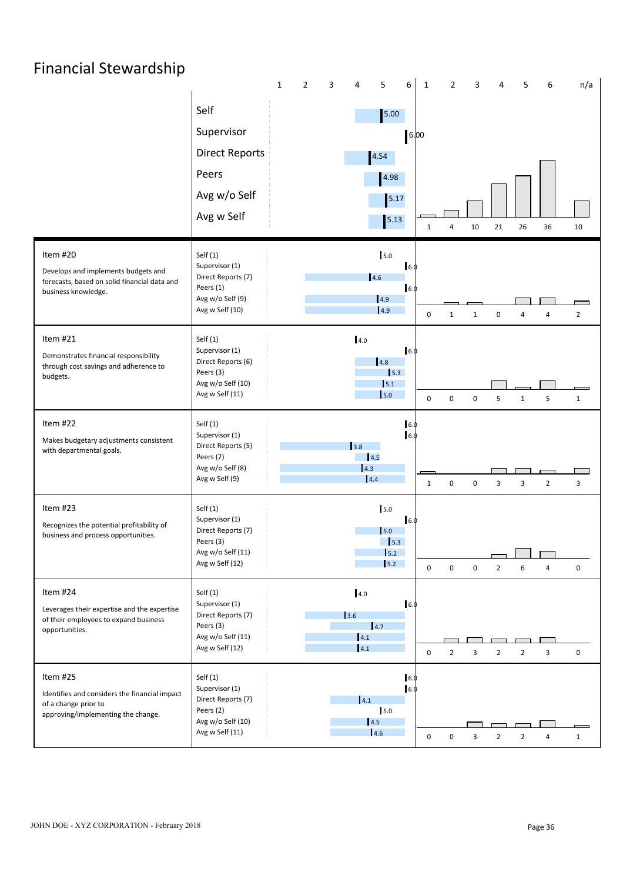# Financial Stewardship

| | Rater | Score |
|---|---|---|
| | Self | 5.00 |
| | Supervisor | 6.00 |
| | Direct Reports | 4.54 |
| | Peers | 4.98 |
| | Avg w/o Self | 5.17 |
| | Avg w Self | 5.13 |

Response distribution (overall):

| 1 | 2 | 3 | 4 | 5 | 6 | n/a |
|---|---|---|---|---|---|---|
| 1 | 4 | 10 | 21 | 26 | 36 | 10 |

| Item | Rater | Score | 1 | 2 | 3 | 4 | 5 | 6 | n/a |
|---|---|---|---|---|---|---|---|---|---|
| **Item #20** Develops and implements budgets and forecasts, based on solid financial data and business knowledge. | Self (1) | 5.0 | 0 | 1 | 1 | 0 | 4 | 4 | 2 |
| | Supervisor (1) | 6.0 | | | | | | | |
| | Direct Reports (7) | 4.6 | | | | | | | |
| | Peers (1) | 6.0 | | | | | | | |
| | Avg w/o Self (9) | 4.9 | | | | | | | |
| | Avg w Self (10) | 4.9 | | | | | | | |
| **Item #21** Demonstrates financial responsibility through cost savings and adherence to budgets. | Self (1) | 4.0 | 0 | 0 | 0 | 5 | 1 | 5 | 1 |
| | Supervisor (1) | 6.0 | | | | | | | |
| | Direct Reports (6) | 4.8 | | | | | | | |
| | Peers (3) | 5.3 | | | | | | | |
| | Avg w/o Self (10) | 5.1 | | | | | | | |
| | Avg w Self (11) | 5.0 | | | | | | | |
| **Item #22** Makes budgetary adjustments consistent with departmental goals. | Self (1) | 6.0 | 1 | 0 | 0 | 3 | 3 | 2 | 3 |
| | Supervisor (1) | 6.0 | | | | | | | |
| | Direct Reports (5) | 3.8 | | | | | | | |
| | Peers (2) | 4.5 | | | | | | | |
| | Avg w/o Self (8) | 4.3 | | | | | | | |
| | Avg w Self (9) | 4.4 | | | | | | | |
| **Item #23** Recognizes the potential profitability of business and process opportunities. | Self (1) | 5.0 | 0 | 0 | 0 | 2 | 6 | 4 | 0 |
| | Supervisor (1) | 6.0 | | | | | | | |
| | Direct Reports (7) | 5.0 | | | | | | | |
| | Peers (3) | 5.3 | | | | | | | |
| | Avg w/o Self (11) | 5.2 | | | | | | | |
| | Avg w Self (12) | 5.2 | | | | | | | |
| **Item #24** Leverages their expertise and the expertise of their employees to expand business opportunities. | Self (1) | 4.0 | 0 | 2 | 3 | 2 | 2 | 3 | 0 |
| | Supervisor (1) | 6.0 | | | | | | | |
| | Direct Reports (7) | 3.6 | | | | | | | |
| | Peers (3) | 4.7 | | | | | | | |
| | Avg w/o Self (11) | 4.1 | | | | | | | |
| | Avg w Self (12) | 4.1 | | | | | | | |
| **Item #25** Identifies and considers the financial impact of a change prior to approving/implementing the change. | Self (1) | 6.0 | 0 | 0 | 3 | 2 | 2 | 4 | 1 |
| | Supervisor (1) | 6.0 | | | | | | | |
| | Direct Reports (7) | 4.1 | | | | | | | |
| | Peers (2) | 5.0 | | | | | | | |
| | Avg w/o Self (10) | 4.5 | | | | | | | |
| | Avg w Self (11) | 4.6 | | | | | | | |

JOHN DOE - XYZ CORPORATION - February 2018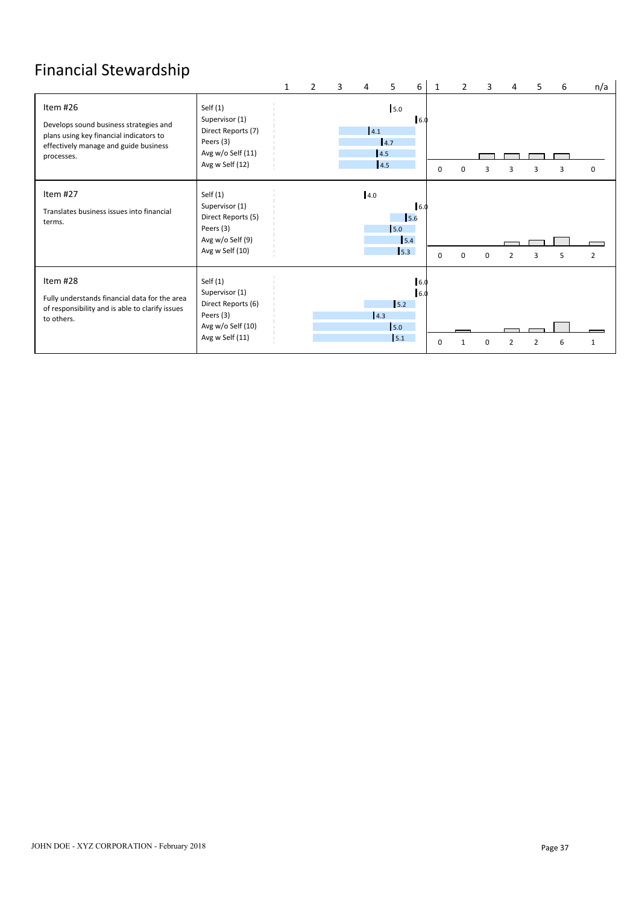# Financial Stewardship

| Item | Rater Group | Score | 1 | 2 | 3 | 4 | 5 | 6 | n/a |
|---|---|---|---|---|---|---|---|---|---|
| **Item #26**<br>Develops sound business strategies and plans using key financial indicators to effectively manage and guide business processes. | Self (1) | 5.0 | 0 | 0 | 3 | 3 | 3 | 3 | 0 |
| | Supervisor (1) | 6.0 | | | | | | | |
| | Direct Reports (7) | 4.1 | | | | | | | |
| | Peers (3) | 4.7 | | | | | | | |
| | Avg w/o Self (11) | 4.5 | | | | | | | |
| | Avg w Self (12) | 4.5 | | | | | | | |
| **Item #27**<br>Translates business issues into financial terms. | Self (1) | 4.0 | 0 | 0 | 0 | 2 | 3 | 5 | 2 |
| | Supervisor (1) | 6.0 | | | | | | | |
| | Direct Reports (5) | 5.6 | | | | | | | |
| | Peers (3) | 5.0 | | | | | | | |
| | Avg w/o Self (9) | 5.4 | | | | | | | |
| | Avg w Self (10) | 5.3 | | | | | | | |
| **Item #28**<br>Fully understands financial data for the area of responsibility and is able to clarify issues to others. | Self (1) | 6.0 | 0 | 1 | 0 | 2 | 2 | 6 | 1 |
| | Supervisor (1) | 6.0 | | | | | | | |
| | Direct Reports (6) | 5.2 | | | | | | | |
| | Peers (3) | 4.3 | | | | | | | |
| | Avg w/o Self (10) | 5.0 | | | | | | | |
| | Avg w Self (11) | 5.1 | | | | | | | |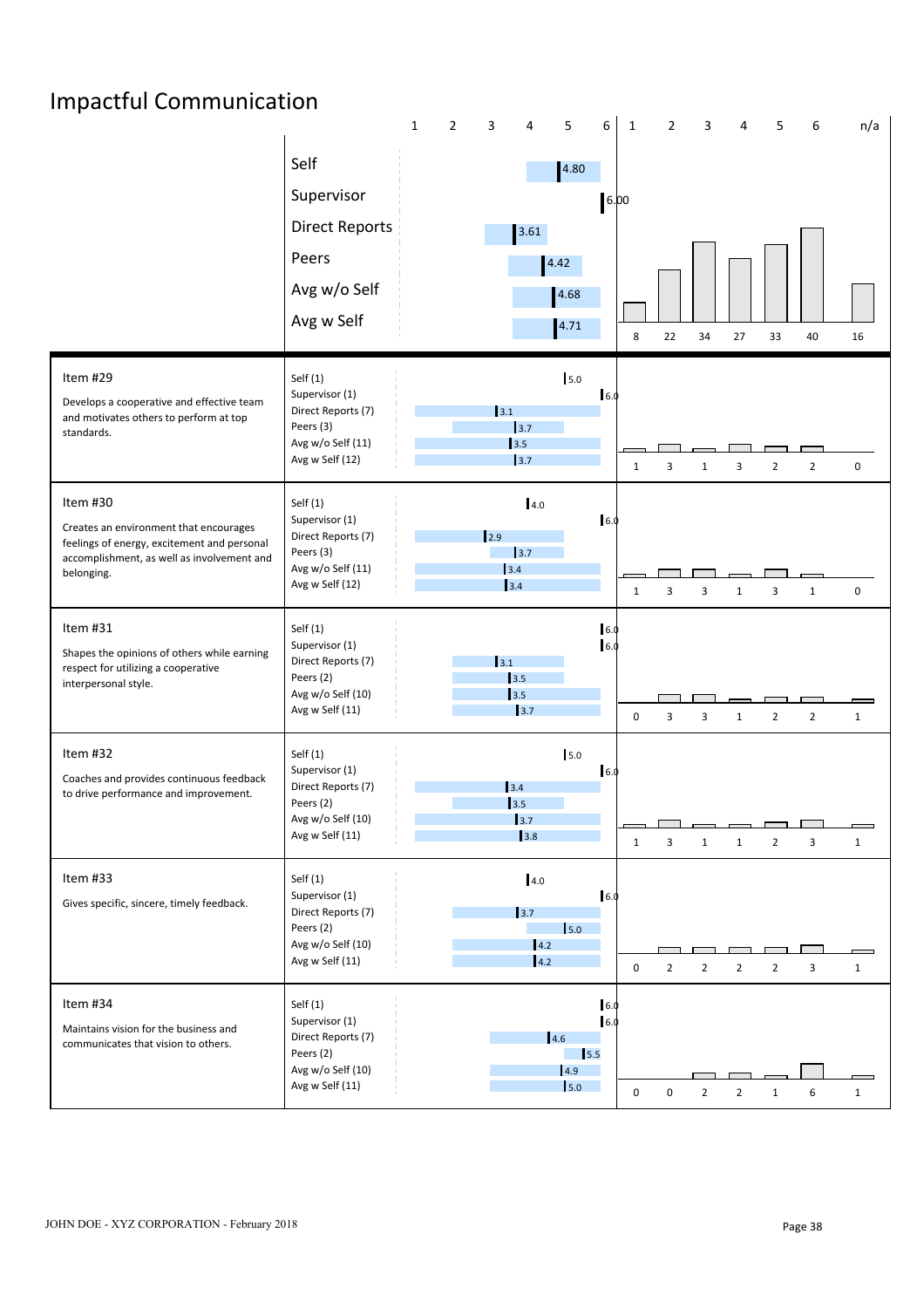# Impactful Communication

| | Rater | Score |
|---|---|---|
| | Self | 4.80 |
| | Supervisor | 6.00 |
| | Direct Reports | 3.61 |
| | Peers | 4.42 |
| | Avg w/o Self | 4.68 |
| | Avg w Self | 4.71 |

Response distribution (overall): 1: 8 | 2: 22 | 3: 34 | 4: 27 | 5: 33 | 6: 40 | n/a: 16

| Item | Rater | Score | 1 | 2 | 3 | 4 | 5 | 6 | n/a |
|---|---|---|---|---|---|---|---|---|---|
| **Item #29** Develops a cooperative and effective team and motivates others to perform at top standards. | Self (1) | 5.0 | 1 | 3 | 1 | 3 | 2 | 2 | 0 |
| | Supervisor (1) | 6.0 | | | | | | | |
| | Direct Reports (7) | 3.1 | | | | | | | |
| | Peers (3) | 3.7 | | | | | | | |
| | Avg w/o Self (11) | 3.5 | | | | | | | |
| | Avg w Self (12) | 3.7 | | | | | | | |
| **Item #30** Creates an environment that encourages feelings of energy, excitement and personal accomplishment, as well as involvement and belonging. | Self (1) | 4.0 | 1 | 3 | 3 | 1 | 3 | 1 | 0 |
| | Supervisor (1) | 6.0 | | | | | | | |
| | Direct Reports (7) | 2.9 | | | | | | | |
| | Peers (3) | 3.7 | | | | | | | |
| | Avg w/o Self (11) | 3.4 | | | | | | | |
| | Avg w Self (12) | 3.4 | | | | | | | |
| **Item #31** Shapes the opinions of others while earning respect for utilizing a cooperative interpersonal style. | Self (1) | 6.0 | 0 | 3 | 3 | 1 | 2 | 2 | 1 |
| | Supervisor (1) | 6.0 | | | | | | | |
| | Direct Reports (7) | 3.1 | | | | | | | |
| | Peers (2) | 3.5 | | | | | | | |
| | Avg w/o Self (10) | 3.5 | | | | | | | |
| | Avg w Self (11) | 3.7 | | | | | | | |
| **Item #32** Coaches and provides continuous feedback to drive performance and improvement. | Self (1) | 5.0 | 1 | 3 | 1 | 1 | 2 | 3 | 1 |
| | Supervisor (1) | 6.0 | | | | | | | |
| | Direct Reports (7) | 3.4 | | | | | | | |
| | Peers (2) | 3.5 | | | | | | | |
| | Avg w/o Self (10) | 3.7 | | | | | | | |
| | Avg w Self (11) | 3.8 | | | | | | | |
| **Item #33** Gives specific, sincere, timely feedback. | Self (1) | 4.0 | 0 | 2 | 2 | 2 | 2 | 3 | 1 |
| | Supervisor (1) | 6.0 | | | | | | | |
| | Direct Reports (7) | 3.7 | | | | | | | |
| | Peers (2) | 5.0 | | | | | | | |
| | Avg w/o Self (10) | 4.2 | | | | | | | |
| | Avg w Self (11) | 4.2 | | | | | | | |
| **Item #34** Maintains vision for the business and communicates that vision to others. | Self (1) | 6.0 | 0 | 0 | 2 | 2 | 1 | 6 | 1 |
| | Supervisor (1) | 6.0 | | | | | | | |
| | Direct Reports (7) | 4.6 | | | | | | | |
| | Peers (2) | 5.5 | | | | | | | |
| | Avg w/o Self (10) | 4.9 | | | | | | | |
| | Avg w Self (11) | 5.0 | | | | | | | |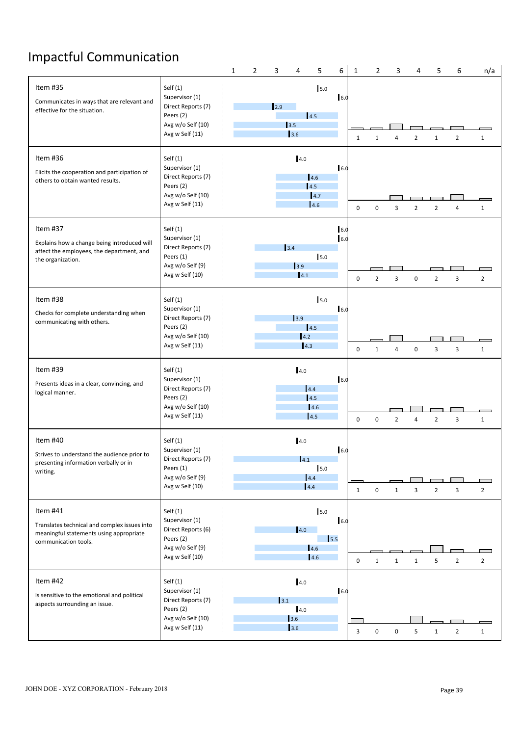# Impactful Communication

| Item | Rater | Score | 1 | 2 | 3 | 4 | 5 | 6 | n/a |
|---|---|---|---|---|---|---|---|---|---|
| **Item #35** Communicates in ways that are relevant and effective for the situation. | Self (1) | 5.0 | 1 | 1 | 4 | 2 | 1 | 2 | 1 |
| | Supervisor (1) | 6.0 | | | | | | | |
| | Direct Reports (7) | 2.9 | | | | | | | |
| | Peers (2) | 4.5 | | | | | | | |
| | Avg w/o Self (10) | 3.5 | | | | | | | |
| | Avg w Self (11) | 3.6 | | | | | | | |
| **Item #36** Elicits the cooperation and participation of others to obtain wanted results. | Self (1) | 4.0 | 0 | 0 | 3 | 2 | 2 | 4 | 1 |
| | Supervisor (1) | 6.0 | | | | | | | |
| | Direct Reports (7) | 4.6 | | | | | | | |
| | Peers (2) | 4.5 | | | | | | | |
| | Avg w/o Self (10) | 4.7 | | | | | | | |
| | Avg w Self (11) | 4.6 | | | | | | | |
| **Item #37** Explains how a change being introduced will affect the employees, the department, and the organization. | Self (1) | 6.0 | 0 | 2 | 3 | 0 | 2 | 3 | 2 |
| | Supervisor (1) | 6.0 | | | | | | | |
| | Direct Reports (7) | 3.4 | | | | | | | |
| | Peers (1) | 5.0 | | | | | | | |
| | Avg w/o Self (9) | 3.9 | | | | | | | |
| | Avg w Self (10) | 4.1 | | | | | | | |
| **Item #38** Checks for complete understanding when communicating with others. | Self (1) | 5.0 | 0 | 1 | 4 | 0 | 3 | 3 | 1 |
| | Supervisor (1) | 6.0 | | | | | | | |
| | Direct Reports (7) | 3.9 | | | | | | | |
| | Peers (2) | 4.5 | | | | | | | |
| | Avg w/o Self (10) | 4.2 | | | | | | | |
| | Avg w Self (11) | 4.3 | | | | | | | |
| **Item #39** Presents ideas in a clear, convincing, and logical manner. | Self (1) | 4.0 | 0 | 0 | 2 | 4 | 2 | 3 | 1 |
| | Supervisor (1) | 6.0 | | | | | | | |
| | Direct Reports (7) | 4.4 | | | | | | | |
| | Peers (2) | 4.5 | | | | | | | |
| | Avg w/o Self (10) | 4.6 | | | | | | | |
| | Avg w Self (11) | 4.5 | | | | | | | |
| **Item #40** Strives to understand the audience prior to presenting information verbally or in writing. | Self (1) | 4.0 | 1 | 0 | 1 | 3 | 2 | 3 | 2 |
| | Supervisor (1) | 6.0 | | | | | | | |
| | Direct Reports (7) | 4.1 | | | | | | | |
| | Peers (1) | 5.0 | | | | | | | |
| | Avg w/o Self (9) | 4.4 | | | | | | | |
| | Avg w Self (10) | 4.4 | | | | | | | |
| **Item #41** Translates technical and complex issues into meaningful statements using appropriate communication tools. | Self (1) | 5.0 | 0 | 1 | 1 | 1 | 5 | 2 | 2 |
| | Supervisor (1) | 6.0 | | | | | | | |
| | Direct Reports (6) | 4.0 | | | | | | | |
| | Peers (2) | 5.5 | | | | | | | |
| | Avg w/o Self (9) | 4.6 | | | | | | | |
| | Avg w Self (10) | 4.6 | | | | | | | |
| **Item #42** Is sensitive to the emotional and political aspects surrounding an issue. | Self (1) | 4.0 | 3 | 0 | 0 | 5 | 1 | 2 | 1 |
| | Supervisor (1) | 6.0 | | | | | | | |
| | Direct Reports (7) | 3.1 | | | | | | | |
| | Peers (2) | 4.0 | | | | | | | |
| | Avg w/o Self (10) | 3.6 | | | | | | | |
| | Avg w Self (11) | 3.6 | | | | | | | |

JOHN DOE - XYZ CORPORATION - February 2018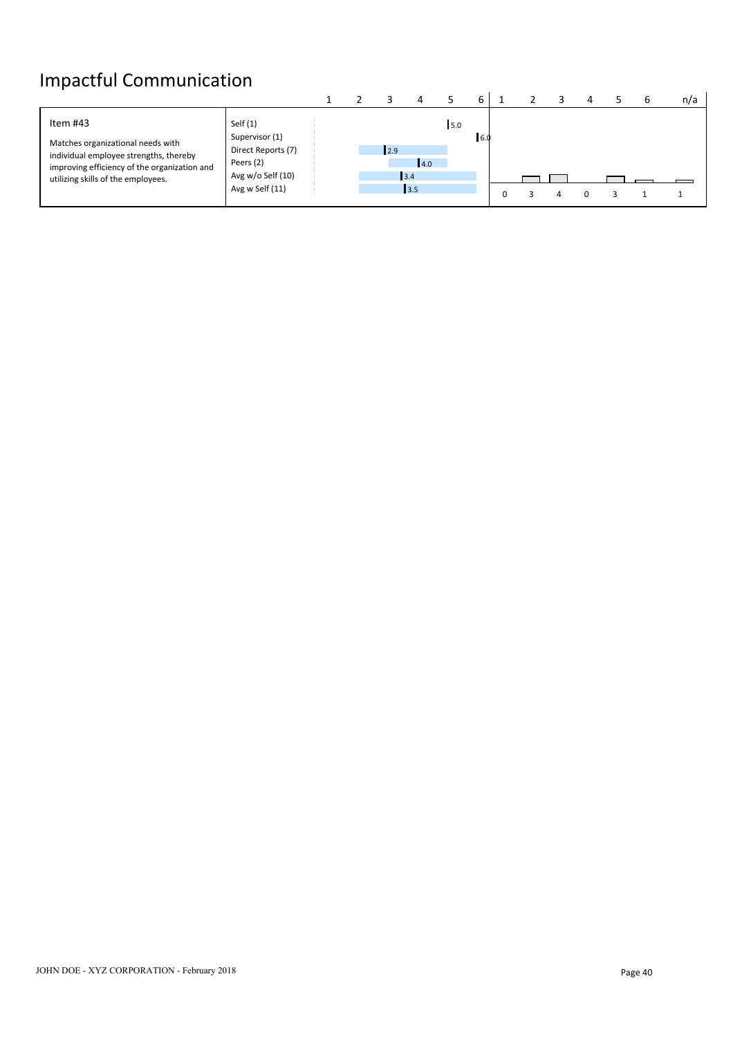# Impactful Communication

| Item | Rater | Score (1–6) | 1 | 2 | 3 | 4 | 5 | 6 | n/a |
|---|---|---|---|---|---|---|---|---|---|
| **Item #43**<br><br>Matches organizational needs with individual employee strengths, thereby improving efficiency of the organization and utilizing skills of the employees. | Self (1) | 5.0 | | | | | | | |
| | Supervisor (1) | 6.0 | | | | | | | |
| | Direct Reports (7) | 2.9 | | | | | | | |
| | Peers (2) | 4.0 | | | | | | | |
| | Avg w/o Self (10) | 3.4 | | | | | | | |
| | Avg w Self (11) | 3.5 | 0 | 3 | 4 | 0 | 3 | 1 | 1 |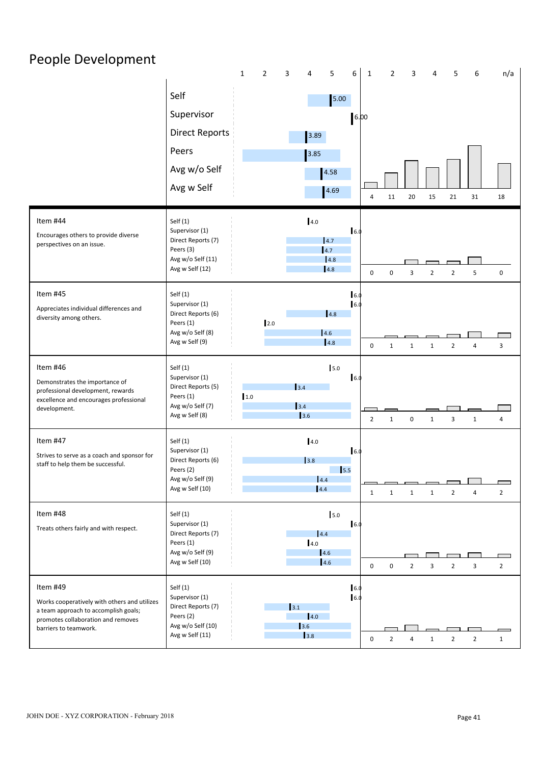# People Development

| | Score | 1 | 2 | 3 | 4 | 5 | 6 | n/a |
|---|---|---|---|---|---|---|---|---|
| Self | 5.00 | 4 | 11 | 20 | 15 | 21 | 31 | 18 |
| Supervisor | 6.00 | | | | | | | |
| Direct Reports | 3.89 | | | | | | | |
| Peers | 3.85 | | | | | | | |
| Avg w/o Self | 4.58 | | | | | | | |
| Avg w Self | 4.69 | | | | | | | |

## Item #44

Encourages others to provide diverse perspectives on an issue.

| Rater | Score |
|---|---|
| Self (1) | 4.0 |
| Supervisor (1) | 6.0 |
| Direct Reports (7) | 4.7 |
| Peers (3) | 4.7 |
| Avg w/o Self (11) | 4.8 |
| Avg w Self (12) | 4.8 |

| 1 | 2 | 3 | 4 | 5 | 6 | n/a |
|---|---|---|---|---|---|---|
| 0 | 0 | 3 | 2 | 2 | 5 | 0 |

## Item #45

Appreciates individual differences and diversity among others.

| Rater | Score |
|---|---|
| Self (1) | 6.0 |
| Supervisor (1) | 6.0 |
| Direct Reports (6) | 4.8 |
| Peers (1) | 2.0 |
| Avg w/o Self (8) | 4.6 |
| Avg w Self (9) | 4.8 |

| 1 | 2 | 3 | 4 | 5 | 6 | n/a |
|---|---|---|---|---|---|---|
| 0 | 1 | 1 | 1 | 2 | 4 | 3 |

## Item #46

Demonstrates the importance of professional development, rewards excellence and encourages professional development.

| Rater | Score |
|---|---|
| Self (1) | 5.0 |
| Supervisor (1) | 6.0 |
| Direct Reports (5) | 3.4 |
| Peers (1) | 1.0 |
| Avg w/o Self (7) | 3.4 |
| Avg w Self (8) | 3.6 |

| 1 | 2 | 3 | 4 | 5 | 6 | n/a |
|---|---|---|---|---|---|---|
| 2 | 1 | 0 | 1 | 3 | 1 | 4 |

## Item #47

Strives to serve as a coach and sponsor for staff to help them be successful.

| Rater | Score |
|---|---|
| Self (1) | 4.0 |
| Supervisor (1) | 6.0 |
| Direct Reports (6) | 3.8 |
| Peers (2) | 5.5 |
| Avg w/o Self (9) | 4.4 |
| Avg w Self (10) | 4.4 |

| 1 | 2 | 3 | 4 | 5 | 6 | n/a |
|---|---|---|---|---|---|---|
| 1 | 1 | 1 | 1 | 2 | 4 | 2 |

## Item #48

Treats others fairly and with respect.

| Rater | Score |
|---|---|
| Self (1) | 5.0 |
| Supervisor (1) | 6.0 |
| Direct Reports (7) | 4.4 |
| Peers (1) | 4.0 |
| Avg w/o Self (9) | 4.6 |
| Avg w Self (10) | 4.6 |

| 1 | 2 | 3 | 4 | 5 | 6 | n/a |
|---|---|---|---|---|---|---|
| 0 | 0 | 2 | 3 | 2 | 3 | 2 |

## Item #49

Works cooperatively with others and utilizes a team approach to accomplish goals; promotes collaboration and removes barriers to teamwork.

| Rater | Score |
|---|---|
| Self (1) | 6.0 |
| Supervisor (1) | 6.0 |
| Direct Reports (7) | 3.1 |
| Peers (2) | 4.0 |
| Avg w/o Self (10) | 3.6 |
| Avg w Self (11) | 3.8 |

| 1 | 2 | 3 | 4 | 5 | 6 | n/a |
|---|---|---|---|---|---|---|
| 0 | 2 | 4 | 1 | 2 | 2 | 1 |

JOHN DOE - XYZ CORPORATION - February 2018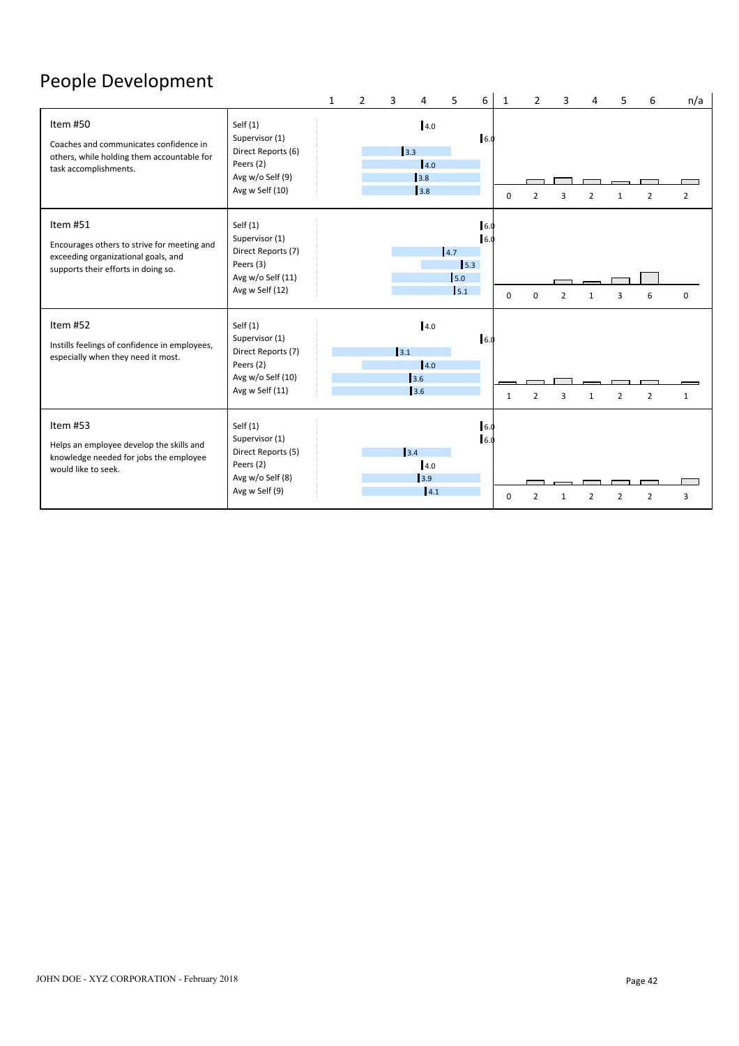# People Development

| Item | Rater | Score | 1 | 2 | 3 | 4 | 5 | 6 | n/a |
|---|---|---|---|---|---|---|---|---|---|
| **Item #50**<br>Coaches and communicates confidence in others, while holding them accountable for task accomplishments. | Self (1) | 4.0 | 0 | 2 | 3 | 2 | 1 | 2 | 2 |
| | Supervisor (1) | 6.0 | | | | | | | |
| | Direct Reports (6) | 3.3 | | | | | | | |
| | Peers (2) | 4.0 | | | | | | | |
| | Avg w/o Self (9) | 3.8 | | | | | | | |
| | Avg w Self (10) | 3.8 | | | | | | | |
| **Item #51**<br>Encourages others to strive for meeting and exceeding organizational goals, and supports their efforts in doing so. | Self (1) | 6.0 | 0 | 0 | 2 | 1 | 3 | 6 | 0 |
| | Supervisor (1) | 6.0 | | | | | | | |
| | Direct Reports (7) | 4.7 | | | | | | | |
| | Peers (3) | 5.3 | | | | | | | |
| | Avg w/o Self (11) | 5.0 | | | | | | | |
| | Avg w Self (12) | 5.1 | | | | | | | |
| **Item #52**<br>Instills feelings of confidence in employees, especially when they need it most. | Self (1) | 4.0 | 1 | 2 | 3 | 1 | 2 | 2 | 1 |
| | Supervisor (1) | 6.0 | | | | | | | |
| | Direct Reports (7) | 3.1 | | | | | | | |
| | Peers (2) | 4.0 | | | | | | | |
| | Avg w/o Self (10) | 3.6 | | | | | | | |
| | Avg w Self (11) | 3.6 | | | | | | | |
| **Item #53**<br>Helps an employee develop the skills and knowledge needed for jobs the employee would like to seek. | Self (1) | 6.0 | 0 | 2 | 1 | 2 | 2 | 2 | 3 |
| | Supervisor (1) | 6.0 | | | | | | | |
| | Direct Reports (5) | 3.4 | | | | | | | |
| | Peers (2) | 4.0 | | | | | | | |
| | Avg w/o Self (8) | 3.9 | | | | | | | |
| | Avg w Self (9) | 4.1 | | | | | | | |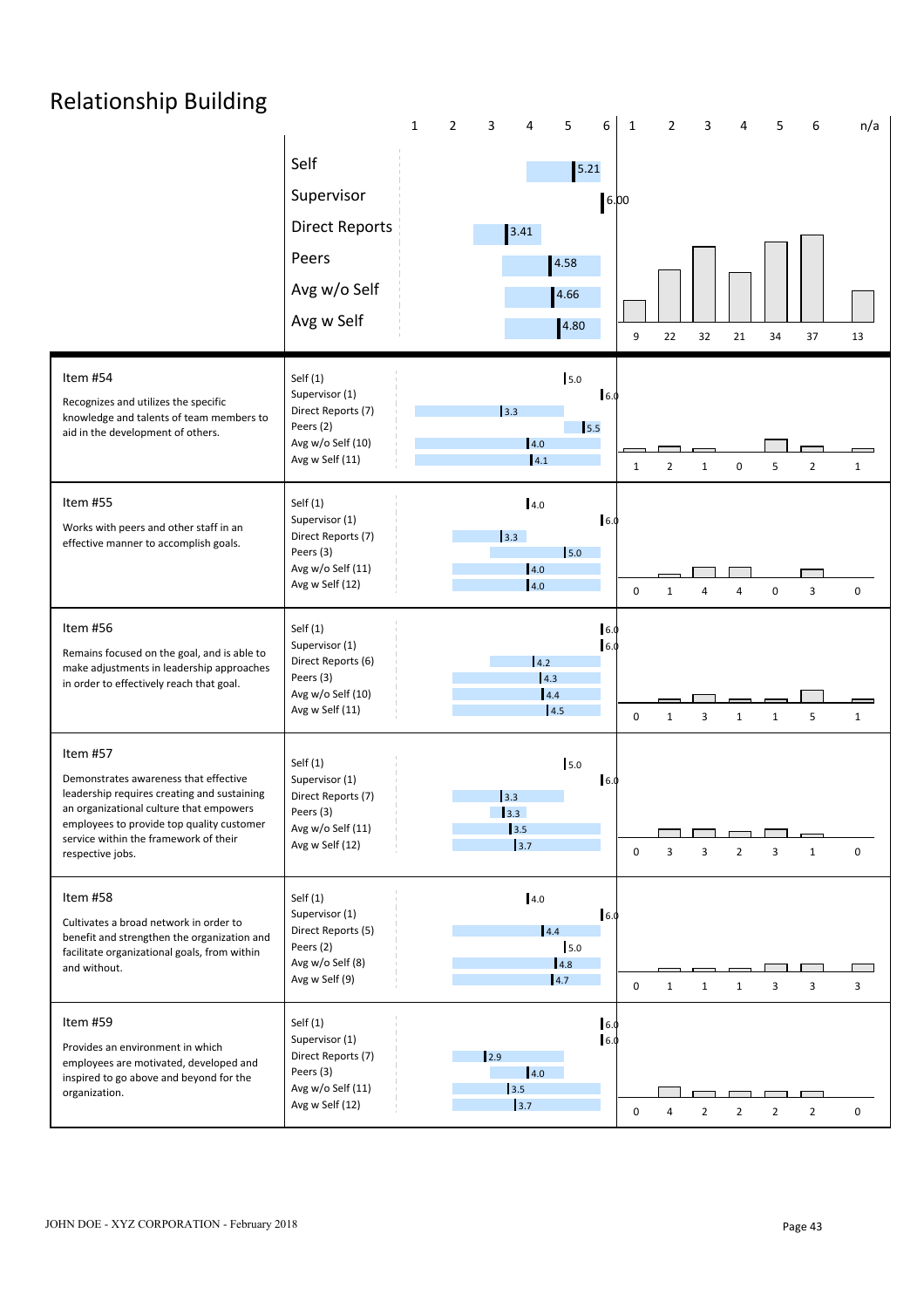# Relationship Building

| | Rater | Score | 1 | 2 | 3 | 4 | 5 | 6 | n/a |
|---|---|---|---|---|---|---|---|---|---|
| | Self | 5.21 | 9 | 22 | 32 | 21 | 34 | 37 | 13 |
| | Supervisor | 6.00 | | | | | | | |
| | Direct Reports | 3.41 | | | | | | | |
| | Peers | 4.58 | | | | | | | |
| | Avg w/o Self | 4.66 | | | | | | | |
| | Avg w Self | 4.80 | | | | | | | |
| **Item #54** Recognizes and utilizes the specific knowledge and talents of team members to aid in the development of others. | Self (1) | 5.0 | 1 | 2 | 1 | 0 | 5 | 2 | 1 |
| | Supervisor (1) | 6.0 | | | | | | | |
| | Direct Reports (7) | 3.3 | | | | | | | |
| | Peers (2) | 5.5 | | | | | | | |
| | Avg w/o Self (10) | 4.0 | | | | | | | |
| | Avg w Self (11) | 4.1 | | | | | | | |
| **Item #55** Works with peers and other staff in an effective manner to accomplish goals. | Self (1) | 4.0 | 0 | 1 | 4 | 4 | 0 | 3 | 0 |
| | Supervisor (1) | 6.0 | | | | | | | |
| | Direct Reports (7) | 3.3 | | | | | | | |
| | Peers (3) | 5.0 | | | | | | | |
| | Avg w/o Self (11) | 4.0 | | | | | | | |
| | Avg w Self (12) | 4.0 | | | | | | | |
| **Item #56** Remains focused on the goal, and is able to make adjustments in leadership approaches in order to effectively reach that goal. | Self (1) | 6.0 | 0 | 1 | 3 | 1 | 1 | 5 | 1 |
| | Supervisor (1) | 6.0 | | | | | | | |
| | Direct Reports (6) | 4.2 | | | | | | | |
| | Peers (3) | 4.3 | | | | | | | |
| | Avg w/o Self (10) | 4.4 | | | | | | | |
| | Avg w Self (11) | 4.5 | | | | | | | |
| **Item #57** Demonstrates awareness that effective leadership requires creating and sustaining an organizational culture that empowers employees to provide top quality customer service within the framework of their respective jobs. | Self (1) | 5.0 | 0 | 3 | 3 | 2 | 3 | 1 | 0 |
| | Supervisor (1) | 6.0 | | | | | | | |
| | Direct Reports (7) | 3.3 | | | | | | | |
| | Peers (3) | 3.3 | | | | | | | |
| | Avg w/o Self (11) | 3.5 | | | | | | | |
| | Avg w Self (12) | 3.7 | | | | | | | |
| **Item #58** Cultivates a broad network in order to benefit and strengthen the organization and facilitate organizational goals, from within and without. | Self (1) | 4.0 | 0 | 1 | 1 | 1 | 3 | 3 | 3 |
| | Supervisor (1) | 6.0 | | | | | | | |
| | Direct Reports (5) | 4.4 | | | | | | | |
| | Peers (2) | 5.0 | | | | | | | |
| | Avg w/o Self (8) | 4.8 | | | | | | | |
| | Avg w Self (9) | 4.7 | | | | | | | |
| **Item #59** Provides an environment in which employees are motivated, developed and inspired to go above and beyond for the organization. | Self (1) | 6.0 | 0 | 4 | 2 | 2 | 2 | 2 | 0 |
| | Supervisor (1) | 6.0 | | | | | | | |
| | Direct Reports (7) | 2.9 | | | | | | | |
| | Peers (3) | 4.0 | | | | | | | |
| | Avg w/o Self (11) | 3.5 | | | | | | | |
| | Avg w Self (12) | 3.7 | | | | | | | |

JOHN DOE - XYZ CORPORATION - February 2018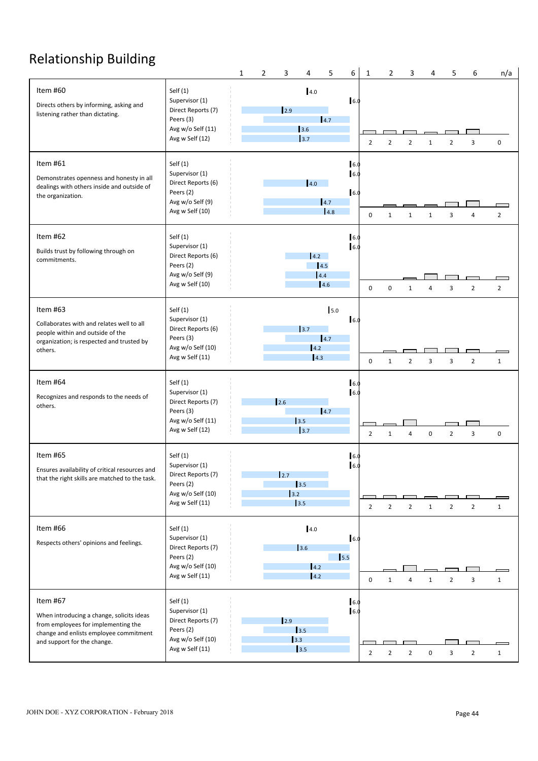# Relationship Building

| Item | Rater (n) | Score | 1 | 2 | 3 | 4 | 5 | 6 | n/a |
|---|---|---|---|---|---|---|---|---|---|
| **Item #60** Directs others by informing, asking and listening rather than dictating. | Self (1) | 4.0 | 2 | 2 | 2 | 1 | 2 | 3 | 0 |
| | Supervisor (1) | 6.0 | | | | | | | |
| | Direct Reports (7) | 2.9 | | | | | | | |
| | Peers (3) | 4.7 | | | | | | | |
| | Avg w/o Self (11) | 3.6 | | | | | | | |
| | Avg w Self (12) | 3.7 | | | | | | | |
| **Item #61** Demonstrates openness and honesty in all dealings with others inside and outside of the organization. | Self (1) | 6.0 | 0 | 1 | 1 | 1 | 3 | 4 | 2 |
| | Supervisor (1) | 6.0 | | | | | | | |
| | Direct Reports (6) | 4.0 | | | | | | | |
| | Peers (2) | 6.0 | | | | | | | |
| | Avg w/o Self (9) | 4.7 | | | | | | | |
| | Avg w Self (10) | 4.8 | | | | | | | |
| **Item #62** Builds trust by following through on commitments. | Self (1) | 6.0 | 0 | 0 | 1 | 4 | 3 | 2 | 2 |
| | Supervisor (1) | 6.0 | | | | | | | |
| | Direct Reports (6) | 4.2 | | | | | | | |
| | Peers (2) | 4.5 | | | | | | | |
| | Avg w/o Self (9) | 4.4 | | | | | | | |
| | Avg w Self (10) | 4.6 | | | | | | | |
| **Item #63** Collaborates with and relates well to all people within and outside of the organization; is respected and trusted by others. | Self (1) | 5.0 | 0 | 1 | 2 | 3 | 3 | 2 | 1 |
| | Supervisor (1) | 6.0 | | | | | | | |
| | Direct Reports (6) | 3.7 | | | | | | | |
| | Peers (3) | 4.7 | | | | | | | |
| | Avg w/o Self (10) | 4.2 | | | | | | | |
| | Avg w Self (11) | 4.3 | | | | | | | |
| **Item #64** Recognizes and responds to the needs of others. | Self (1) | 6.0 | 2 | 1 | 4 | 0 | 2 | 3 | 0 |
| | Supervisor (1) | 6.0 | | | | | | | |
| | Direct Reports (7) | 2.6 | | | | | | | |
| | Peers (3) | 4.7 | | | | | | | |
| | Avg w/o Self (11) | 3.5 | | | | | | | |
| | Avg w Self (12) | 3.7 | | | | | | | |
| **Item #65** Ensures availability of critical resources and that the right skills are matched to the task. | Self (1) | 6.0 | 2 | 2 | 2 | 1 | 2 | 2 | 1 |
| | Supervisor (1) | 6.0 | | | | | | | |
| | Direct Reports (7) | 2.7 | | | | | | | |
| | Peers (2) | 3.5 | | | | | | | |
| | Avg w/o Self (10) | 3.2 | | | | | | | |
| | Avg w Self (11) | 3.5 | | | | | | | |
| **Item #66** Respects others' opinions and feelings. | Self (1) | 4.0 | 0 | 1 | 4 | 1 | 2 | 3 | 1 |
| | Supervisor (1) | 6.0 | | | | | | | |
| | Direct Reports (7) | 3.6 | | | | | | | |
| | Peers (2) | 5.5 | | | | | | | |
| | Avg w/o Self (10) | 4.2 | | | | | | | |
| | Avg w Self (11) | 4.2 | | | | | | | |
| **Item #67** When introducing a change, solicits ideas from employees for implementing the change and enlists employee commitment and support for the change. | Self (1) | 6.0 | 2 | 2 | 2 | 0 | 3 | 2 | 1 |
| | Supervisor (1) | 6.0 | | | | | | | |
| | Direct Reports (7) | 2.9 | | | | | | | |
| | Peers (2) | 3.5 | | | | | | | |
| | Avg w/o Self (10) | 3.3 | | | | | | | |
| | Avg w Self (11) | 3.5 | | | | | | | |

JOHN DOE - XYZ CORPORATION - February 2018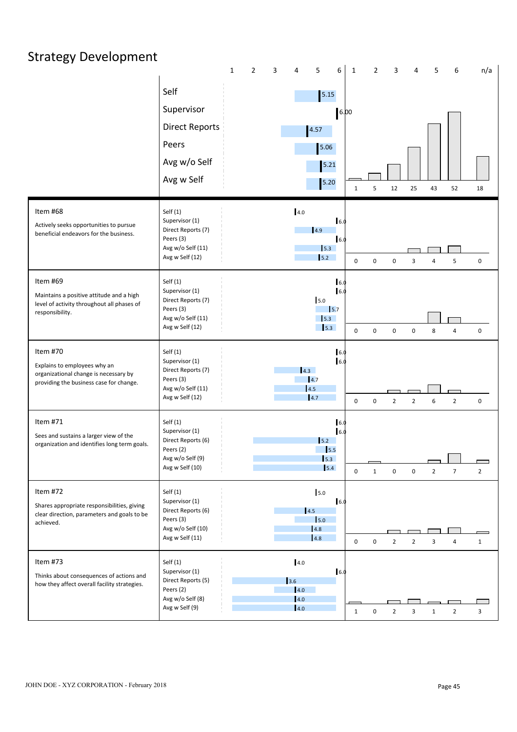# Strategy Development

| Rater | Score |
|---|---|
| Self | 5.15 |
| Supervisor | 6.00 |
| Direct Reports | 4.57 |
| Peers | 5.06 |
| Avg w/o Self | 5.21 |
| Avg w Self | 5.20 |

| 1 | 2 | 3 | 4 | 5 | 6 | n/a |
|---|---|---|---|---|---|---|
| 1 | 5 | 12 | 25 | 43 | 52 | 18 |

## Item #68

Actively seeks opportunities to pursue beneficial endeavors for the business.

| Rater | Score |
|---|---|
| Self (1) | 4.0 |
| Supervisor (1) | 6.0 |
| Direct Reports (7) | 4.9 |
| Peers (3) | 6.0 |
| Avg w/o Self (11) | 5.3 |
| Avg w Self (12) | 5.2 |

| 1 | 2 | 3 | 4 | 5 | 6 | n/a |
|---|---|---|---|---|---|---|
| 0 | 0 | 0 | 3 | 4 | 5 | 0 |

## Item #69

Maintains a positive attitude and a high level of activity throughout all phases of responsibility.

| Rater | Score |
|---|---|
| Self (1) | 6.0 |
| Supervisor (1) | 6.0 |
| Direct Reports (7) | 5.0 |
| Peers (3) | 5.7 |
| Avg w/o Self (11) | 5.3 |
| Avg w Self (12) | 5.3 |

| 1 | 2 | 3 | 4 | 5 | 6 | n/a |
|---|---|---|---|---|---|---|
| 0 | 0 | 0 | 0 | 8 | 4 | 0 |

## Item #70

Explains to employees why an organizational change is necessary by providing the business case for change.

| Rater | Score |
|---|---|
| Self (1) | 6.0 |
| Supervisor (1) | 6.0 |
| Direct Reports (7) | 4.3 |
| Peers (3) | 4.7 |
| Avg w/o Self (11) | 4.5 |
| Avg w Self (12) | 4.7 |

| 1 | 2 | 3 | 4 | 5 | 6 | n/a |
|---|---|---|---|---|---|---|
| 0 | 0 | 2 | 2 | 6 | 2 | 0 |

## Item #71

Sees and sustains a larger view of the organization and identifies long term goals.

| Rater | Score |
|---|---|
| Self (1) | 6.0 |
| Supervisor (1) | 6.0 |
| Direct Reports (6) | 5.2 |
| Peers (2) | 5.5 |
| Avg w/o Self (9) | 5.3 |
| Avg w Self (10) | 5.4 |

| 1 | 2 | 3 | 4 | 5 | 6 | n/a |
|---|---|---|---|---|---|---|
| 0 | 1 | 0 | 0 | 2 | 7 | 2 |

## Item #72

Shares appropriate responsibilities, giving clear direction, parameters and goals to be achieved.

| Rater | Score |
|---|---|
| Self (1) | 5.0 |
| Supervisor (1) | 6.0 |
| Direct Reports (6) | 4.5 |
| Peers (3) | 5.0 |
| Avg w/o Self (10) | 4.8 |
| Avg w Self (11) | 4.8 |

| 1 | 2 | 3 | 4 | 5 | 6 | n/a |
|---|---|---|---|---|---|---|
| 0 | 0 | 2 | 2 | 3 | 4 | 1 |

## Item #73

Thinks about consequences of actions and how they affect overall facility strategies.

| Rater | Score |
|---|---|
| Self (1) | 4.0 |
| Supervisor (1) | 6.0 |
| Direct Reports (5) | 3.6 |
| Peers (2) | 4.0 |
| Avg w/o Self (8) | 4.0 |
| Avg w Self (9) | 4.0 |

| 1 | 2 | 3 | 4 | 5 | 6 | n/a |
|---|---|---|---|---|---|---|
| 1 | 0 | 2 | 3 | 1 | 2 | 3 |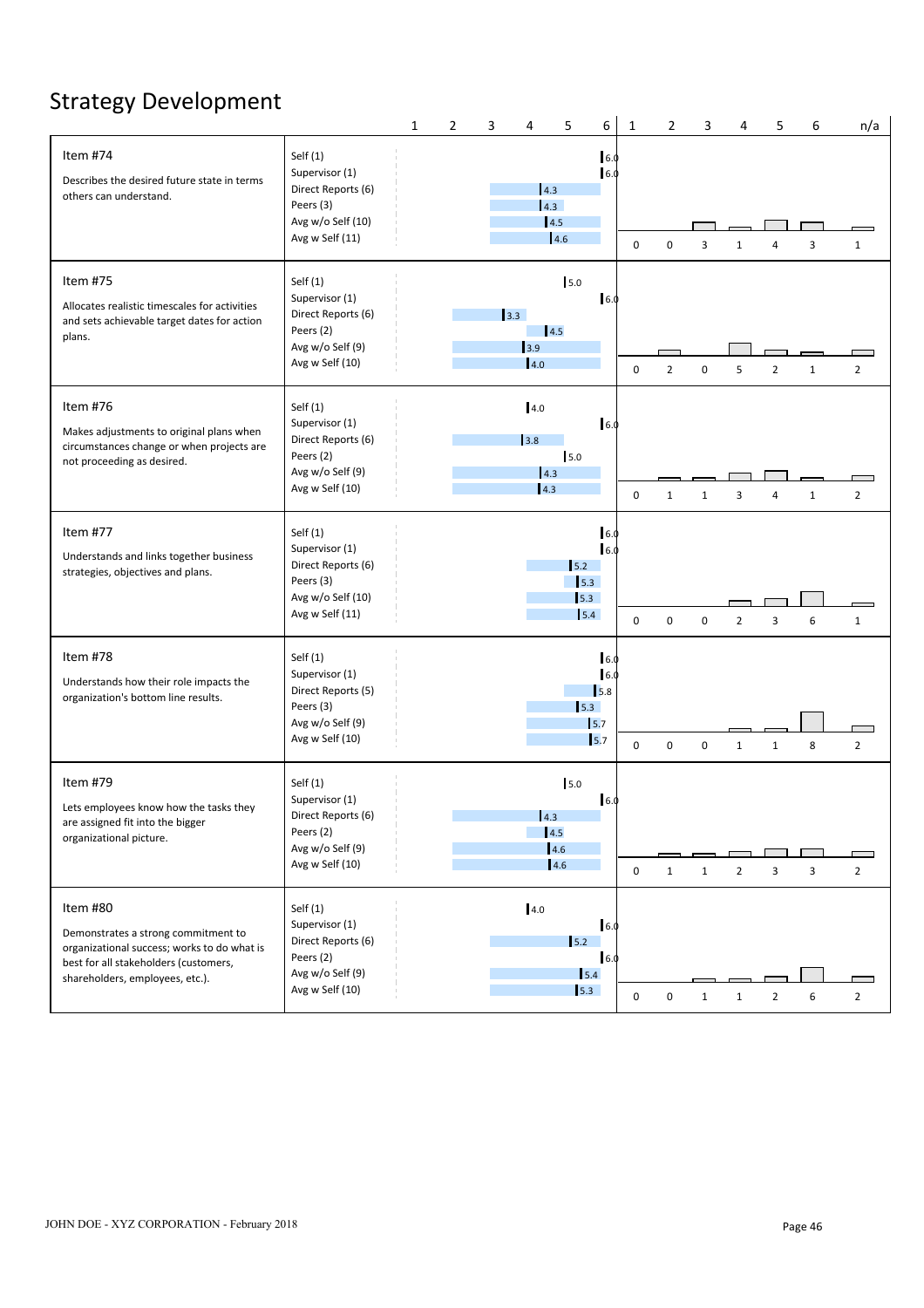# Strategy Development

| Item | Rater | Score | 1 | 2 | 3 | 4 | 5 | 6 | n/a |
|---|---|---|---|---|---|---|---|---|---|
| **Item #74**<br>Describes the desired future state in terms others can understand. | Self (1) | 6.0 | 0 | 0 | 3 | 1 | 4 | 3 | 1 |
| | Supervisor (1) | 6.0 | | | | | | | |
| | Direct Reports (6) | 4.3 | | | | | | | |
| | Peers (3) | 4.3 | | | | | | | |
| | Avg w/o Self (10) | 4.5 | | | | | | | |
| | Avg w Self (11) | 4.6 | | | | | | | |
| **Item #75**<br>Allocates realistic timescales for activities and sets achievable target dates for action plans. | Self (1) | 5.0 | 0 | 2 | 0 | 5 | 2 | 1 | 2 |
| | Supervisor (1) | 6.0 | | | | | | | |
| | Direct Reports (6) | 3.3 | | | | | | | |
| | Peers (2) | 4.5 | | | | | | | |
| | Avg w/o Self (9) | 3.9 | | | | | | | |
| | Avg w Self (10) | 4.0 | | | | | | | |
| **Item #76**<br>Makes adjustments to original plans when circumstances change or when projects are not proceeding as desired. | Self (1) | 4.0 | 0 | 1 | 1 | 3 | 4 | 1 | 2 |
| | Supervisor (1) | 6.0 | | | | | | | |
| | Direct Reports (6) | 3.8 | | | | | | | |
| | Peers (2) | 5.0 | | | | | | | |
| | Avg w/o Self (9) | 4.3 | | | | | | | |
| | Avg w Self (10) | 4.3 | | | | | | | |
| **Item #77**<br>Understands and links together business strategies, objectives and plans. | Self (1) | 6.0 | 0 | 0 | 0 | 2 | 3 | 6 | 1 |
| | Supervisor (1) | 6.0 | | | | | | | |
| | Direct Reports (6) | 5.2 | | | | | | | |
| | Peers (3) | 5.3 | | | | | | | |
| | Avg w/o Self (10) | 5.3 | | | | | | | |
| | Avg w Self (11) | 5.4 | | | | | | | |
| **Item #78**<br>Understands how their role impacts the organization's bottom line results. | Self (1) | 6.0 | 0 | 0 | 0 | 1 | 1 | 8 | 2 |
| | Supervisor (1) | 6.0 | | | | | | | |
| | Direct Reports (5) | 5.8 | | | | | | | |
| | Peers (3) | 5.3 | | | | | | | |
| | Avg w/o Self (9) | 5.7 | | | | | | | |
| | Avg w Self (10) | 5.7 | | | | | | | |
| **Item #79**<br>Lets employees know how the tasks they are assigned fit into the bigger organizational picture. | Self (1) | 5.0 | 0 | 1 | 1 | 2 | 3 | 3 | 2 |
| | Supervisor (1) | 6.0 | | | | | | | |
| | Direct Reports (6) | 4.3 | | | | | | | |
| | Peers (2) | 4.5 | | | | | | | |
| | Avg w/o Self (9) | 4.6 | | | | | | | |
| | Avg w Self (10) | 4.6 | | | | | | | |
| **Item #80**<br>Demonstrates a strong commitment to organizational success; works to do what is best for all stakeholders (customers, shareholders, employees, etc.). | Self (1) | 4.0 | 0 | 0 | 1 | 1 | 2 | 6 | 2 |
| | Supervisor (1) | 6.0 | | | | | | | |
| | Direct Reports (6) | 5.2 | | | | | | | |
| | Peers (2) | 6.0 | | | | | | | |
| | Avg w/o Self (9) | 5.4 | | | | | | | |
| | Avg w Self (10) | 5.3 | | | | | | | |

JOHN DOE - XYZ CORPORATION - February 2018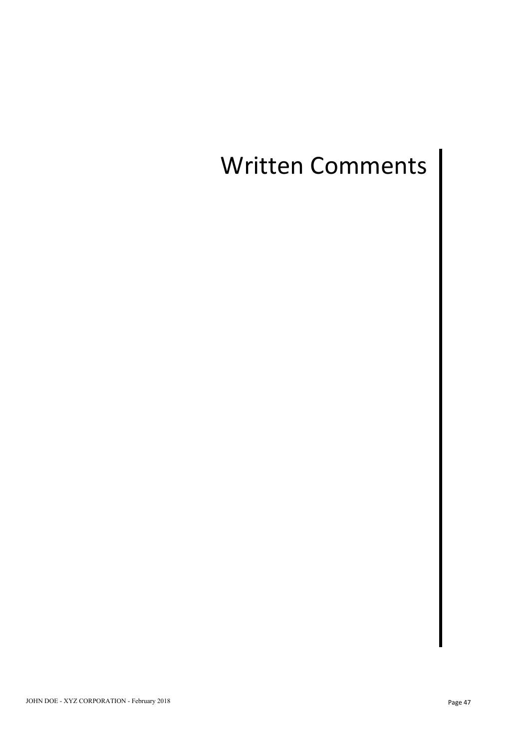# Written Comments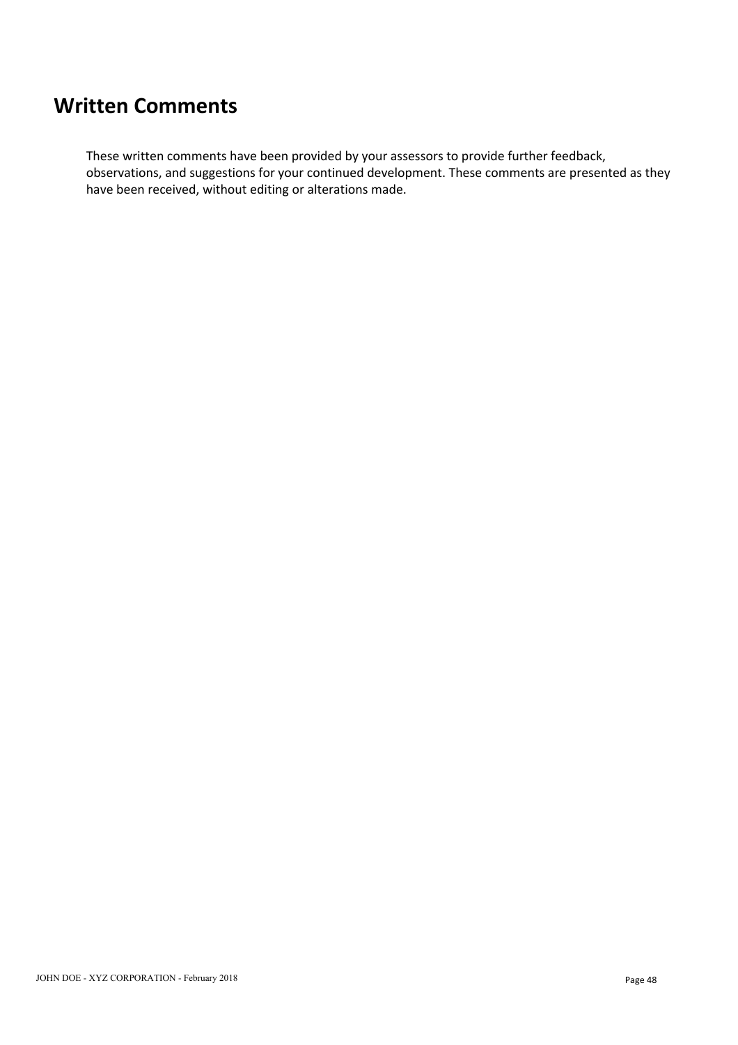# Written Comments

These written comments have been provided by your assessors to provide further feedback, observations, and suggestions for your continued development. These comments are presented as they have been received, without editing or alterations made.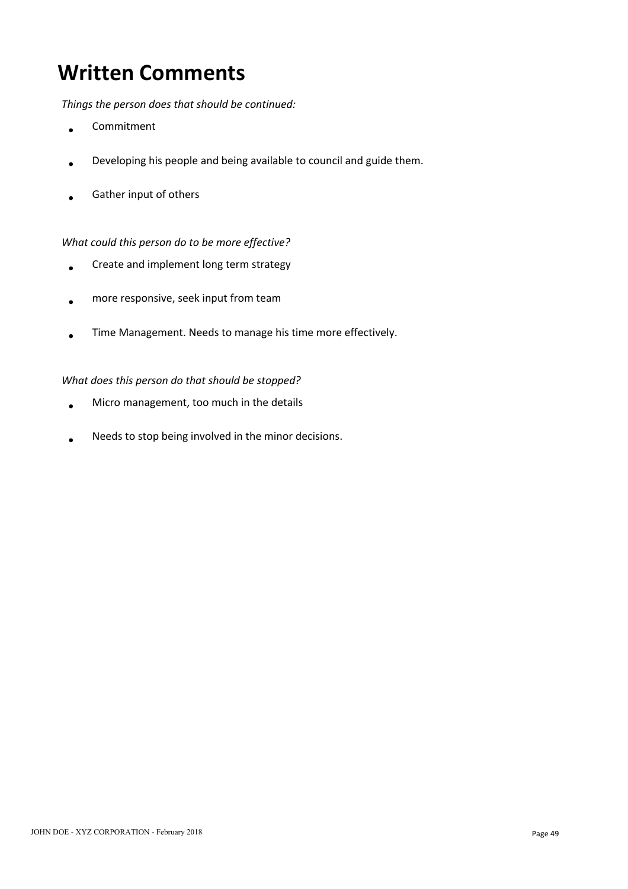# Written Comments

*Things the person does that should be continued:*

- Commitment
- Developing his people and being available to council and guide them.
- Gather input of others

*What could this person do to be more effective?*

- Create and implement long term strategy
- more responsive, seek input from team
- Time Management. Needs to manage his time more effectively.

*What does this person do that should be stopped?*

- Micro management, too much in the details
- Needs to stop being involved in the minor decisions.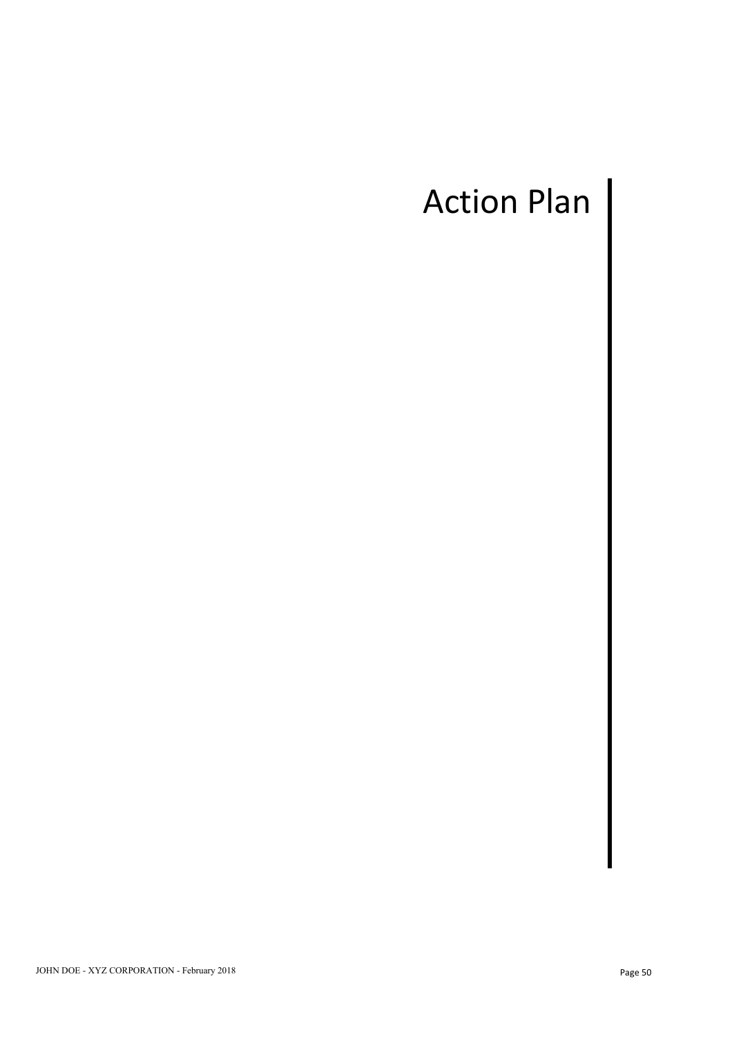# Action Plan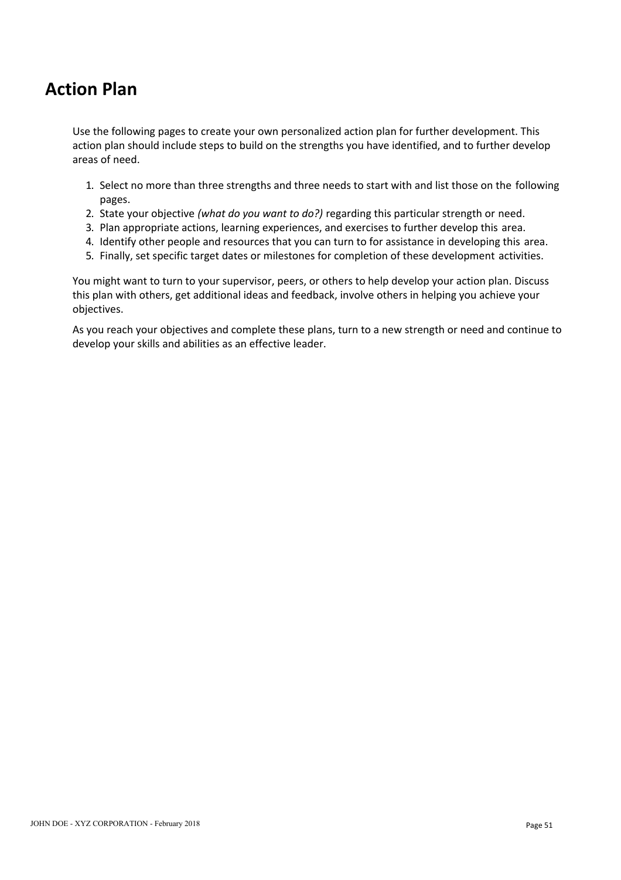# Action Plan

Use the following pages to create your own personalized action plan for further development. This action plan should include steps to build on the strengths you have identified, and to further develop areas of need.

1. Select no more than three strengths and three needs to start with and list those on the following pages.
2. State your objective *(what do you want to do?)* regarding this particular strength or need.
3. Plan appropriate actions, learning experiences, and exercises to further develop this area.
4. Identify other people and resources that you can turn to for assistance in developing this area.
5. Finally, set specific target dates or milestones for completion of these development activities.

You might want to turn to your supervisor, peers, or others to help develop your action plan. Discuss this plan with others, get additional ideas and feedback, involve others in helping you achieve your objectives.

As you reach your objectives and complete these plans, turn to a new strength or need and continue to develop your skills and abilities as an effective leader.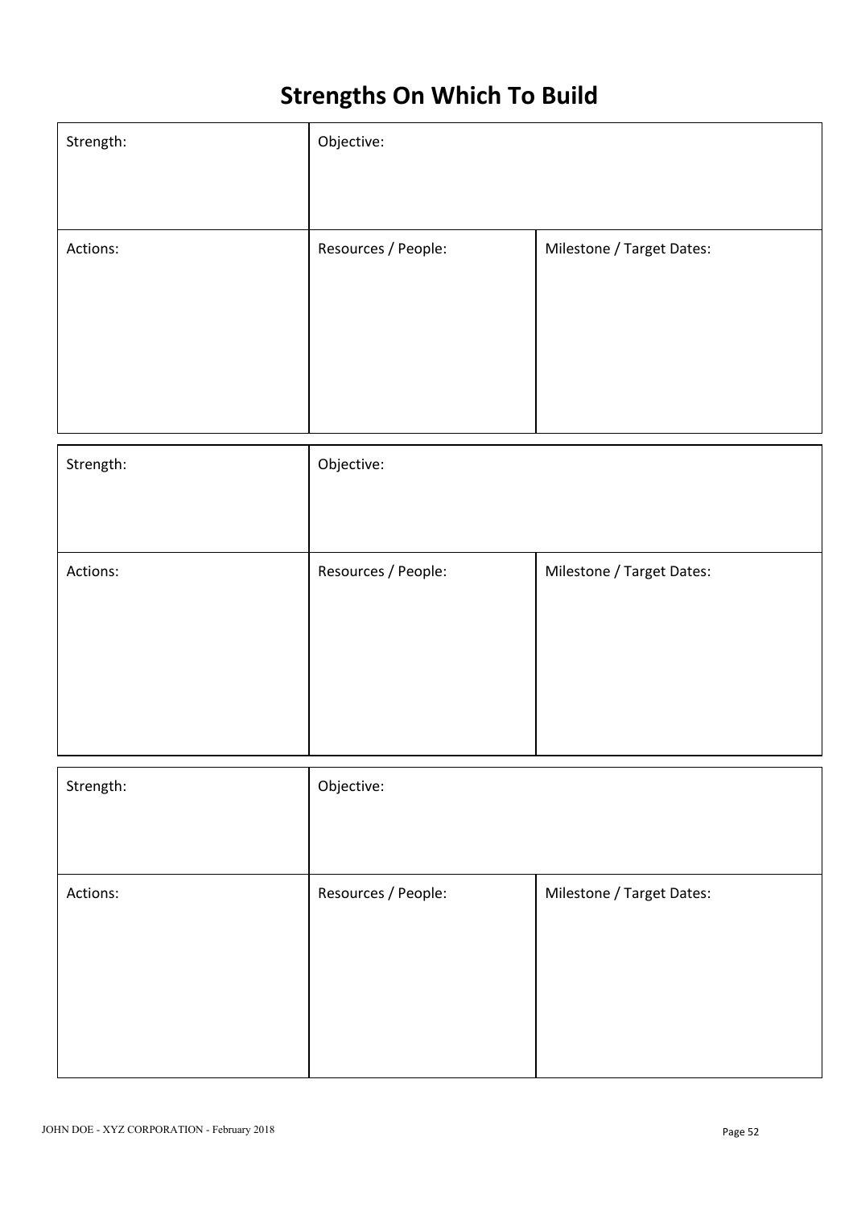# Strengths On Which To Build

| Strength: | Objective: | |
|---|---|---|
| Actions: | Resources / People: | Milestone / Target Dates: |

| Strength: | Objective: | |
|---|---|---|
| Actions: | Resources / People: | Milestone / Target Dates: |

| Strength: | Objective: | |
|---|---|---|
| Actions: | Resources / People: | Milestone / Target Dates: |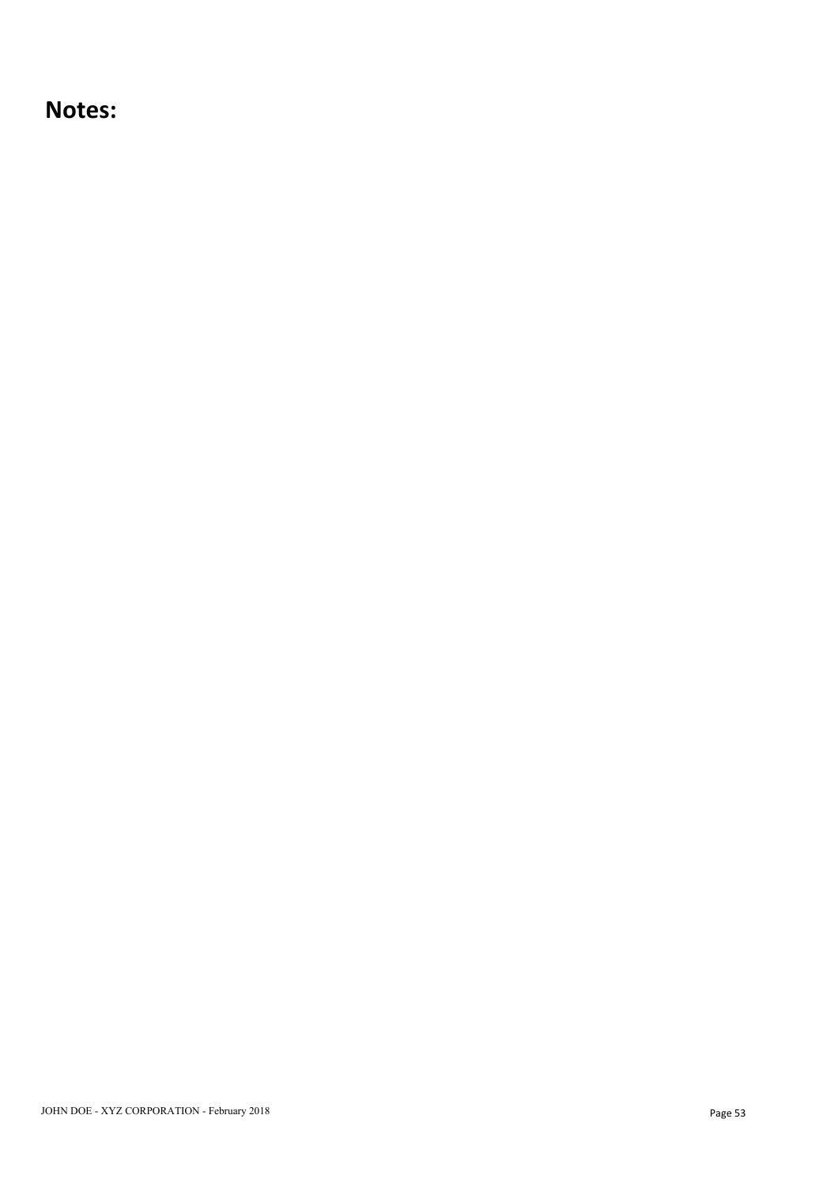# Notes: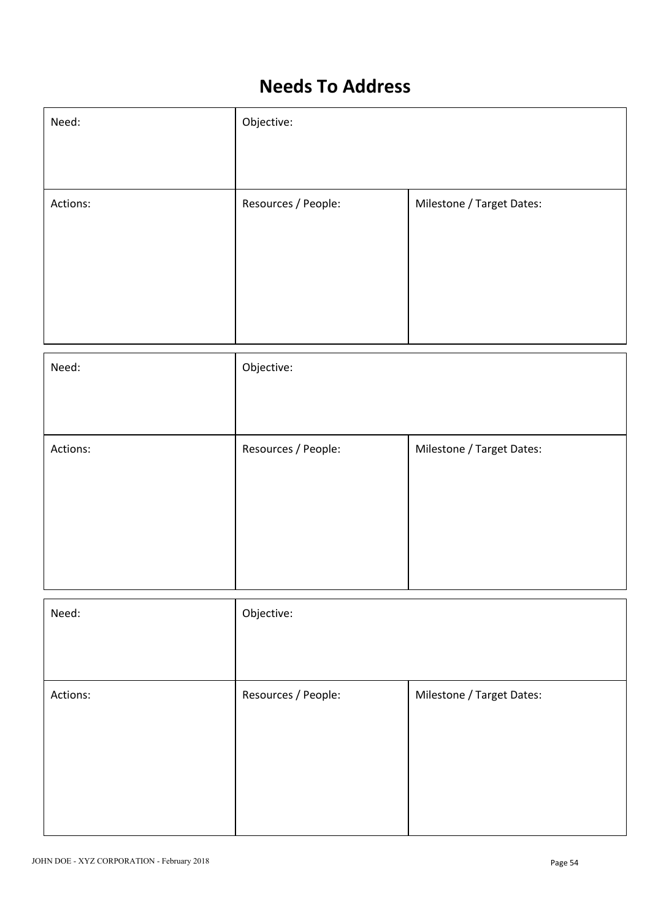# Needs To Address

| Need: | Objective: | |
|---|---|---|
| Actions: | Resources / People: | Milestone / Target Dates: |

| Need: | Objective: | |
|---|---|---|
| Actions: | Resources / People: | Milestone / Target Dates: |

| Need: | Objective: | |
|---|---|---|
| Actions: | Resources / People: | Milestone / Target Dates: |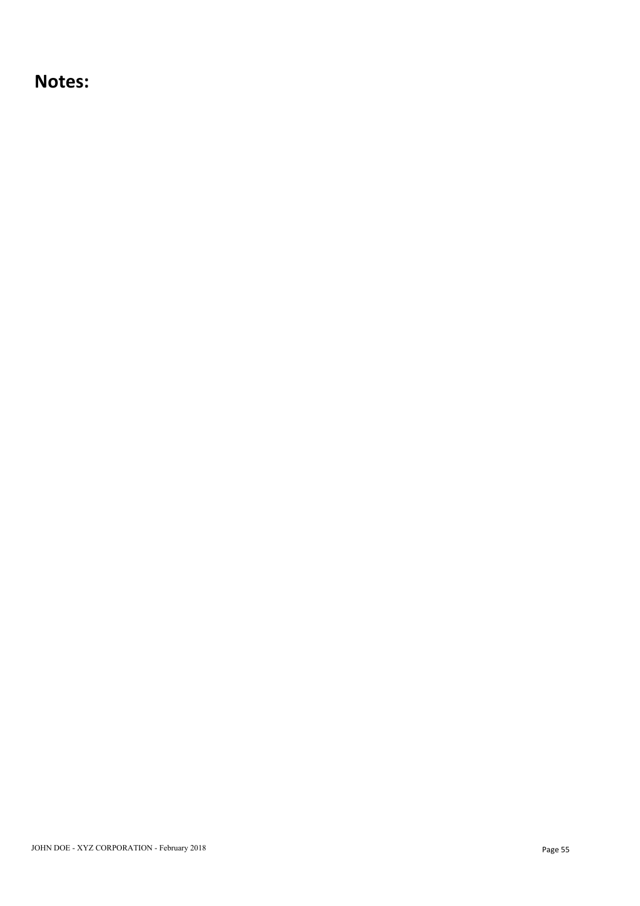# Notes: